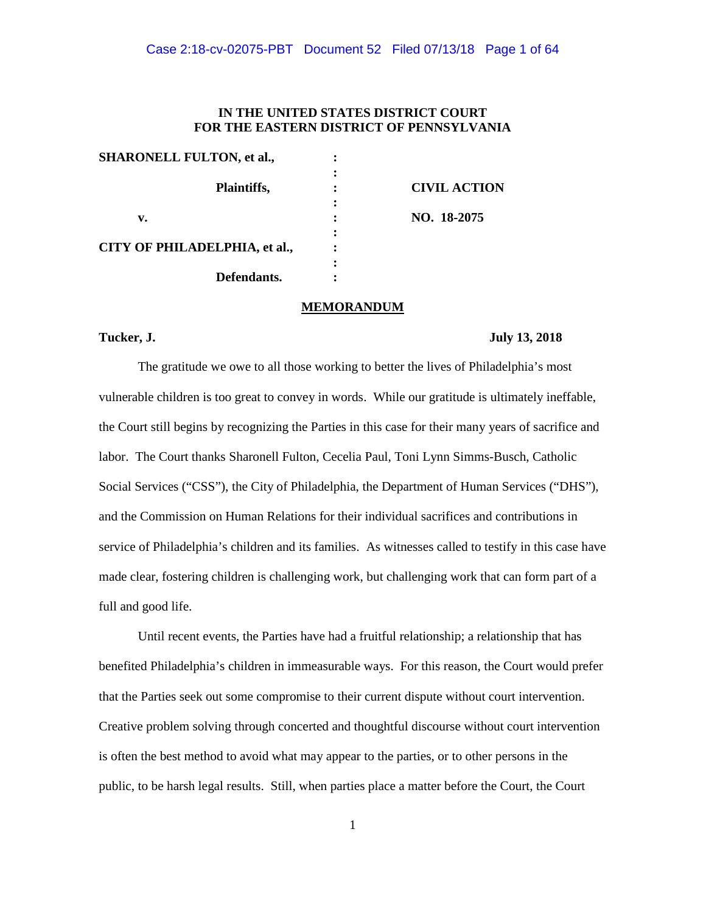**IN THE UNITED STATES DISTRICT COURT**
**FOR THE EASTERN DISTRICT OF PENNSYLVANIA**

| | | |
|---|---|---|
| **SHARONELL FULTON, et al.,** | : | |
| | : | |
| **Plaintiffs,** | : | **CIVIL ACTION** |
| | : | |
| **v.** | : | **NO. 18-2075** |
| | : | |
| **CITY OF PHILADELPHIA, et al.,** | : | |
| | : | |
| **Defendants.** | : | |

## MEMORANDUM

**Tucker, J.** **July 13, 2018**

The gratitude we owe to all those working to better the lives of Philadelphia's most vulnerable children is too great to convey in words. While our gratitude is ultimately ineffable, the Court still begins by recognizing the Parties in this case for their many years of sacrifice and labor. The Court thanks Sharonell Fulton, Cecelia Paul, Toni Lynn Simms-Busch, Catholic Social Services ("CSS"), the City of Philadelphia, the Department of Human Services ("DHS"), and the Commission on Human Relations for their individual sacrifices and contributions in service of Philadelphia's children and its families. As witnesses called to testify in this case have made clear, fostering children is challenging work, but challenging work that can form part of a full and good life.

Until recent events, the Parties have had a fruitful relationship; a relationship that has benefited Philadelphia's children in immeasurable ways. For this reason, the Court would prefer that the Parties seek out some compromise to their current dispute without court intervention. Creative problem solving through concerted and thoughtful discourse without court intervention is often the best method to avoid what may appear to the parties, or to other persons in the public, to be harsh legal results. Still, when parties place a matter before the Court, the Court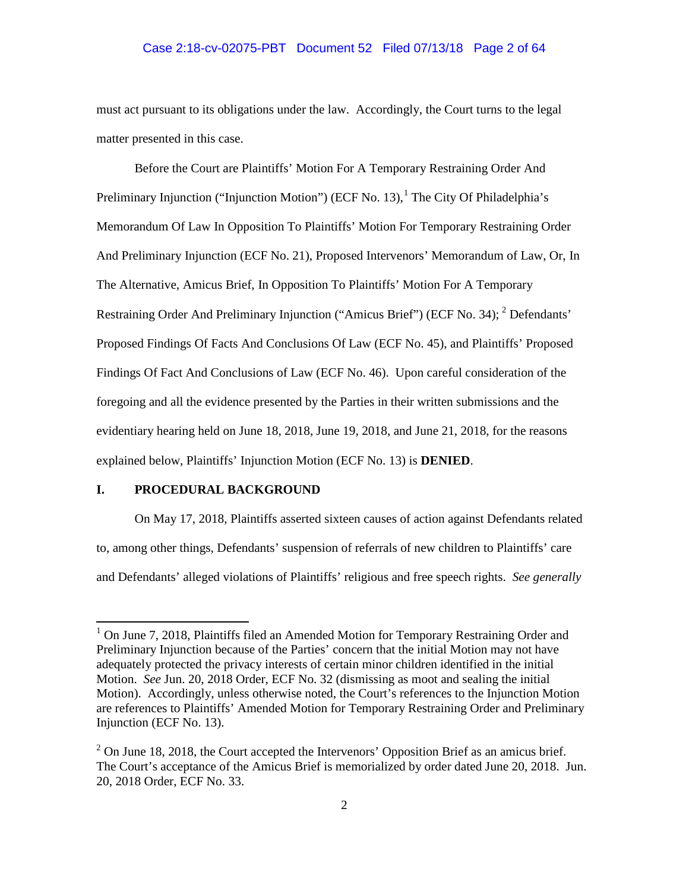must act pursuant to its obligations under the law. Accordingly, the Court turns to the legal matter presented in this case.

Before the Court are Plaintiffs' Motion For A Temporary Restraining Order And Preliminary Injunction ("Injunction Motion") (ECF No. 13),[1] The City Of Philadelphia's Memorandum Of Law In Opposition To Plaintiffs' Motion For Temporary Restraining Order And Preliminary Injunction (ECF No. 21), Proposed Intervenors' Memorandum of Law, Or, In The Alternative, Amicus Brief, In Opposition To Plaintiffs' Motion For A Temporary Restraining Order And Preliminary Injunction ("Amicus Brief") (ECF No. 34); [2] Defendants' Proposed Findings Of Facts And Conclusions Of Law (ECF No. 45), and Plaintiffs' Proposed Findings Of Fact And Conclusions of Law (ECF No. 46). Upon careful consideration of the foregoing and all the evidence presented by the Parties in their written submissions and the evidentiary hearing held on June 18, 2018, June 19, 2018, and June 21, 2018, for the reasons explained below, Plaintiffs' Injunction Motion (ECF No. 13) is **DENIED**.

## I. PROCEDURAL BACKGROUND

On May 17, 2018, Plaintiffs asserted sixteen causes of action against Defendants related to, among other things, Defendants' suspension of referrals of new children to Plaintiffs' care and Defendants' alleged violations of Plaintiffs' religious and free speech rights. *See generally*

---

[1] On June 7, 2018, Plaintiffs filed an Amended Motion for Temporary Restraining Order and Preliminary Injunction because of the Parties' concern that the initial Motion may not have adequately protected the privacy interests of certain minor children identified in the initial Motion. *See* Jun. 20, 2018 Order, ECF No. 32 (dismissing as moot and sealing the initial Motion). Accordingly, unless otherwise noted, the Court's references to the Injunction Motion are references to Plaintiffs' Amended Motion for Temporary Restraining Order and Preliminary Injunction (ECF No. 13).

[2] On June 18, 2018, the Court accepted the Intervenors' Opposition Brief as an amicus brief. The Court's acceptance of the Amicus Brief is memorialized by order dated June 20, 2018. Jun. 20, 2018 Order, ECF No. 33.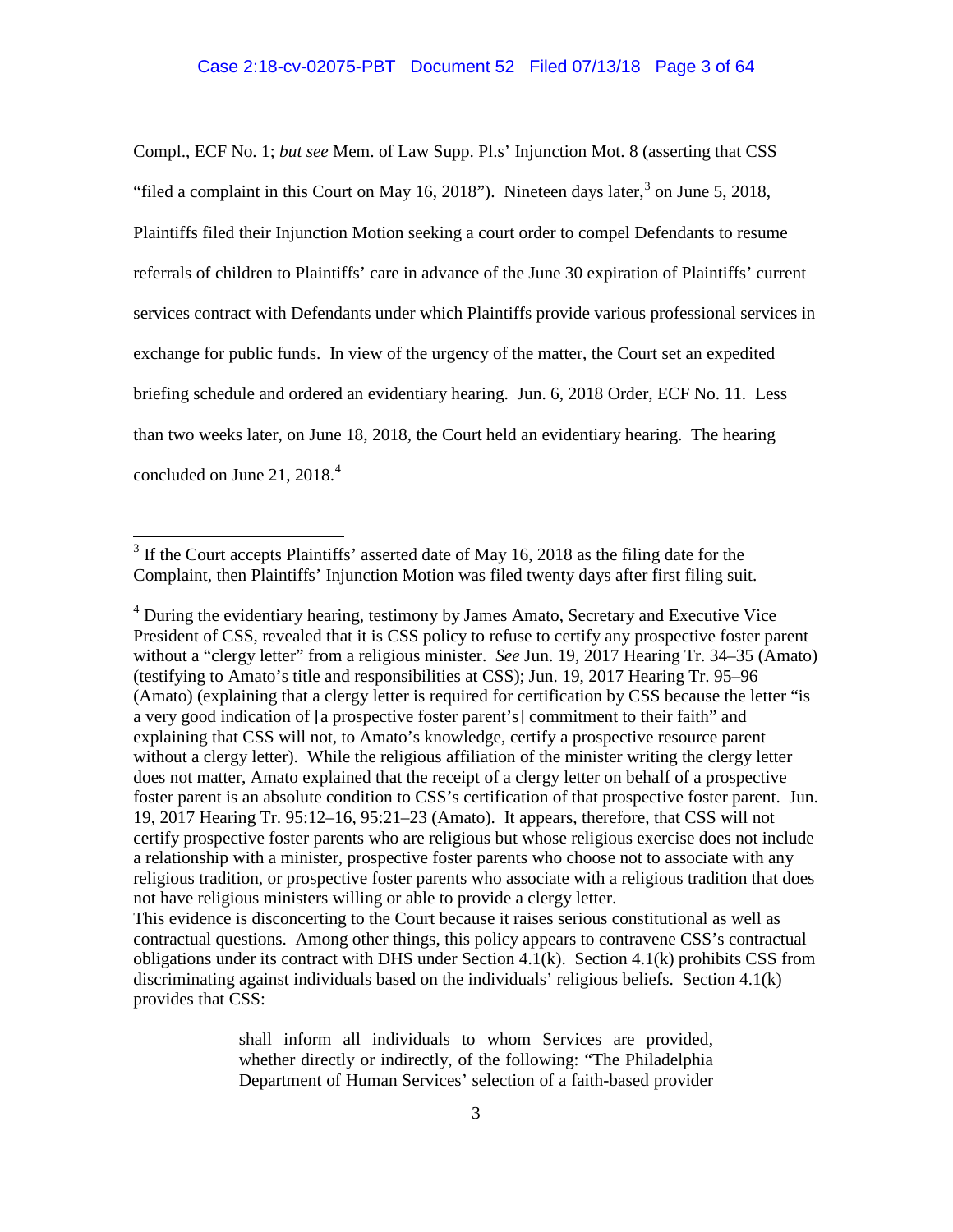Compl., ECF No. 1; *but see* Mem. of Law Supp. Pl.s' Injunction Mot. 8 (asserting that CSS "filed a complaint in this Court on May 16, 2018"). Nineteen days later,[3] on June 5, 2018, Plaintiffs filed their Injunction Motion seeking a court order to compel Defendants to resume referrals of children to Plaintiffs' care in advance of the June 30 expiration of Plaintiffs' current services contract with Defendants under which Plaintiffs provide various professional services in exchange for public funds. In view of the urgency of the matter, the Court set an expedited briefing schedule and ordered an evidentiary hearing. Jun. 6, 2018 Order, ECF No. 11. Less than two weeks later, on June 18, 2018, the Court held an evidentiary hearing. The hearing concluded on June 21, 2018.[4]

---

[3] If the Court accepts Plaintiffs' asserted date of May 16, 2018 as the filing date for the Complaint, then Plaintiffs' Injunction Motion was filed twenty days after first filing suit.

[4] During the evidentiary hearing, testimony by James Amato, Secretary and Executive Vice President of CSS, revealed that it is CSS policy to refuse to certify any prospective foster parent without a "clergy letter" from a religious minister. *See* Jun. 19, 2017 Hearing Tr. 34–35 (Amato) (testifying to Amato's title and responsibilities at CSS); Jun. 19, 2017 Hearing Tr. 95–96 (Amato) (explaining that a clergy letter is required for certification by CSS because the letter "is a very good indication of [a prospective foster parent's] commitment to their faith" and explaining that CSS will not, to Amato's knowledge, certify a prospective resource parent without a clergy letter). While the religious affiliation of the minister writing the clergy letter does not matter, Amato explained that the receipt of a clergy letter on behalf of a prospective foster parent is an absolute condition to CSS's certification of that prospective foster parent. Jun. 19, 2017 Hearing Tr. 95:12–16, 95:21–23 (Amato). It appears, therefore, that CSS will not certify prospective foster parents who are religious but whose religious exercise does not include a relationship with a minister, prospective foster parents who choose not to associate with any religious tradition, or prospective foster parents who associate with a religious tradition that does not have religious ministers willing or able to provide a clergy letter.

This evidence is disconcerting to the Court because it raises serious constitutional as well as contractual questions. Among other things, this policy appears to contravene CSS's contractual obligations under its contract with DHS under Section 4.1(k). Section 4.1(k) prohibits CSS from discriminating against individuals based on the individuals' religious beliefs. Section 4.1(k) provides that CSS:

> shall inform all individuals to whom Services are provided, whether directly or indirectly, of the following: "The Philadelphia Department of Human Services' selection of a faith-based provider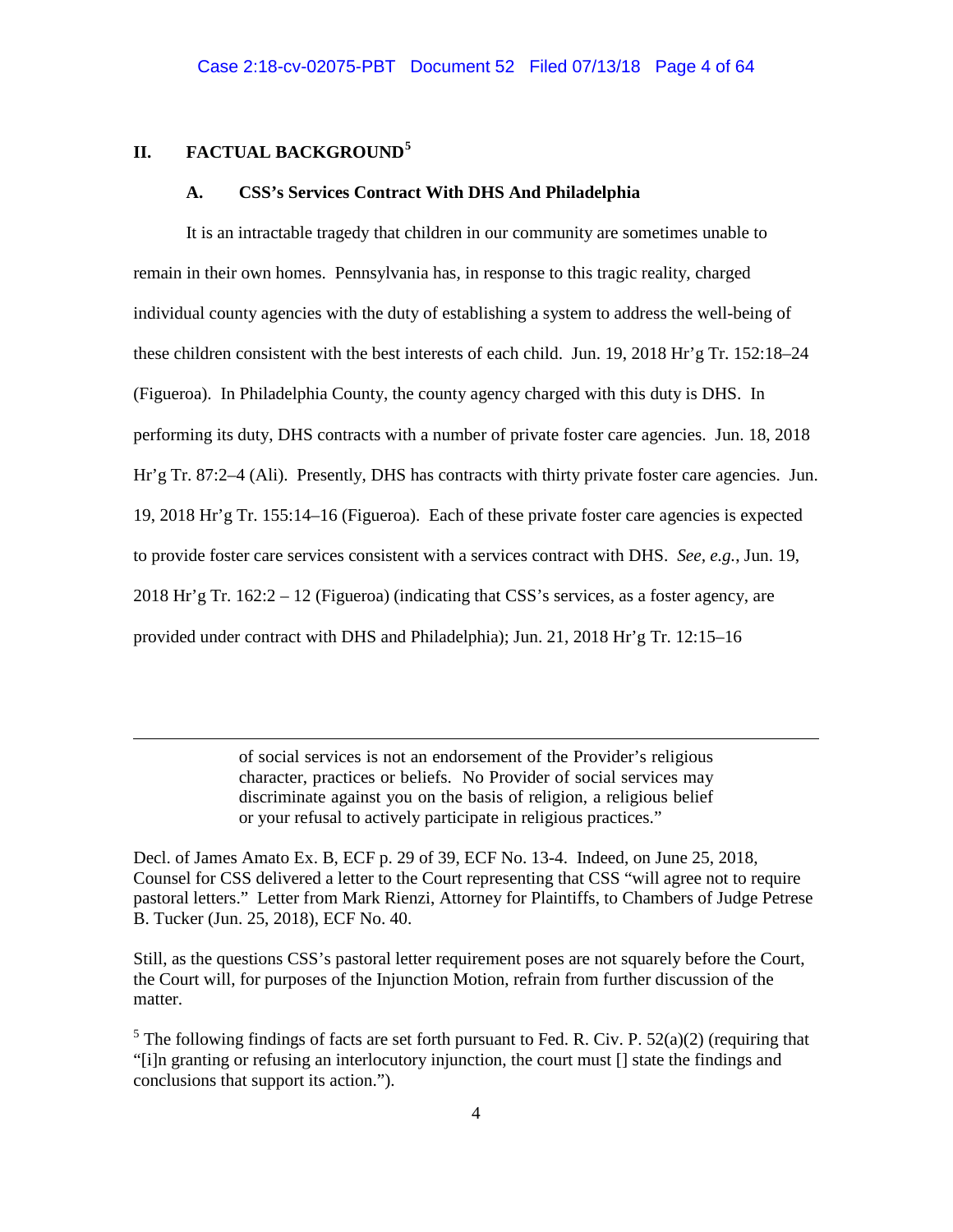## II. FACTUAL BACKGROUND[5]

### A. CSS's Services Contract With DHS And Philadelphia

It is an intractable tragedy that children in our community are sometimes unable to remain in their own homes. Pennsylvania has, in response to this tragic reality, charged individual county agencies with the duty of establishing a system to address the well-being of these children consistent with the best interests of each child. Jun. 19, 2018 Hr'g Tr. 152:18–24 (Figueroa). In Philadelphia County, the county agency charged with this duty is DHS. In performing its duty, DHS contracts with a number of private foster care agencies. Jun. 18, 2018 Hr'g Tr. 87:2–4 (Ali). Presently, DHS has contracts with thirty private foster care agencies. Jun. 19, 2018 Hr'g Tr. 155:14–16 (Figueroa). Each of these private foster care agencies is expected to provide foster care services consistent with a services contract with DHS. *See, e.g.*, Jun. 19, 2018 Hr'g Tr. 162:2 – 12 (Figueroa) (indicating that CSS's services, as a foster agency, are provided under contract with DHS and Philadelphia); Jun. 21, 2018 Hr'g Tr. 12:15–16

---

> of social services is not an endorsement of the Provider's religious character, practices or beliefs. No Provider of social services may discriminate against you on the basis of religion, a religious belief or your refusal to actively participate in religious practices."

Decl. of James Amato Ex. B, ECF p. 29 of 39, ECF No. 13-4. Indeed, on June 25, 2018, Counsel for CSS delivered a letter to the Court representing that CSS "will agree not to require pastoral letters." Letter from Mark Rienzi, Attorney for Plaintiffs, to Chambers of Judge Petrese B. Tucker (Jun. 25, 2018), ECF No. 40.

Still, as the questions CSS's pastoral letter requirement poses are not squarely before the Court, the Court will, for purposes of the Injunction Motion, refrain from further discussion of the matter.

[5] The following findings of facts are set forth pursuant to Fed. R. Civ. P. 52(a)(2) (requiring that "[i]n granting or refusing an interlocutory injunction, the court must [] state the findings and conclusions that support its action.").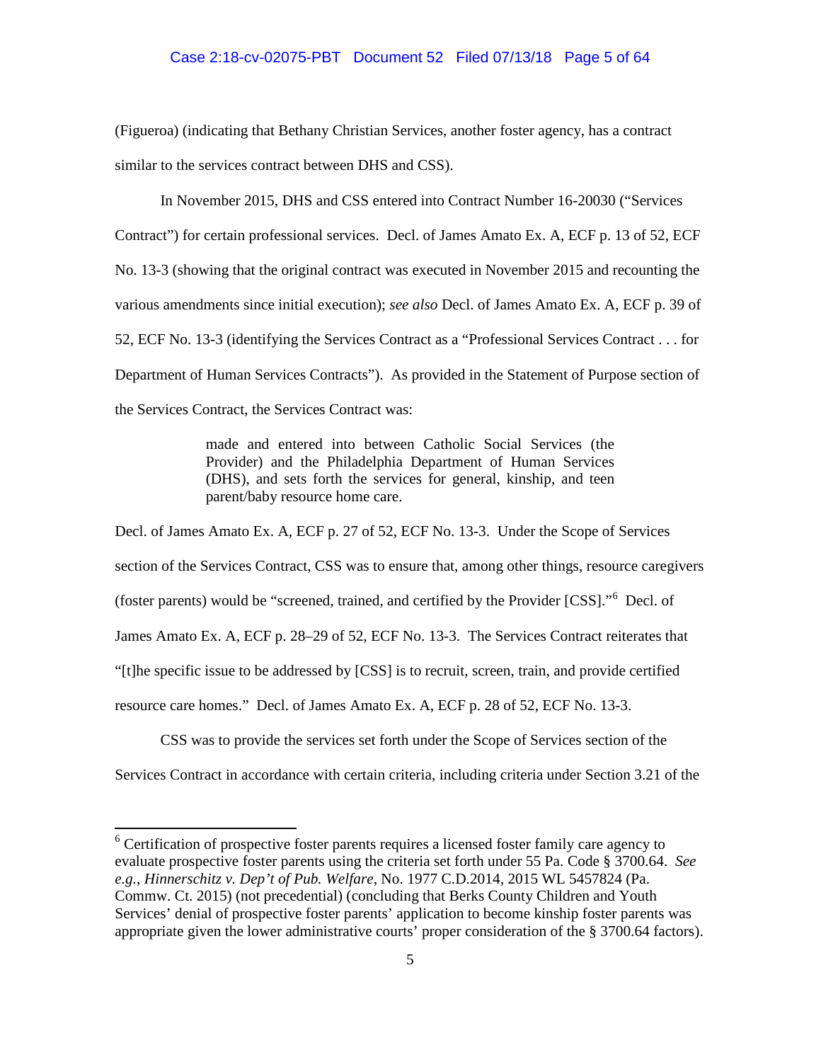(Figueroa) (indicating that Bethany Christian Services, another foster agency, has a contract similar to the services contract between DHS and CSS).

In November 2015, DHS and CSS entered into Contract Number 16-20030 ("Services Contract") for certain professional services. Decl. of James Amato Ex. A, ECF p. 13 of 52, ECF No. 13-3 (showing that the original contract was executed in November 2015 and recounting the various amendments since initial execution); *see also* Decl. of James Amato Ex. A, ECF p. 39 of 52, ECF No. 13-3 (identifying the Services Contract as a "Professional Services Contract . . . for Department of Human Services Contracts"). As provided in the Statement of Purpose section of the Services Contract, the Services Contract was:

> made and entered into between Catholic Social Services (the Provider) and the Philadelphia Department of Human Services (DHS), and sets forth the services for general, kinship, and teen parent/baby resource home care.

Decl. of James Amato Ex. A, ECF p. 27 of 52, ECF No. 13-3. Under the Scope of Services section of the Services Contract, CSS was to ensure that, among other things, resource caregivers (foster parents) would be "screened, trained, and certified by the Provider [CSS]."[6] Decl. of James Amato Ex. A, ECF p. 28–29 of 52, ECF No. 13-3. The Services Contract reiterates that "[t]he specific issue to be addressed by [CSS] is to recruit, screen, train, and provide certified resource care homes." Decl. of James Amato Ex. A, ECF p. 28 of 52, ECF No. 13-3.

CSS was to provide the services set forth under the Scope of Services section of the Services Contract in accordance with certain criteria, including criteria under Section 3.21 of the

---

[6] Certification of prospective foster parents requires a licensed foster family care agency to evaluate prospective foster parents using the criteria set forth under 55 Pa. Code § 3700.64. *See e.g.*, *Hinnerschitz v. Dep't of Pub. Welfare*, No. 1977 C.D.2014, 2015 WL 5457824 (Pa. Commw. Ct. 2015) (not precedential) (concluding that Berks County Children and Youth Services' denial of prospective foster parents' application to become kinship foster parents was appropriate given the lower administrative courts' proper consideration of the § 3700.64 factors).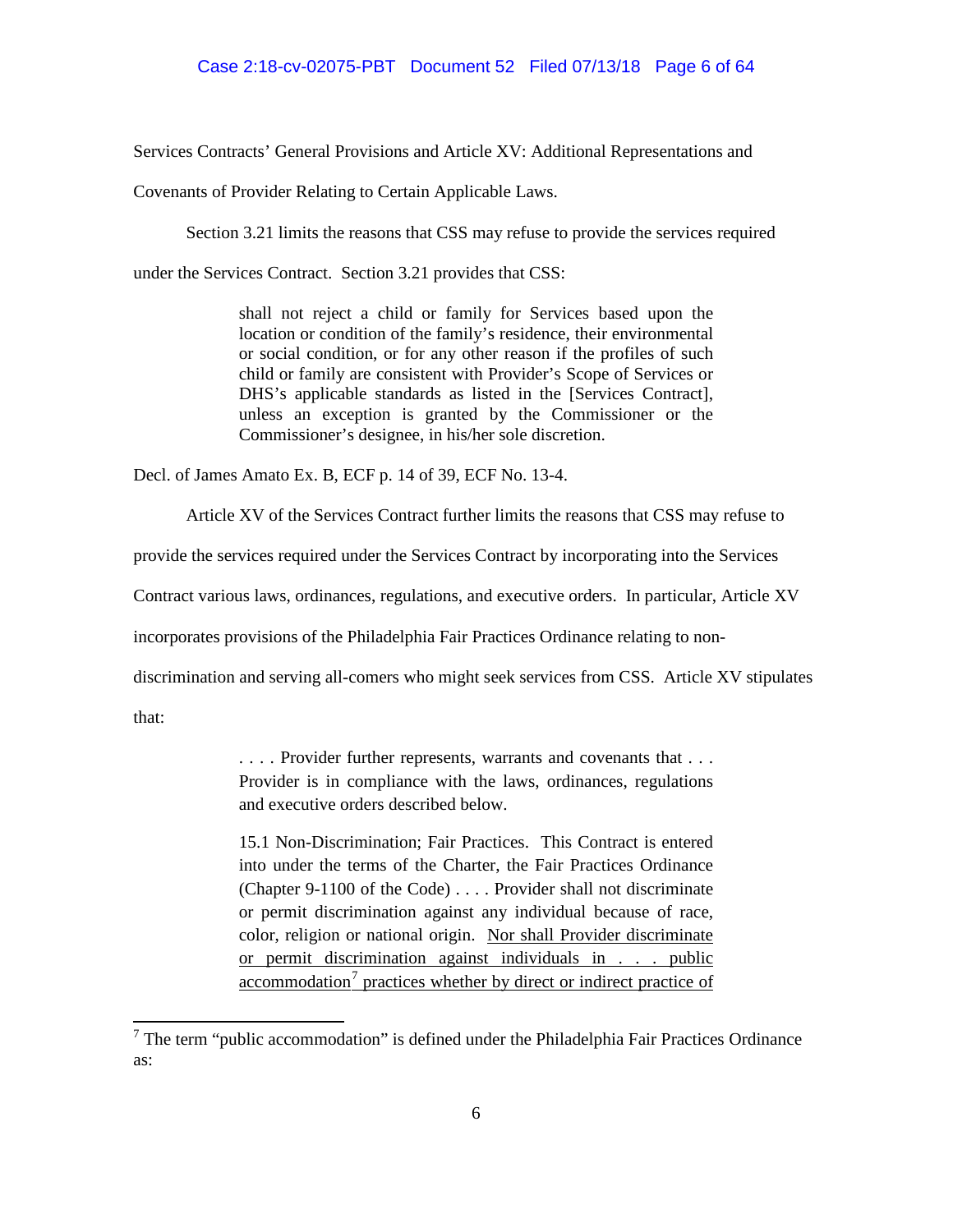Services Contracts' General Provisions and Article XV: Additional Representations and Covenants of Provider Relating to Certain Applicable Laws.

Section 3.21 limits the reasons that CSS may refuse to provide the services required under the Services Contract. Section 3.21 provides that CSS:

> shall not reject a child or family for Services based upon the location or condition of the family's residence, their environmental or social condition, or for any other reason if the profiles of such child or family are consistent with Provider's Scope of Services or DHS's applicable standards as listed in the [Services Contract], unless an exception is granted by the Commissioner or the Commissioner's designee, in his/her sole discretion.

Decl. of James Amato Ex. B, ECF p. 14 of 39, ECF No. 13-4.

Article XV of the Services Contract further limits the reasons that CSS may refuse to provide the services required under the Services Contract by incorporating into the Services Contract various laws, ordinances, regulations, and executive orders. In particular, Article XV incorporates provisions of the Philadelphia Fair Practices Ordinance relating to non-discrimination and serving all-comers who might seek services from CSS. Article XV stipulates that:

> . . . . Provider further represents, warrants and covenants that . . . Provider is in compliance with the laws, ordinances, regulations and executive orders described below.
>
> 15.1 Non-Discrimination; Fair Practices. This Contract is entered into under the terms of the Charter, the Fair Practices Ordinance (Chapter 9-1100 of the Code) . . . . Provider shall not discriminate or permit discrimination against any individual because of race, color, religion or national origin. <u>Nor shall Provider discriminate or permit discrimination against individuals in . . . public accommodation</u>[7] <u>practices whether by direct or indirect practice of</u>

[7] The term "public accommodation" is defined under the Philadelphia Fair Practices Ordinance as: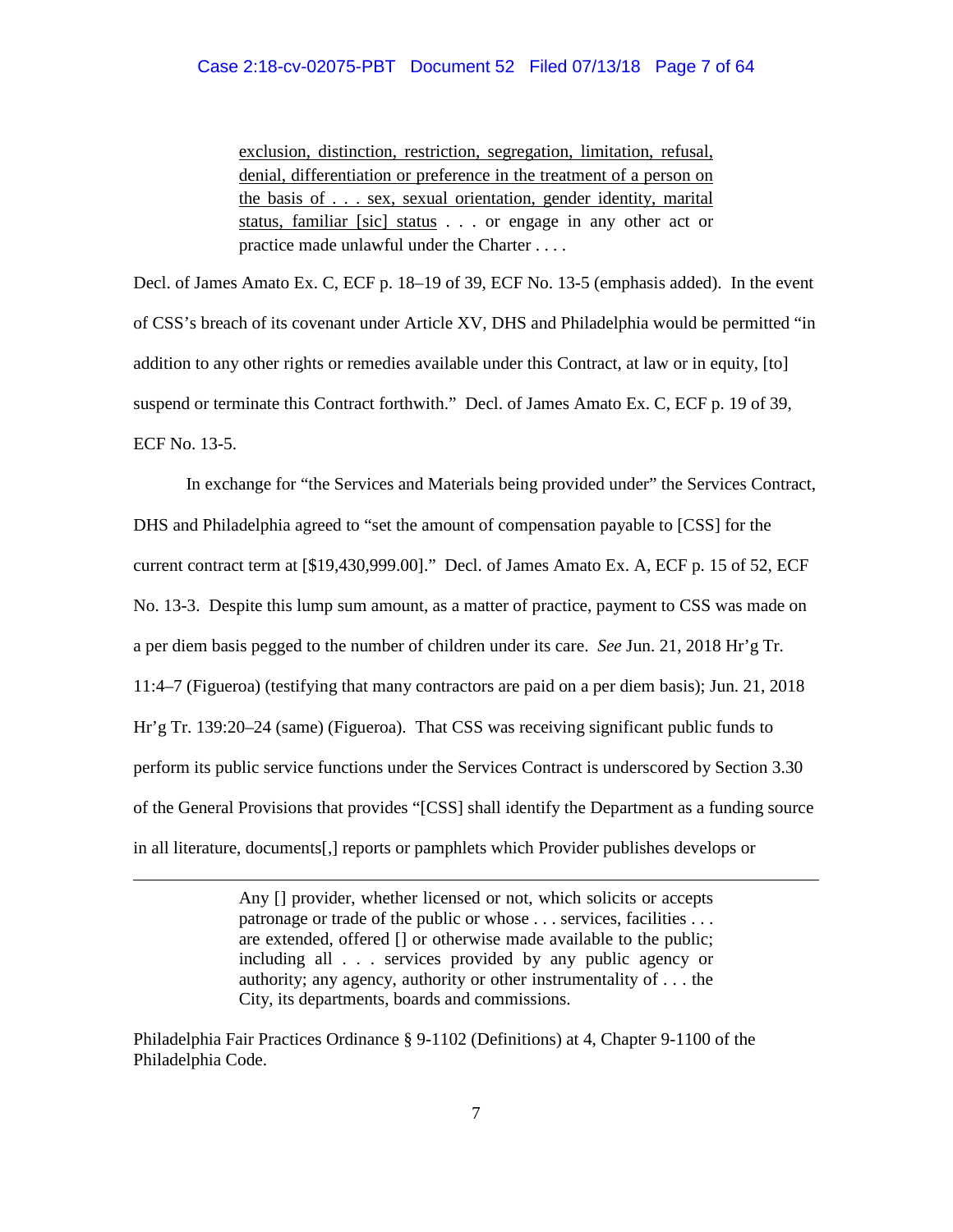> <u>exclusion, distinction, restriction, segregation, limitation, refusal, denial, differentiation or preference in the treatment of a person on the basis of . . . sex, sexual orientation, gender identity, marital status, familiar [sic] status</u> . . . or engage in any other act or practice made unlawful under the Charter . . . .

Decl. of James Amato Ex. C, ECF p. 18–19 of 39, ECF No. 13-5 (emphasis added). In the event of CSS's breach of its covenant under Article XV, DHS and Philadelphia would be permitted "in addition to any other rights or remedies available under this Contract, at law or in equity, [to] suspend or terminate this Contract forthwith." Decl. of James Amato Ex. C, ECF p. 19 of 39, ECF No. 13-5.

In exchange for "the Services and Materials being provided under" the Services Contract, DHS and Philadelphia agreed to "set the amount of compensation payable to [CSS] for the current contract term at [$19,430,999.00]." Decl. of James Amato Ex. A, ECF p. 15 of 52, ECF No. 13-3. Despite this lump sum amount, as a matter of practice, payment to CSS was made on a per diem basis pegged to the number of children under its care. *See* Jun. 21, 2018 Hr'g Tr. 11:4–7 (Figueroa) (testifying that many contractors are paid on a per diem basis); Jun. 21, 2018 Hr'g Tr. 139:20–24 (same) (Figueroa). That CSS was receiving significant public funds to perform its public service functions under the Services Contract is underscored by Section 3.30 of the General Provisions that provides "[CSS] shall identify the Department as a funding source in all literature, documents[,] reports or pamphlets which Provider publishes develops or

---

> Any [] provider, whether licensed or not, which solicits or accepts patronage or trade of the public or whose . . . services, facilities . . . are extended, offered [] or otherwise made available to the public; including all . . . services provided by any public agency or authority; any agency, authority or other instrumentality of . . . the City, its departments, boards and commissions.

Philadelphia Fair Practices Ordinance § 9-1102 (Definitions) at 4, Chapter 9-1100 of the Philadelphia Code.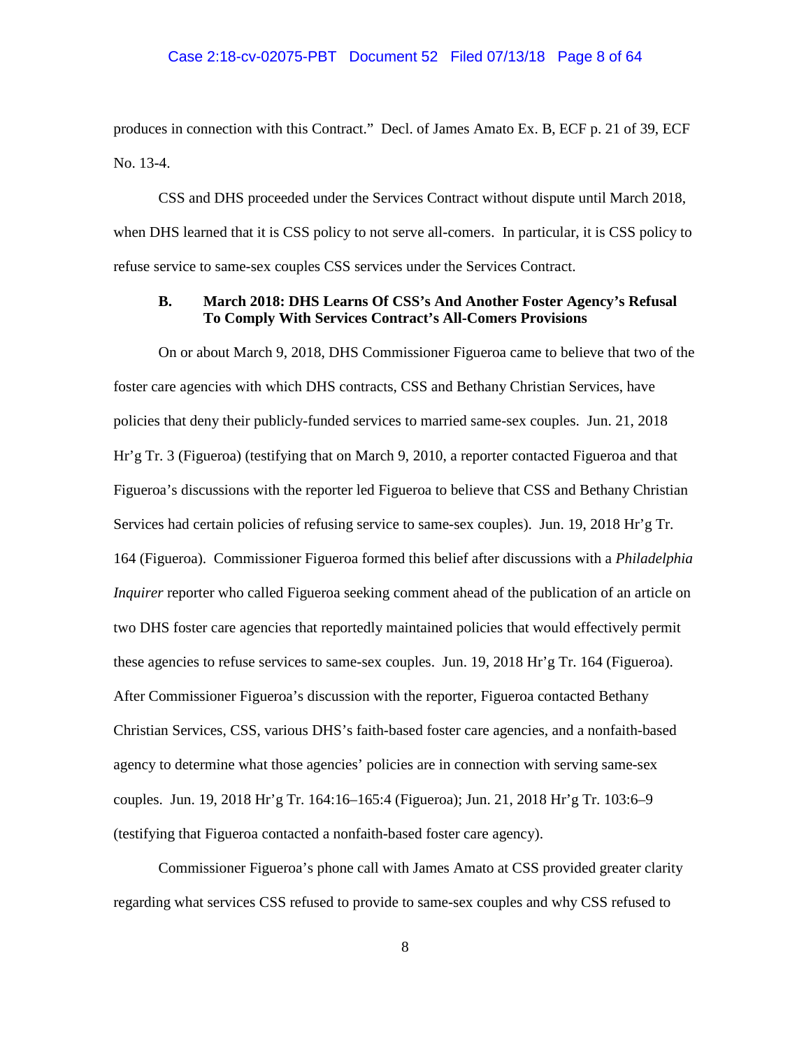produces in connection with this Contract." Decl. of James Amato Ex. B, ECF p. 21 of 39, ECF No. 13-4.

CSS and DHS proceeded under the Services Contract without dispute until March 2018, when DHS learned that it is CSS policy to not serve all-comers. In particular, it is CSS policy to refuse service to same-sex couples CSS services under the Services Contract.

### B. March 2018: DHS Learns Of CSS's And Another Foster Agency's Refusal To Comply With Services Contract's All-Comers Provisions

On or about March 9, 2018, DHS Commissioner Figueroa came to believe that two of the foster care agencies with which DHS contracts, CSS and Bethany Christian Services, have policies that deny their publicly-funded services to married same-sex couples. Jun. 21, 2018 Hr'g Tr. 3 (Figueroa) (testifying that on March 9, 2010, a reporter contacted Figueroa and that Figueroa's discussions with the reporter led Figueroa to believe that CSS and Bethany Christian Services had certain policies of refusing service to same-sex couples). Jun. 19, 2018 Hr'g Tr. 164 (Figueroa). Commissioner Figueroa formed this belief after discussions with a *Philadelphia Inquirer* reporter who called Figueroa seeking comment ahead of the publication of an article on two DHS foster care agencies that reportedly maintained policies that would effectively permit these agencies to refuse services to same-sex couples. Jun. 19, 2018 Hr'g Tr. 164 (Figueroa). After Commissioner Figueroa's discussion with the reporter, Figueroa contacted Bethany Christian Services, CSS, various DHS's faith-based foster care agencies, and a nonfaith-based agency to determine what those agencies' policies are in connection with serving same-sex couples. Jun. 19, 2018 Hr'g Tr. 164:16–165:4 (Figueroa); Jun. 21, 2018 Hr'g Tr. 103:6–9 (testifying that Figueroa contacted a nonfaith-based foster care agency).

Commissioner Figueroa's phone call with James Amato at CSS provided greater clarity regarding what services CSS refused to provide to same-sex couples and why CSS refused to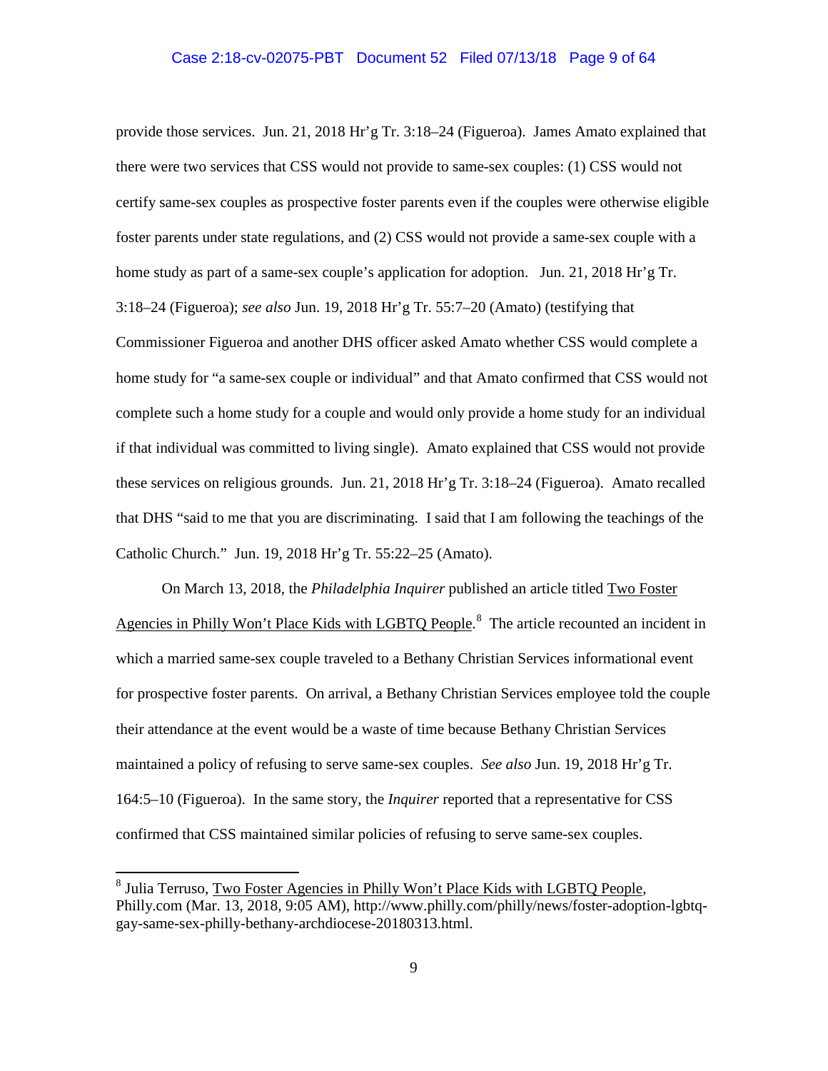provide those services. Jun. 21, 2018 Hr'g Tr. 3:18–24 (Figueroa). James Amato explained that there were two services that CSS would not provide to same-sex couples: (1) CSS would not certify same-sex couples as prospective foster parents even if the couples were otherwise eligible foster parents under state regulations, and (2) CSS would not provide a same-sex couple with a home study as part of a same-sex couple's application for adoption. Jun. 21, 2018 Hr'g Tr. 3:18–24 (Figueroa); *see also* Jun. 19, 2018 Hr'g Tr. 55:7–20 (Amato) (testifying that Commissioner Figueroa and another DHS officer asked Amato whether CSS would complete a home study for "a same-sex couple or individual" and that Amato confirmed that CSS would not complete such a home study for a couple and would only provide a home study for an individual if that individual was committed to living single). Amato explained that CSS would not provide these services on religious grounds. Jun. 21, 2018 Hr'g Tr. 3:18–24 (Figueroa). Amato recalled that DHS "said to me that you are discriminating. I said that I am following the teachings of the Catholic Church." Jun. 19, 2018 Hr'g Tr. 55:22–25 (Amato).

On March 13, 2018, the *Philadelphia Inquirer* published an article titled Two Foster Agencies in Philly Won't Place Kids with LGBTQ People.[8] The article recounted an incident in which a married same-sex couple traveled to a Bethany Christian Services informational event for prospective foster parents. On arrival, a Bethany Christian Services employee told the couple their attendance at the event would be a waste of time because Bethany Christian Services maintained a policy of refusing to serve same-sex couples. *See also* Jun. 19, 2018 Hr'g Tr. 164:5–10 (Figueroa). In the same story, the *Inquirer* reported that a representative for CSS confirmed that CSS maintained similar policies of refusing to serve same-sex couples.

---

[8] Julia Terruso, Two Foster Agencies in Philly Won't Place Kids with LGBTQ People, Philly.com (Mar. 13, 2018, 9:05 AM), http://www.philly.com/philly/news/foster-adoption-lgbtq-gay-same-sex-philly-bethany-archdiocese-20180313.html.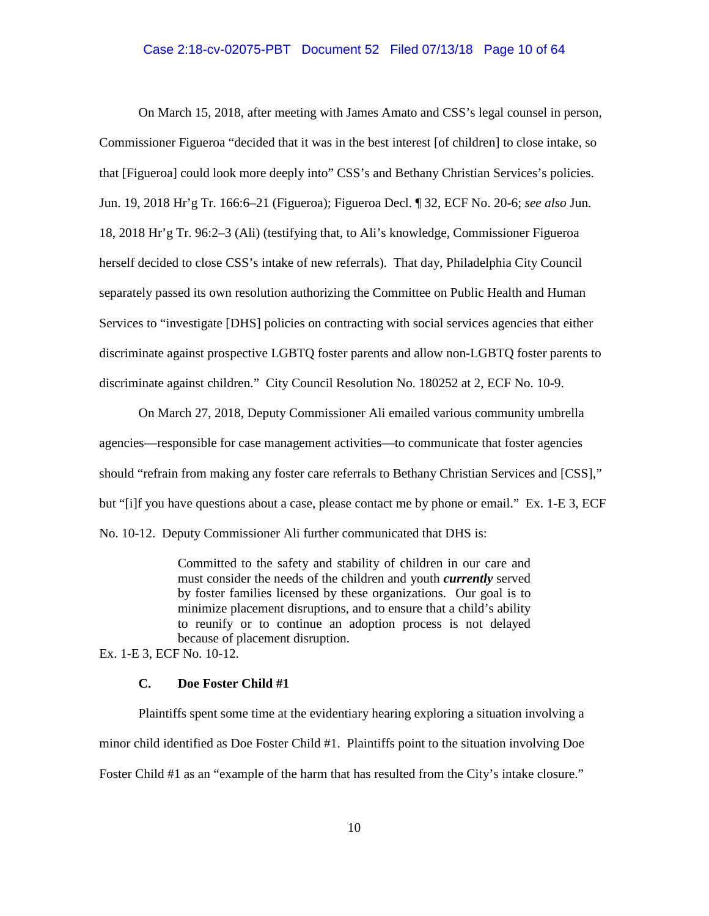On March 15, 2018, after meeting with James Amato and CSS's legal counsel in person, Commissioner Figueroa "decided that it was in the best interest [of children] to close intake, so that [Figueroa] could look more deeply into" CSS's and Bethany Christian Services's policies. Jun. 19, 2018 Hr'g Tr. 166:6–21 (Figueroa); Figueroa Decl. ¶ 32, ECF No. 20-6; *see also* Jun. 18, 2018 Hr'g Tr. 96:2–3 (Ali) (testifying that, to Ali's knowledge, Commissioner Figueroa herself decided to close CSS's intake of new referrals). That day, Philadelphia City Council separately passed its own resolution authorizing the Committee on Public Health and Human Services to "investigate [DHS] policies on contracting with social services agencies that either discriminate against prospective LGBTQ foster parents and allow non-LGBTQ foster parents to discriminate against children." City Council Resolution No. 180252 at 2, ECF No. 10-9.

On March 27, 2018, Deputy Commissioner Ali emailed various community umbrella agencies—responsible for case management activities—to communicate that foster agencies should "refrain from making any foster care referrals to Bethany Christian Services and [CSS]," but "[i]f you have questions about a case, please contact me by phone or email." Ex. 1-E 3, ECF No. 10-12. Deputy Commissioner Ali further communicated that DHS is:

> Committed to the safety and stability of children in our care and must consider the needs of the children and youth ***currently*** served by foster families licensed by these organizations. Our goal is to minimize placement disruptions, and to ensure that a child's ability to reunify or to continue an adoption process is not delayed because of placement disruption.

Ex. 1-E 3, ECF No. 10-12.

### C. Doe Foster Child #1

Plaintiffs spent some time at the evidentiary hearing exploring a situation involving a minor child identified as Doe Foster Child #1. Plaintiffs point to the situation involving Doe Foster Child #1 as an "example of the harm that has resulted from the City's intake closure."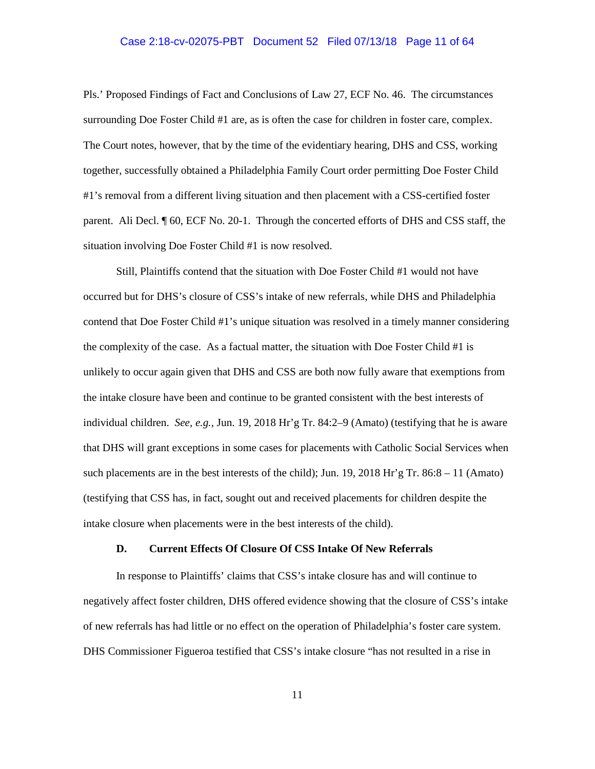Pls.' Proposed Findings of Fact and Conclusions of Law 27, ECF No. 46. The circumstances surrounding Doe Foster Child #1 are, as is often the case for children in foster care, complex. The Court notes, however, that by the time of the evidentiary hearing, DHS and CSS, working together, successfully obtained a Philadelphia Family Court order permitting Doe Foster Child #1's removal from a different living situation and then placement with a CSS-certified foster parent. Ali Decl. ¶ 60, ECF No. 20-1. Through the concerted efforts of DHS and CSS staff, the situation involving Doe Foster Child #1 is now resolved.

Still, Plaintiffs contend that the situation with Doe Foster Child #1 would not have occurred but for DHS's closure of CSS's intake of new referrals, while DHS and Philadelphia contend that Doe Foster Child #1's unique situation was resolved in a timely manner considering the complexity of the case. As a factual matter, the situation with Doe Foster Child #1 is unlikely to occur again given that DHS and CSS are both now fully aware that exemptions from the intake closure have been and continue to be granted consistent with the best interests of individual children. *See, e.g.*, Jun. 19, 2018 Hr'g Tr. 84:2–9 (Amato) (testifying that he is aware that DHS will grant exceptions in some cases for placements with Catholic Social Services when such placements are in the best interests of the child); Jun. 19, 2018 Hr'g Tr. 86:8 – 11 (Amato) (testifying that CSS has, in fact, sought out and received placements for children despite the intake closure when placements were in the best interests of the child).

### D. Current Effects Of Closure Of CSS Intake Of New Referrals

In response to Plaintiffs' claims that CSS's intake closure has and will continue to negatively affect foster children, DHS offered evidence showing that the closure of CSS's intake of new referrals has had little or no effect on the operation of Philadelphia's foster care system. DHS Commissioner Figueroa testified that CSS's intake closure "has not resulted in a rise in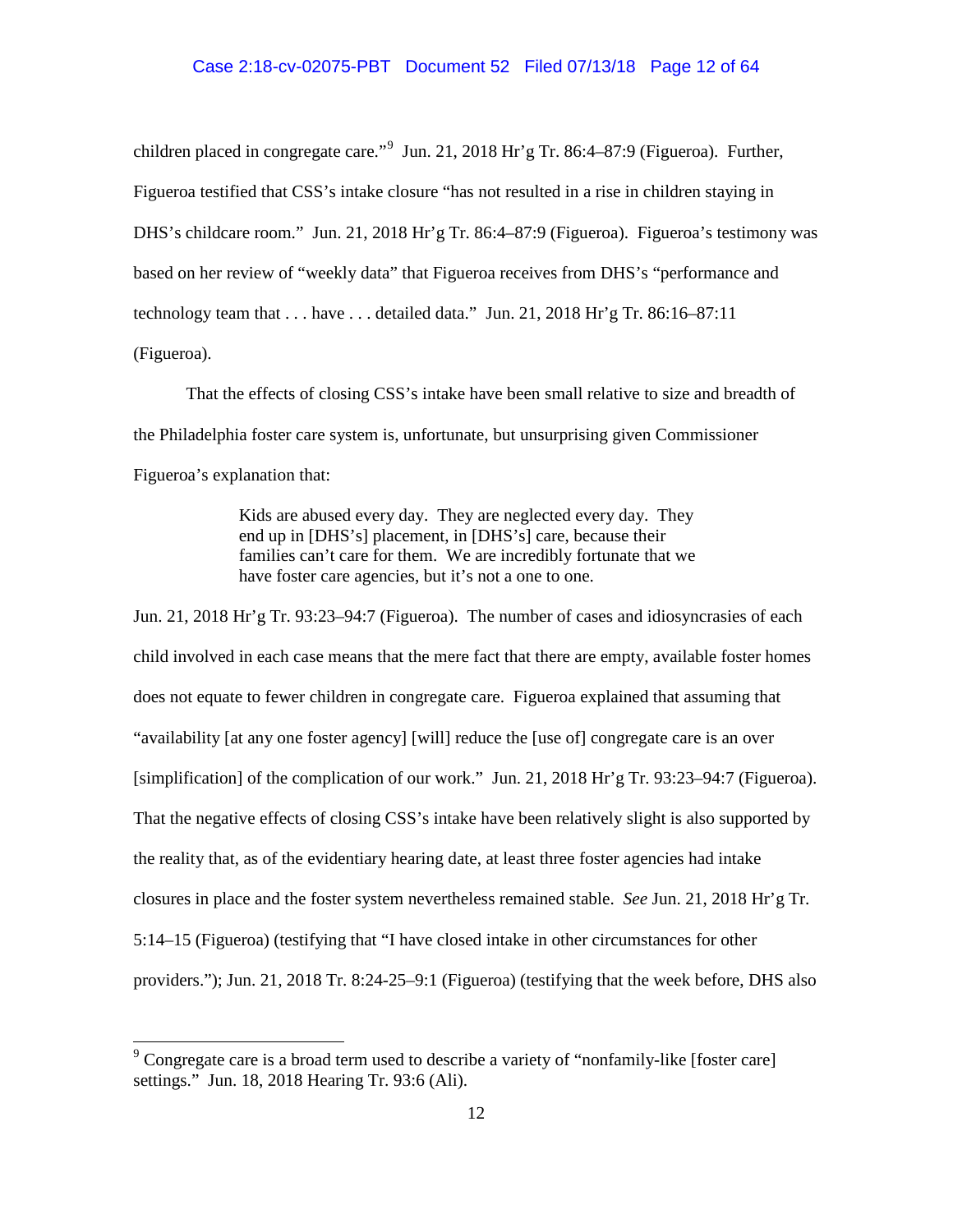children placed in congregate care."[9] Jun. 21, 2018 Hr'g Tr. 86:4–87:9 (Figueroa). Further, Figueroa testified that CSS's intake closure "has not resulted in a rise in children staying in DHS's childcare room." Jun. 21, 2018 Hr'g Tr. 86:4–87:9 (Figueroa). Figueroa's testimony was based on her review of "weekly data" that Figueroa receives from DHS's "performance and technology team that . . . have . . . detailed data." Jun. 21, 2018 Hr'g Tr. 86:16–87:11 (Figueroa).

That the effects of closing CSS's intake have been small relative to size and breadth of the Philadelphia foster care system is, unfortunate, but unsurprising given Commissioner Figueroa's explanation that:

> Kids are abused every day. They are neglected every day. They end up in [DHS's] placement, in [DHS's] care, because their families can't care for them. We are incredibly fortunate that we have foster care agencies, but it's not a one to one.

Jun. 21, 2018 Hr'g Tr. 93:23–94:7 (Figueroa). The number of cases and idiosyncrasies of each child involved in each case means that the mere fact that there are empty, available foster homes does not equate to fewer children in congregate care. Figueroa explained that assuming that "availability [at any one foster agency] [will] reduce the [use of] congregate care is an over [simplification] of the complication of our work." Jun. 21, 2018 Hr'g Tr. 93:23–94:7 (Figueroa). That the negative effects of closing CSS's intake have been relatively slight is also supported by the reality that, as of the evidentiary hearing date, at least three foster agencies had intake closures in place and the foster system nevertheless remained stable. *See* Jun. 21, 2018 Hr'g Tr. 5:14–15 (Figueroa) (testifying that "I have closed intake in other circumstances for other providers."); Jun. 21, 2018 Tr. 8:24-25–9:1 (Figueroa) (testifying that the week before, DHS also

[9] Congregate care is a broad term used to describe a variety of "nonfamily-like [foster care] settings." Jun. 18, 2018 Hearing Tr. 93:6 (Ali).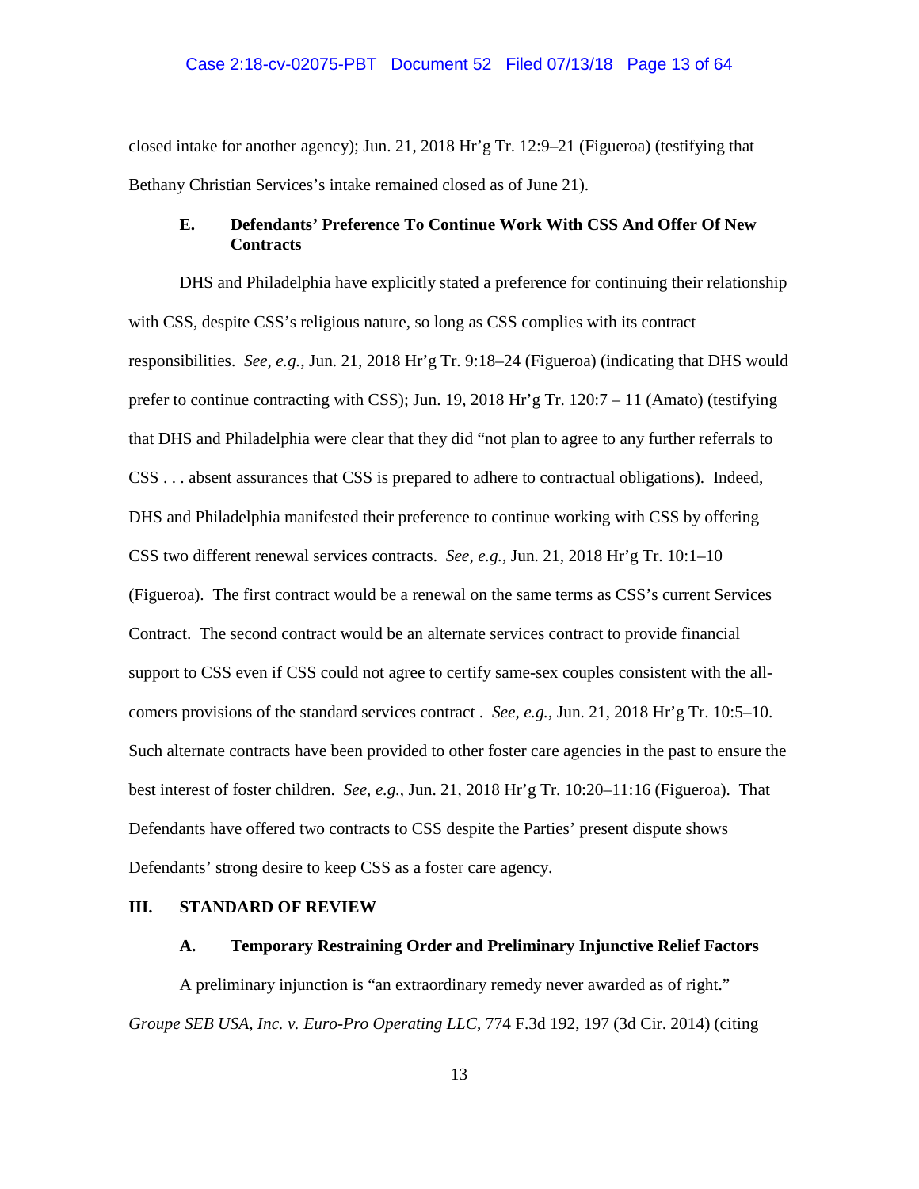closed intake for another agency); Jun. 21, 2018 Hr'g Tr. 12:9–21 (Figueroa) (testifying that Bethany Christian Services's intake remained closed as of June 21).

### E. Defendants' Preference To Continue Work With CSS And Offer Of New Contracts

DHS and Philadelphia have explicitly stated a preference for continuing their relationship with CSS, despite CSS's religious nature, so long as CSS complies with its contract responsibilities. *See, e.g.*, Jun. 21, 2018 Hr'g Tr. 9:18–24 (Figueroa) (indicating that DHS would prefer to continue contracting with CSS); Jun. 19, 2018 Hr'g Tr. 120:7 – 11 (Amato) (testifying that DHS and Philadelphia were clear that they did "not plan to agree to any further referrals to CSS . . . absent assurances that CSS is prepared to adhere to contractual obligations). Indeed, DHS and Philadelphia manifested their preference to continue working with CSS by offering CSS two different renewal services contracts. *See, e.g.*, Jun. 21, 2018 Hr'g Tr. 10:1–10 (Figueroa). The first contract would be a renewal on the same terms as CSS's current Services Contract. The second contract would be an alternate services contract to provide financial support to CSS even if CSS could not agree to certify same-sex couples consistent with the all-comers provisions of the standard services contract . *See, e.g.*, Jun. 21, 2018 Hr'g Tr. 10:5–10. Such alternate contracts have been provided to other foster care agencies in the past to ensure the best interest of foster children. *See, e.g.*, Jun. 21, 2018 Hr'g Tr. 10:20–11:16 (Figueroa). That Defendants have offered two contracts to CSS despite the Parties' present dispute shows Defendants' strong desire to keep CSS as a foster care agency.

## III. STANDARD OF REVIEW

### A. Temporary Restraining Order and Preliminary Injunctive Relief Factors

A preliminary injunction is "an extraordinary remedy never awarded as of right." *Groupe SEB USA, Inc. v. Euro-Pro Operating LLC*, 774 F.3d 192, 197 (3d Cir. 2014) (citing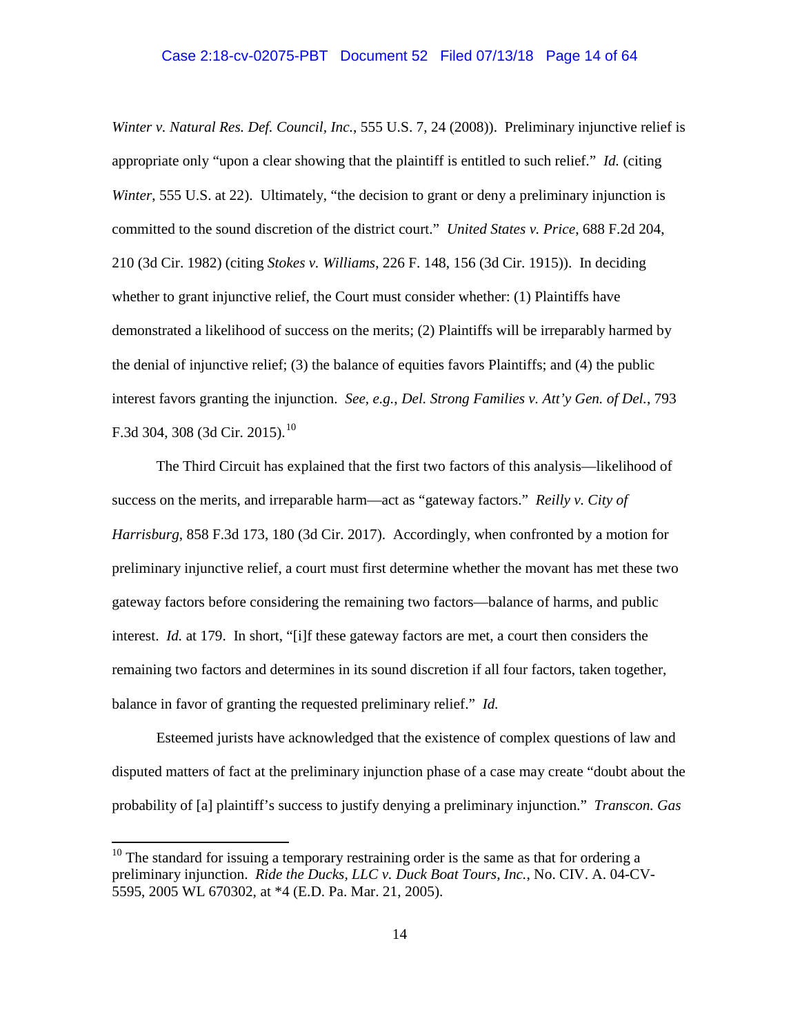*Winter v. Natural Res. Def. Council, Inc.*, 555 U.S. 7, 24 (2008)). Preliminary injunctive relief is appropriate only "upon a clear showing that the plaintiff is entitled to such relief." *Id.* (citing *Winter*, 555 U.S. at 22). Ultimately, "the decision to grant or deny a preliminary injunction is committed to the sound discretion of the district court." *United States v. Price*, 688 F.2d 204, 210 (3d Cir. 1982) (citing *Stokes v. Williams*, 226 F. 148, 156 (3d Cir. 1915)). In deciding whether to grant injunctive relief, the Court must consider whether: (1) Plaintiffs have demonstrated a likelihood of success on the merits; (2) Plaintiffs will be irreparably harmed by the denial of injunctive relief; (3) the balance of equities favors Plaintiffs; and (4) the public interest favors granting the injunction. *See, e.g.*, *Del. Strong Families v. Att'y Gen. of Del.*, 793 F.3d 304, 308 (3d Cir. 2015).[10]

The Third Circuit has explained that the first two factors of this analysis—likelihood of success on the merits, and irreparable harm—act as "gateway factors." *Reilly v. City of Harrisburg*, 858 F.3d 173, 180 (3d Cir. 2017). Accordingly, when confronted by a motion for preliminary injunctive relief, a court must first determine whether the movant has met these two gateway factors before considering the remaining two factors—balance of harms, and public interest. *Id.* at 179. In short, "[i]f these gateway factors are met, a court then considers the remaining two factors and determines in its sound discretion if all four factors, taken together, balance in favor of granting the requested preliminary relief." *Id.*

Esteemed jurists have acknowledged that the existence of complex questions of law and disputed matters of fact at the preliminary injunction phase of a case may create "doubt about the probability of [a] plaintiff's success to justify denying a preliminary injunction." *Transcon. Gas*

[10] The standard for issuing a temporary restraining order is the same as that for ordering a preliminary injunction. *Ride the Ducks, LLC v. Duck Boat Tours, Inc.*, No. CIV. A. 04-CV-5595, 2005 WL 670302, at *4 (E.D. Pa. Mar. 21, 2005).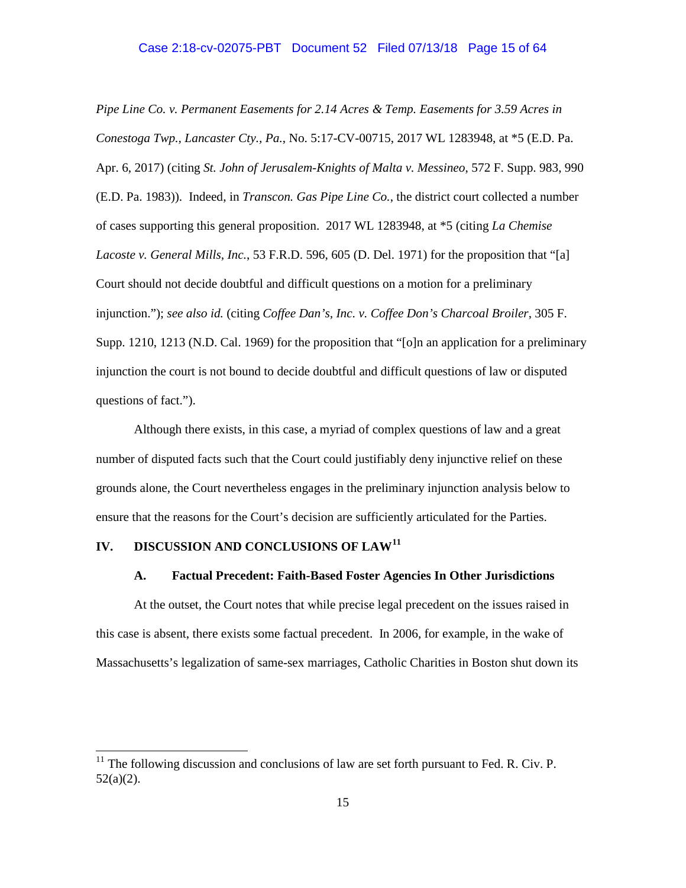*Pipe Line Co. v. Permanent Easements for 2.14 Acres & Temp. Easements for 3.59 Acres in Conestoga Twp., Lancaster Cty., Pa.*, No. 5:17-CV-00715, 2017 WL 1283948, at *5 (E.D. Pa. Apr. 6, 2017) (citing *St. John of Jerusalem-Knights of Malta v. Messineo*, 572 F. Supp. 983, 990 (E.D. Pa. 1983)). Indeed, in *Transcon. Gas Pipe Line Co.*, the district court collected a number of cases supporting this general proposition. 2017 WL 1283948, at *5 (citing *La Chemise Lacoste v. General Mills, Inc.*, 53 F.R.D. 596, 605 (D. Del. 1971) for the proposition that "[a] Court should not decide doubtful and difficult questions on a motion for a preliminary injunction."); *see also id.* (citing *Coffee Dan's, Inc. v. Coffee Don's Charcoal Broiler*, 305 F. Supp. 1210, 1213 (N.D. Cal. 1969) for the proposition that "[o]n an application for a preliminary injunction the court is not bound to decide doubtful and difficult questions of law or disputed questions of fact.").

Although there exists, in this case, a myriad of complex questions of law and a great number of disputed facts such that the Court could justifiably deny injunctive relief on these grounds alone, the Court nevertheless engages in the preliminary injunction analysis below to ensure that the reasons for the Court's decision are sufficiently articulated for the Parties.

## IV. DISCUSSION AND CONCLUSIONS OF LAW[11]

### A. Factual Precedent: Faith-Based Foster Agencies In Other Jurisdictions

At the outset, the Court notes that while precise legal precedent on the issues raised in this case is absent, there exists some factual precedent. In 2006, for example, in the wake of Massachusetts's legalization of same-sex marriages, Catholic Charities in Boston shut down its

[11] The following discussion and conclusions of law are set forth pursuant to Fed. R. Civ. P. 52(a)(2).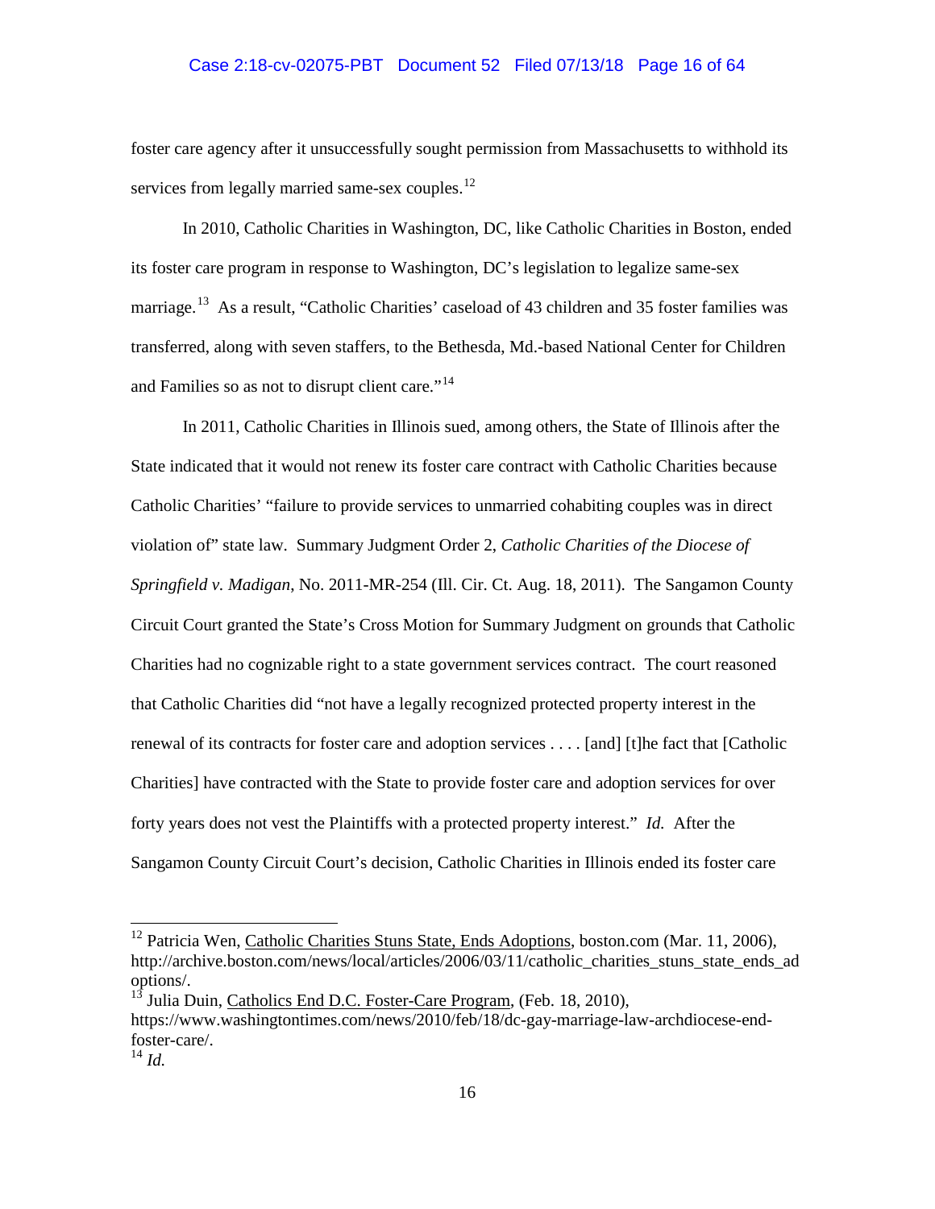foster care agency after it unsuccessfully sought permission from Massachusetts to withhold its services from legally married same-sex couples.[12]

In 2010, Catholic Charities in Washington, DC, like Catholic Charities in Boston, ended its foster care program in response to Washington, DC's legislation to legalize same-sex marriage.[13] As a result, "Catholic Charities' caseload of 43 children and 35 foster families was transferred, along with seven staffers, to the Bethesda, Md.-based National Center for Children and Families so as not to disrupt client care."[14]

In 2011, Catholic Charities in Illinois sued, among others, the State of Illinois after the State indicated that it would not renew its foster care contract with Catholic Charities because Catholic Charities' "failure to provide services to unmarried cohabiting couples was in direct violation of" state law. Summary Judgment Order 2, *Catholic Charities of the Diocese of Springfield v. Madigan*, No. 2011-MR-254 (Ill. Cir. Ct. Aug. 18, 2011). The Sangamon County Circuit Court granted the State's Cross Motion for Summary Judgment on grounds that Catholic Charities had no cognizable right to a state government services contract. The court reasoned that Catholic Charities did "not have a legally recognized protected property interest in the renewal of its contracts for foster care and adoption services . . . . [and] [t]he fact that [Catholic Charities] have contracted with the State to provide foster care and adoption services for over forty years does not vest the Plaintiffs with a protected property interest." *Id.* After the Sangamon County Circuit Court's decision, Catholic Charities in Illinois ended its foster care

---

[12] Patricia Wen, Catholic Charities Stuns State, Ends Adoptions, boston.com (Mar. 11, 2006), http://archive.boston.com/news/local/articles/2006/03/11/catholic_charities_stuns_state_ends_adoptions/.

[13] Julia Duin, Catholics End D.C. Foster-Care Program, (Feb. 18, 2010), https://www.washingtontimes.com/news/2010/feb/18/dc-gay-marriage-law-archdiocese-end-foster-care/.

[14] *Id.*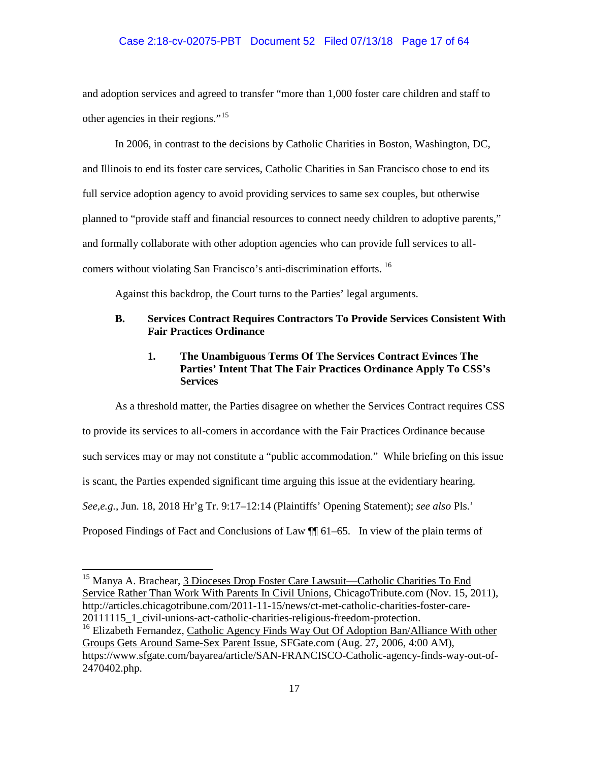and adoption services and agreed to transfer "more than 1,000 foster care children and staff to other agencies in their regions."[15]

In 2006, in contrast to the decisions by Catholic Charities in Boston, Washington, DC, and Illinois to end its foster care services, Catholic Charities in San Francisco chose to end its full service adoption agency to avoid providing services to same sex couples, but otherwise planned to "provide staff and financial resources to connect needy children to adoptive parents," and formally collaborate with other adoption agencies who can provide full services to all-comers without violating San Francisco's anti-discrimination efforts. [16]

Against this backdrop, the Court turns to the Parties' legal arguments.

### B. Services Contract Requires Contractors To Provide Services Consistent With Fair Practices Ordinance

#### 1. The Unambiguous Terms Of The Services Contract Evinces The Parties' Intent That The Fair Practices Ordinance Apply To CSS's Services

As a threshold matter, the Parties disagree on whether the Services Contract requires CSS to provide its services to all-comers in accordance with the Fair Practices Ordinance because such services may or may not constitute a "public accommodation." While briefing on this issue is scant, the Parties expended significant time arguing this issue at the evidentiary hearing. *See,e.g.*, Jun. 18, 2018 Hr'g Tr. 9:17–12:14 (Plaintiffs' Opening Statement); *see also* Pls.' Proposed Findings of Fact and Conclusions of Law ¶¶ 61–65. In view of the plain terms of

---

[15] Manya A. Brachear, 3 Dioceses Drop Foster Care Lawsuit—Catholic Charities To End Service Rather Than Work With Parents In Civil Unions, ChicagoTribute.com (Nov. 15, 2011), http://articles.chicagotribune.com/2011-11-15/news/ct-met-catholic-charities-foster-care-20111115_1_civil-unions-act-catholic-charities-religious-freedom-protection.

[16] Elizabeth Fernandez, Catholic Agency Finds Way Out Of Adoption Ban/Alliance With other Groups Gets Around Same-Sex Parent Issue, SFGate.com (Aug. 27, 2006, 4:00 AM), https://www.sfgate.com/bayarea/article/SAN-FRANCISCO-Catholic-agency-finds-way-out-of-2470402.php.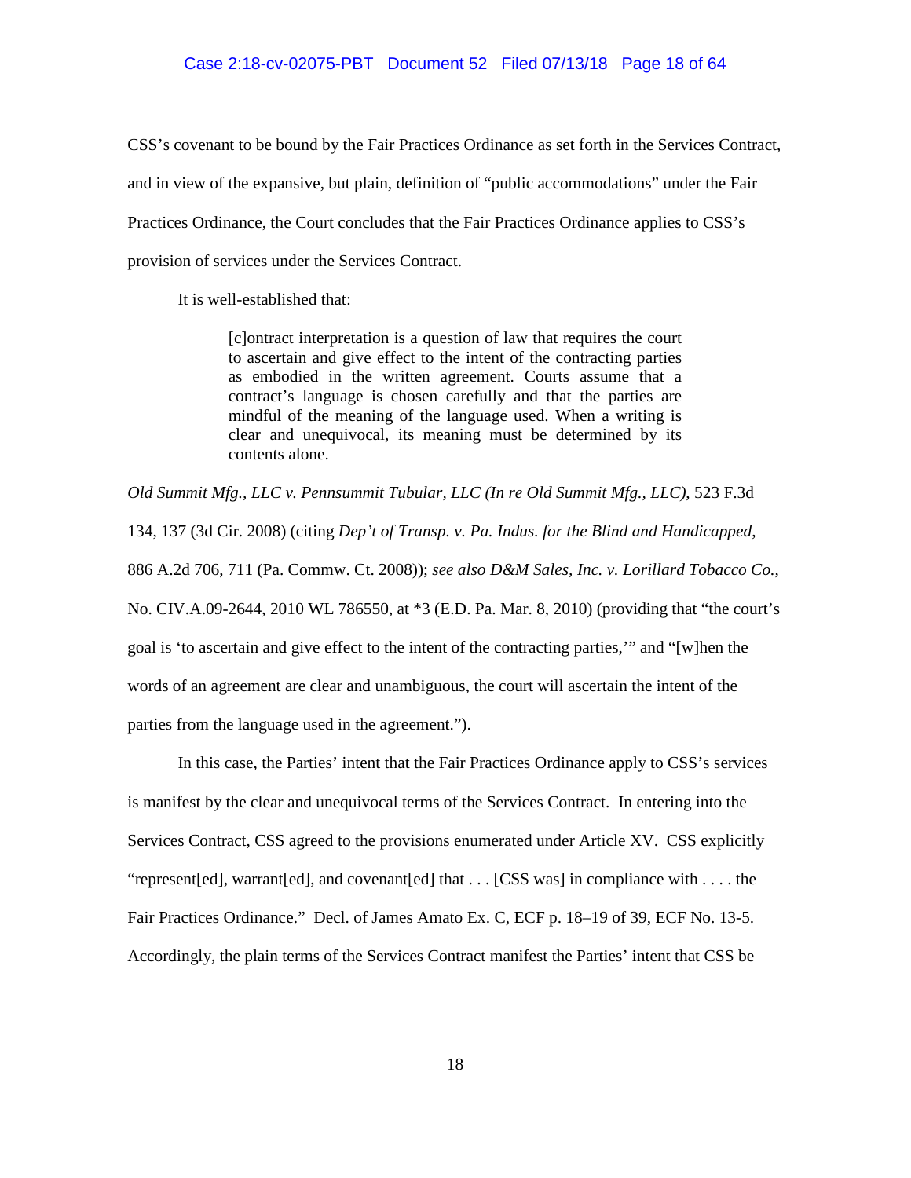CSS's covenant to be bound by the Fair Practices Ordinance as set forth in the Services Contract, and in view of the expansive, but plain, definition of "public accommodations" under the Fair Practices Ordinance, the Court concludes that the Fair Practices Ordinance applies to CSS's provision of services under the Services Contract.

It is well-established that:

> [c]ontract interpretation is a question of law that requires the court to ascertain and give effect to the intent of the contracting parties as embodied in the written agreement. Courts assume that a contract's language is chosen carefully and that the parties are mindful of the meaning of the language used. When a writing is clear and unequivocal, its meaning must be determined by its contents alone.

*Old Summit Mfg., LLC v. Pennsummit Tubular, LLC (In re Old Summit Mfg., LLC)*, 523 F.3d 134, 137 (3d Cir. 2008) (citing *Dep't of Transp. v. Pa. Indus. for the Blind and Handicapped*, 886 A.2d 706, 711 (Pa. Commw. Ct. 2008)); *see also D&M Sales, Inc. v. Lorillard Tobacco Co.*, No. CIV.A.09-2644, 2010 WL 786550, at *3 (E.D. Pa. Mar. 8, 2010) (providing that "the court's goal is 'to ascertain and give effect to the intent of the contracting parties,'" and "[w]hen the words of an agreement are clear and unambiguous, the court will ascertain the intent of the parties from the language used in the agreement.").

In this case, the Parties' intent that the Fair Practices Ordinance apply to CSS's services is manifest by the clear and unequivocal terms of the Services Contract. In entering into the Services Contract, CSS agreed to the provisions enumerated under Article XV. CSS explicitly "represent[ed], warrant[ed], and covenant[ed] that . . . [CSS was] in compliance with . . . . the Fair Practices Ordinance." Decl. of James Amato Ex. C, ECF p. 18–19 of 39, ECF No. 13-5. Accordingly, the plain terms of the Services Contract manifest the Parties' intent that CSS be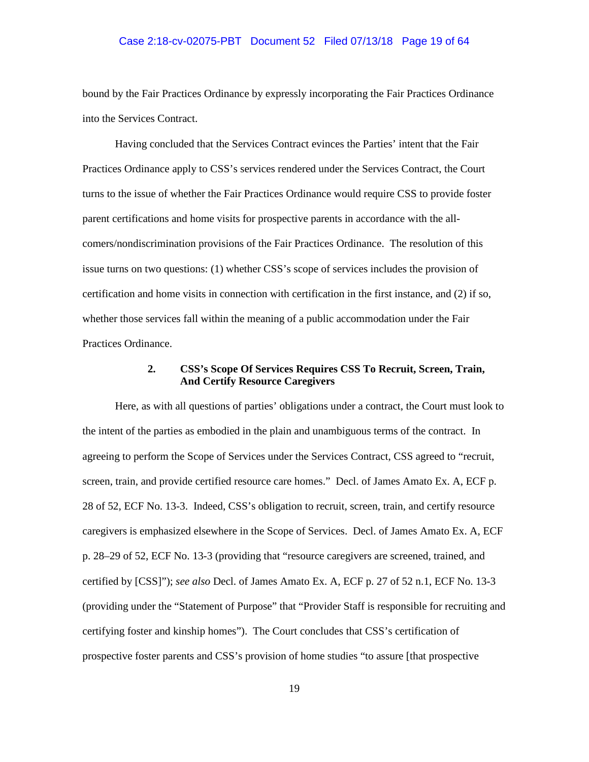bound by the Fair Practices Ordinance by expressly incorporating the Fair Practices Ordinance into the Services Contract.

Having concluded that the Services Contract evinces the Parties' intent that the Fair Practices Ordinance apply to CSS's services rendered under the Services Contract, the Court turns to the issue of whether the Fair Practices Ordinance would require CSS to provide foster parent certifications and home visits for prospective parents in accordance with the all-comers/nondiscrimination provisions of the Fair Practices Ordinance. The resolution of this issue turns on two questions: (1) whether CSS's scope of services includes the provision of certification and home visits in connection with certification in the first instance, and (2) if so, whether those services fall within the meaning of a public accommodation under the Fair Practices Ordinance.

### 2. CSS's Scope Of Services Requires CSS To Recruit, Screen, Train, And Certify Resource Caregivers

Here, as with all questions of parties' obligations under a contract, the Court must look to the intent of the parties as embodied in the plain and unambiguous terms of the contract. In agreeing to perform the Scope of Services under the Services Contract, CSS agreed to "recruit, screen, train, and provide certified resource care homes." Decl. of James Amato Ex. A, ECF p. 28 of 52, ECF No. 13-3. Indeed, CSS's obligation to recruit, screen, train, and certify resource caregivers is emphasized elsewhere in the Scope of Services. Decl. of James Amato Ex. A, ECF p. 28–29 of 52, ECF No. 13-3 (providing that "resource caregivers are screened, trained, and certified by [CSS]"); *see also* Decl. of James Amato Ex. A, ECF p. 27 of 52 n.1, ECF No. 13-3 (providing under the "Statement of Purpose" that "Provider Staff is responsible for recruiting and certifying foster and kinship homes"). The Court concludes that CSS's certification of prospective foster parents and CSS's provision of home studies "to assure [that prospective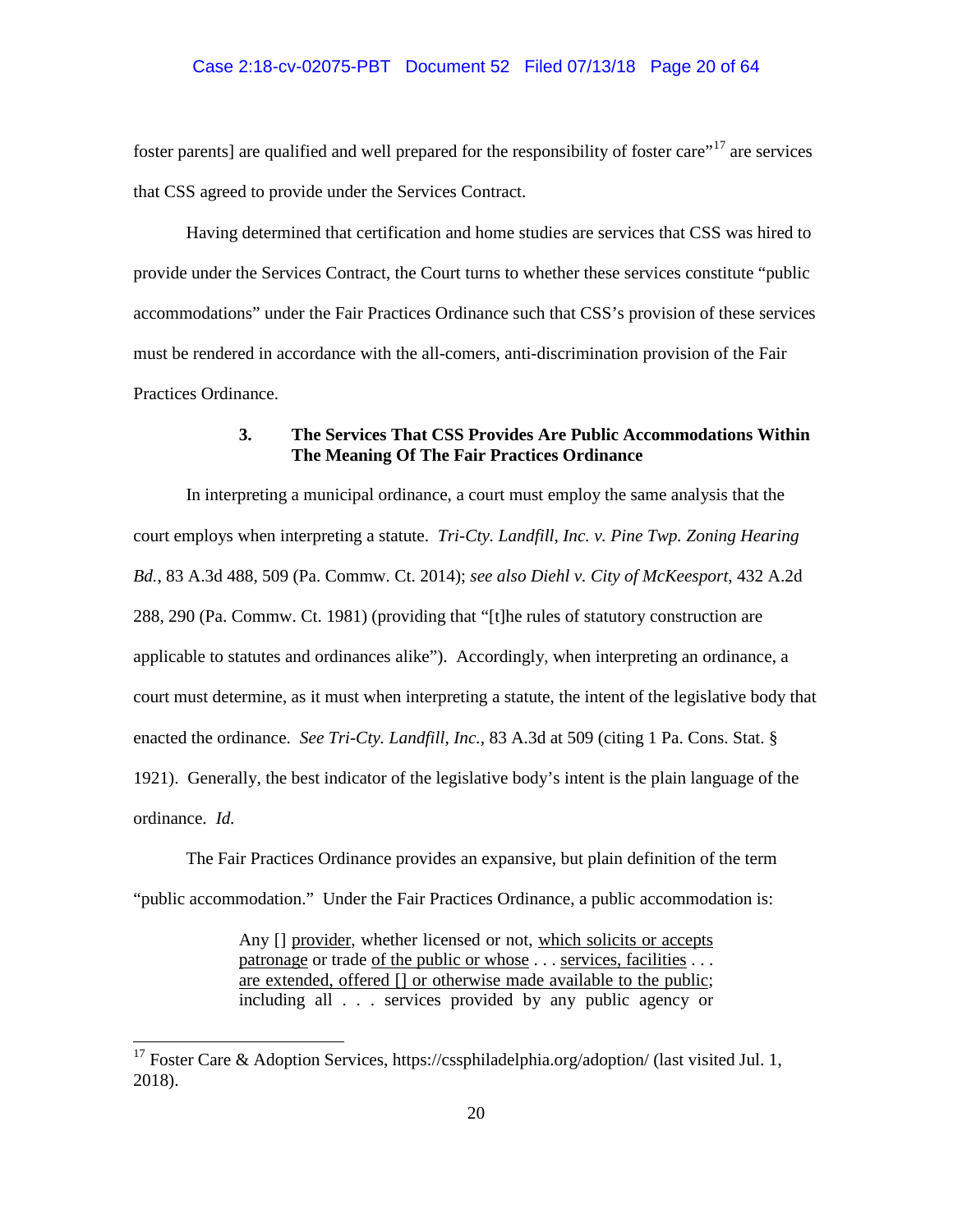foster parents] are qualified and well prepared for the responsibility of foster care"[17] are services that CSS agreed to provide under the Services Contract.

Having determined that certification and home studies are services that CSS was hired to provide under the Services Contract, the Court turns to whether these services constitute "public accommodations" under the Fair Practices Ordinance such that CSS's provision of these services must be rendered in accordance with the all-comers, anti-discrimination provision of the Fair Practices Ordinance.

### 3. The Services That CSS Provides Are Public Accommodations Within The Meaning Of The Fair Practices Ordinance

In interpreting a municipal ordinance, a court must employ the same analysis that the court employs when interpreting a statute. *Tri-Cty. Landfill, Inc. v. Pine Twp. Zoning Hearing Bd.*, 83 A.3d 488, 509 (Pa. Commw. Ct. 2014); *see also Diehl v. City of McKeesport*, 432 A.2d 288, 290 (Pa. Commw. Ct. 1981) (providing that "[t]he rules of statutory construction are applicable to statutes and ordinances alike"). Accordingly, when interpreting an ordinance, a court must determine, as it must when interpreting a statute, the intent of the legislative body that enacted the ordinance. *See Tri-Cty. Landfill, Inc.*, 83 A.3d at 509 (citing 1 Pa. Cons. Stat. § 1921). Generally, the best indicator of the legislative body's intent is the plain language of the ordinance. *Id.*

The Fair Practices Ordinance provides an expansive, but plain definition of the term "public accommodation." Under the Fair Practices Ordinance, a public accommodation is:

> Any [] <u>provider</u>, whether licensed or not, <u>which solicits or accepts patronage</u> or trade <u>of the public or whose</u> . . . <u>services, facilities</u> . . . <u>are extended, offered [] or otherwise made available to the public</u>; including all . . . services provided by any public agency or

[17] Foster Care & Adoption Services, https://cssphiladelphia.org/adoption/ (last visited Jul. 1, 2018).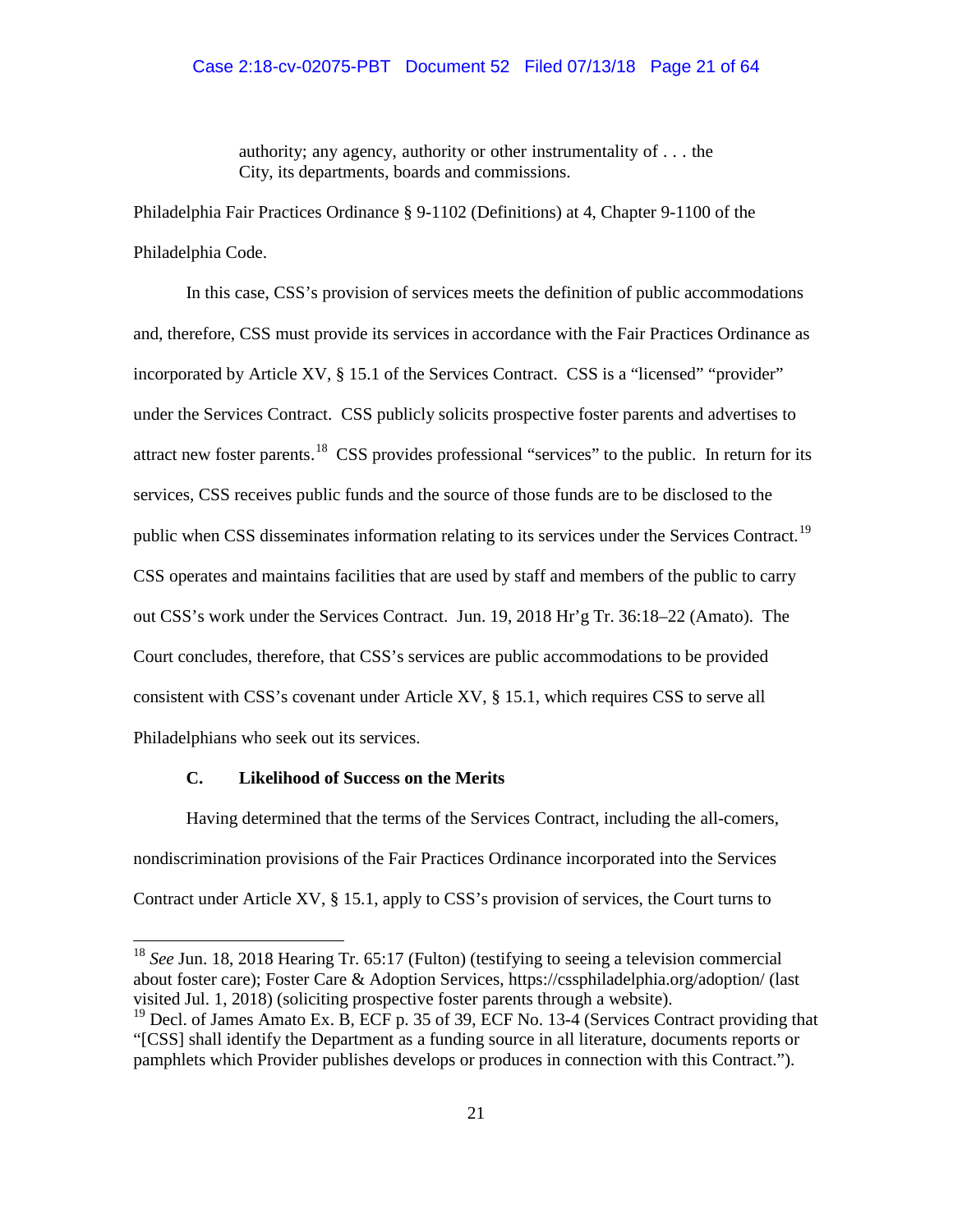> authority; any agency, authority or other instrumentality of . . . the City, its departments, boards and commissions.

Philadelphia Fair Practices Ordinance § 9-1102 (Definitions) at 4, Chapter 9-1100 of the Philadelphia Code.

In this case, CSS's provision of services meets the definition of public accommodations and, therefore, CSS must provide its services in accordance with the Fair Practices Ordinance as incorporated by Article XV, § 15.1 of the Services Contract. CSS is a "licensed" "provider" under the Services Contract. CSS publicly solicits prospective foster parents and advertises to attract new foster parents.[18] CSS provides professional "services" to the public. In return for its services, CSS receives public funds and the source of those funds are to be disclosed to the public when CSS disseminates information relating to its services under the Services Contract.[19] CSS operates and maintains facilities that are used by staff and members of the public to carry out CSS's work under the Services Contract. Jun. 19, 2018 Hr'g Tr. 36:18–22 (Amato). The Court concludes, therefore, that CSS's services are public accommodations to be provided consistent with CSS's covenant under Article XV, § 15.1, which requires CSS to serve all Philadelphians who seek out its services.

### C. Likelihood of Success on the Merits

Having determined that the terms of the Services Contract, including the all-comers, nondiscrimination provisions of the Fair Practices Ordinance incorporated into the Services Contract under Article XV, § 15.1, apply to CSS's provision of services, the Court turns to

---

[18] *See* Jun. 18, 2018 Hearing Tr. 65:17 (Fulton) (testifying to seeing a television commercial about foster care); Foster Care & Adoption Services, https://cssphiladelphia.org/adoption/ (last visited Jul. 1, 2018) (soliciting prospective foster parents through a website).

[19] Decl. of James Amato Ex. B, ECF p. 35 of 39, ECF No. 13-4 (Services Contract providing that "[CSS] shall identify the Department as a funding source in all literature, documents reports or pamphlets which Provider publishes develops or produces in connection with this Contract.").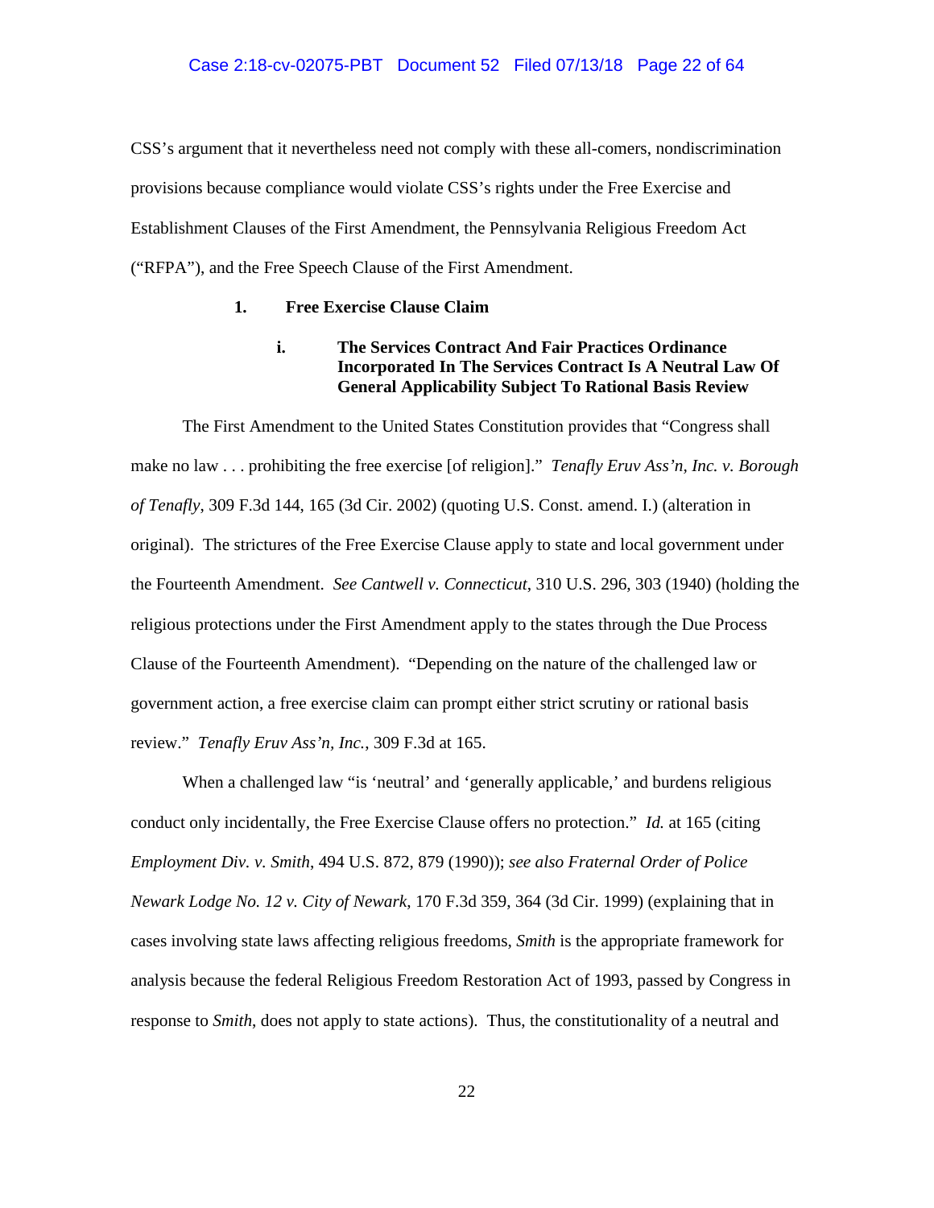CSS's argument that it nevertheless need not comply with these all-comers, nondiscrimination provisions because compliance would violate CSS's rights under the Free Exercise and Establishment Clauses of the First Amendment, the Pennsylvania Religious Freedom Act ("RFPA"), and the Free Speech Clause of the First Amendment.

**1. Free Exercise Clause Claim**

**i. The Services Contract And Fair Practices Ordinance Incorporated In The Services Contract Is A Neutral Law Of General Applicability Subject To Rational Basis Review**

The First Amendment to the United States Constitution provides that "Congress shall make no law . . . prohibiting the free exercise [of religion]." *Tenafly Eruv Ass'n, Inc. v. Borough of Tenafly*, 309 F.3d 144, 165 (3d Cir. 2002) (quoting U.S. Const. amend. I.) (alteration in original). The strictures of the Free Exercise Clause apply to state and local government under the Fourteenth Amendment. *See Cantwell v. Connecticut*, 310 U.S. 296, 303 (1940) (holding the religious protections under the First Amendment apply to the states through the Due Process Clause of the Fourteenth Amendment). "Depending on the nature of the challenged law or government action, a free exercise claim can prompt either strict scrutiny or rational basis review." *Tenafly Eruv Ass'n, Inc.*, 309 F.3d at 165.

When a challenged law "is 'neutral' and 'generally applicable,' and burdens religious conduct only incidentally, the Free Exercise Clause offers no protection." *Id.* at 165 (citing *Employment Div. v. Smith*, 494 U.S. 872, 879 (1990)); *see also Fraternal Order of Police Newark Lodge No. 12 v. City of Newark*, 170 F.3d 359, 364 (3d Cir. 1999) (explaining that in cases involving state laws affecting religious freedoms, *Smith* is the appropriate framework for analysis because the federal Religious Freedom Restoration Act of 1993, passed by Congress in response to *Smith*, does not apply to state actions). Thus, the constitutionality of a neutral and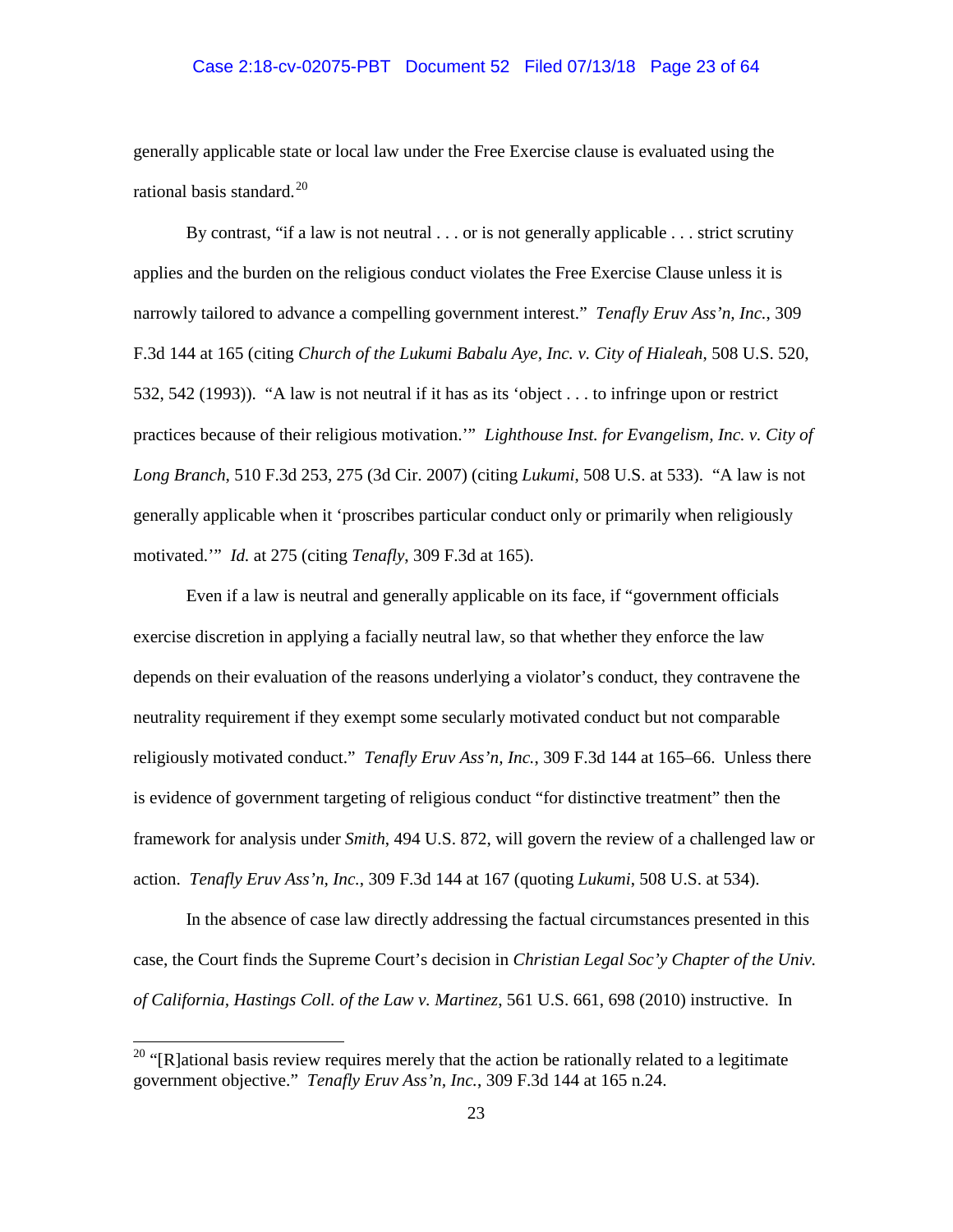generally applicable state or local law under the Free Exercise clause is evaluated using the rational basis standard.[20]

By contrast, "if a law is not neutral . . . or is not generally applicable . . . strict scrutiny applies and the burden on the religious conduct violates the Free Exercise Clause unless it is narrowly tailored to advance a compelling government interest." *Tenafly Eruv Ass'n, Inc.*, 309 F.3d 144 at 165 (citing *Church of the Lukumi Babalu Aye, Inc. v. City of Hialeah*, 508 U.S. 520, 532, 542 (1993)). "A law is not neutral if it has as its 'object . . . to infringe upon or restrict practices because of their religious motivation.'" *Lighthouse Inst. for Evangelism, Inc. v. City of Long Branch*, 510 F.3d 253, 275 (3d Cir. 2007) (citing *Lukumi*, 508 U.S. at 533). "A law is not generally applicable when it 'proscribes particular conduct only or primarily when religiously motivated.'" *Id.* at 275 (citing *Tenafly*, 309 F.3d at 165).

Even if a law is neutral and generally applicable on its face, if "government officials exercise discretion in applying a facially neutral law, so that whether they enforce the law depends on their evaluation of the reasons underlying a violator's conduct, they contravene the neutrality requirement if they exempt some secularly motivated conduct but not comparable religiously motivated conduct." *Tenafly Eruv Ass'n, Inc.*, 309 F.3d 144 at 165–66. Unless there is evidence of government targeting of religious conduct "for distinctive treatment" then the framework for analysis under *Smith*, 494 U.S. 872, will govern the review of a challenged law or action. *Tenafly Eruv Ass'n, Inc.*, 309 F.3d 144 at 167 (quoting *Lukumi*, 508 U.S. at 534).

In the absence of case law directly addressing the factual circumstances presented in this case, the Court finds the Supreme Court's decision in *Christian Legal Soc'y Chapter of the Univ. of California, Hastings Coll. of the Law v. Martinez,* 561 U.S. 661, 698 (2010) instructive. In

---

[20] "[R]ational basis review requires merely that the action be rationally related to a legitimate government objective." *Tenafly Eruv Ass'n, Inc.*, 309 F.3d 144 at 165 n.24.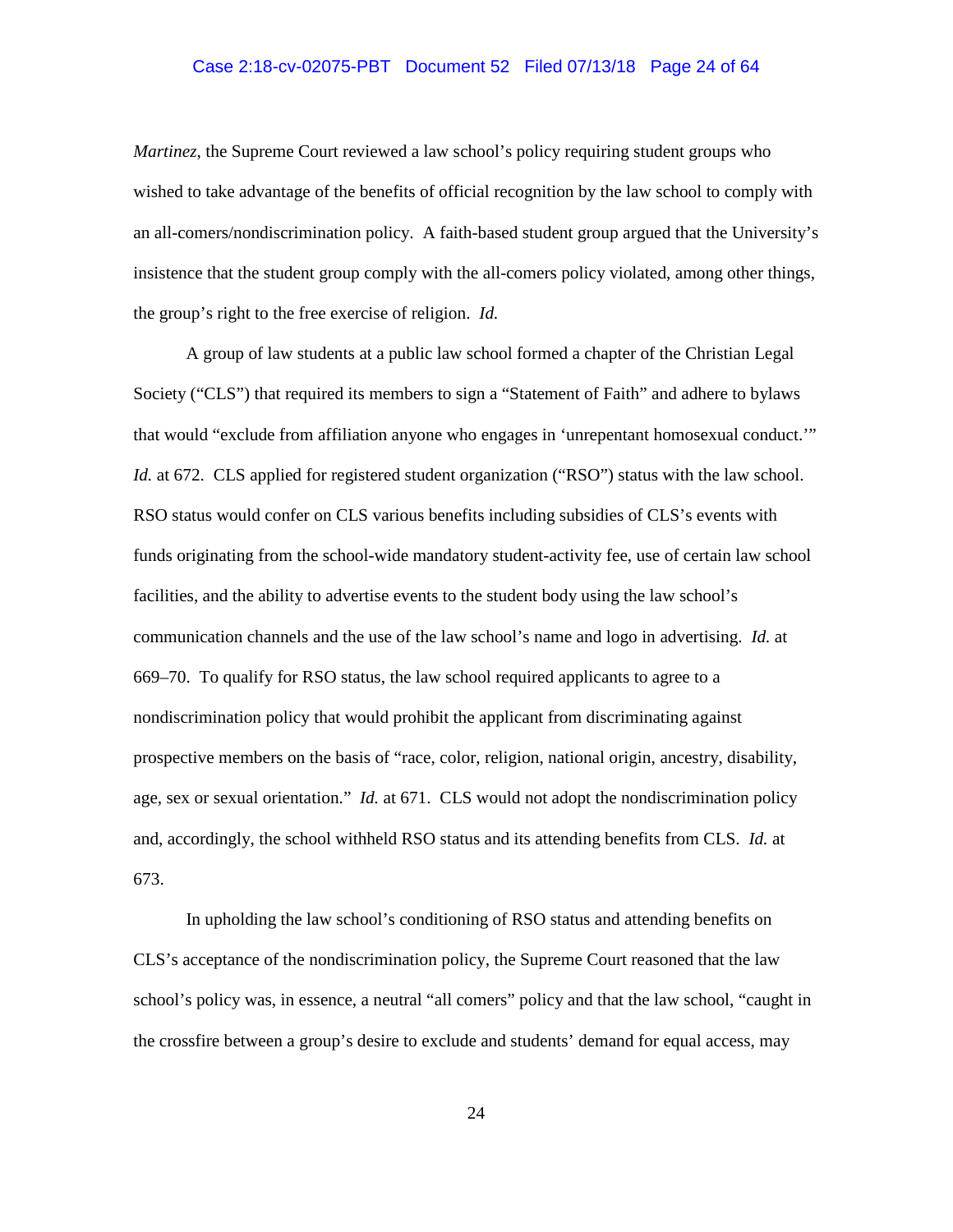*Martinez*, the Supreme Court reviewed a law school's policy requiring student groups who wished to take advantage of the benefits of official recognition by the law school to comply with an all-comers/nondiscrimination policy. A faith-based student group argued that the University's insistence that the student group comply with the all-comers policy violated, among other things, the group's right to the free exercise of religion. *Id.*

A group of law students at a public law school formed a chapter of the Christian Legal Society ("CLS") that required its members to sign a "Statement of Faith" and adhere to bylaws that would "exclude from affiliation anyone who engages in 'unrepentant homosexual conduct.'" *Id.* at 672. CLS applied for registered student organization ("RSO") status with the law school. RSO status would confer on CLS various benefits including subsidies of CLS's events with funds originating from the school-wide mandatory student-activity fee, use of certain law school facilities, and the ability to advertise events to the student body using the law school's communication channels and the use of the law school's name and logo in advertising. *Id.* at 669–70. To qualify for RSO status, the law school required applicants to agree to a nondiscrimination policy that would prohibit the applicant from discriminating against prospective members on the basis of "race, color, religion, national origin, ancestry, disability, age, sex or sexual orientation." *Id.* at 671. CLS would not adopt the nondiscrimination policy and, accordingly, the school withheld RSO status and its attending benefits from CLS. *Id.* at 673.

In upholding the law school's conditioning of RSO status and attending benefits on CLS's acceptance of the nondiscrimination policy, the Supreme Court reasoned that the law school's policy was, in essence, a neutral "all comers" policy and that the law school, "caught in the crossfire between a group's desire to exclude and students' demand for equal access, may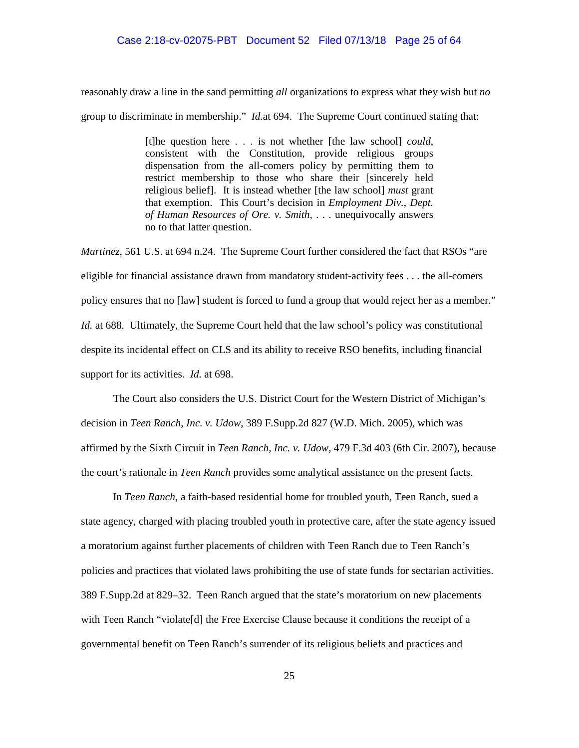reasonably draw a line in the sand permitting *all* organizations to express what they wish but *no* group to discriminate in membership." *Id.*at 694. The Supreme Court continued stating that:

> [t]he question here . . . is not whether [the law school] *could*, consistent with the Constitution, provide religious groups dispensation from the all-comers policy by permitting them to restrict membership to those who share their [sincerely held religious belief]. It is instead whether [the law school] *must* grant that exemption. This Court's decision in *Employment Div., Dept. of Human Resources of Ore. v. Smith*, . . . unequivocally answers no to that latter question.

*Martinez*, 561 U.S. at 694 n.24. The Supreme Court further considered the fact that RSOs "are eligible for financial assistance drawn from mandatory student-activity fees . . . the all-comers policy ensures that no [law] student is forced to fund a group that would reject her as a member." *Id.* at 688. Ultimately, the Supreme Court held that the law school's policy was constitutional despite its incidental effect on CLS and its ability to receive RSO benefits, including financial support for its activities. *Id.* at 698.

The Court also considers the U.S. District Court for the Western District of Michigan's decision in *Teen Ranch, Inc. v. Udow*, 389 F.Supp.2d 827 (W.D. Mich. 2005), which was affirmed by the Sixth Circuit in *Teen Ranch, Inc. v. Udow*, 479 F.3d 403 (6th Cir. 2007), because the court's rationale in *Teen Ranch* provides some analytical assistance on the present facts.

In *Teen Ranch*, a faith-based residential home for troubled youth, Teen Ranch, sued a state agency, charged with placing troubled youth in protective care, after the state agency issued a moratorium against further placements of children with Teen Ranch due to Teen Ranch's policies and practices that violated laws prohibiting the use of state funds for sectarian activities. 389 F.Supp.2d at 829–32. Teen Ranch argued that the state's moratorium on new placements with Teen Ranch "violate[d] the Free Exercise Clause because it conditions the receipt of a governmental benefit on Teen Ranch's surrender of its religious beliefs and practices and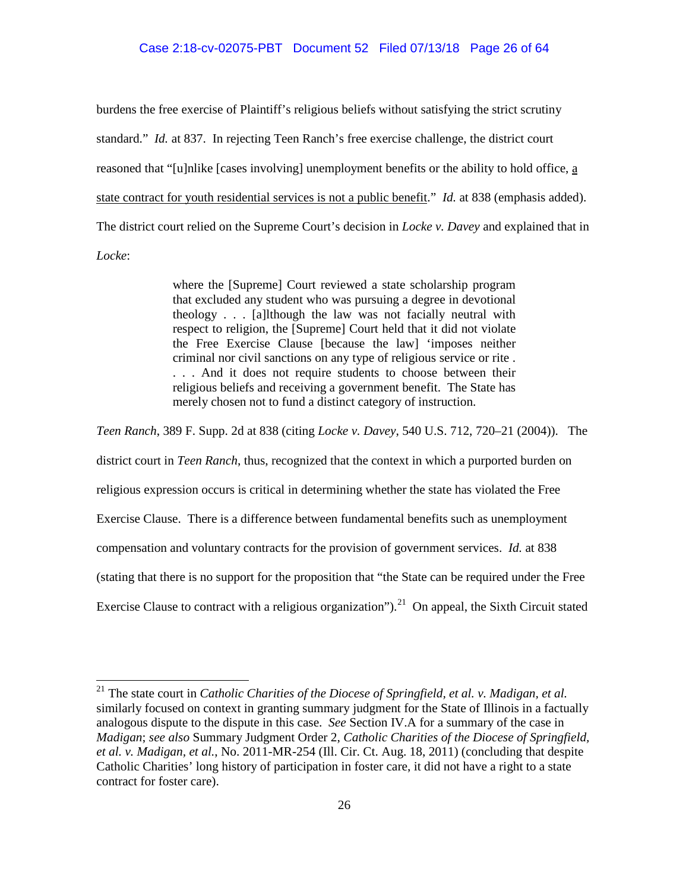burdens the free exercise of Plaintiff's religious beliefs without satisfying the strict scrutiny standard." *Id.* at 837. In rejecting Teen Ranch's free exercise challenge, the district court reasoned that "[u]nlike [cases involving] unemployment benefits or the ability to hold office, <u>a state contract for youth residential services is not a public benefit</u>." *Id.* at 838 (emphasis added). The district court relied on the Supreme Court's decision in *Locke v. Davey* and explained that in *Locke*:

> where the [Supreme] Court reviewed a state scholarship program that excluded any student who was pursuing a degree in devotional theology . . . [a]lthough the law was not facially neutral with respect to religion, the [Supreme] Court held that it did not violate the Free Exercise Clause [because the law] 'imposes neither criminal nor civil sanctions on any type of religious service or rite . . . . And it does not require students to choose between their religious beliefs and receiving a government benefit. The State has merely chosen not to fund a distinct category of instruction.

*Teen Ranch*, 389 F. Supp. 2d at 838 (citing *Locke v. Davey*, 540 U.S. 712, 720–21 (2004)). The district court in *Teen Ranch*, thus, recognized that the context in which a purported burden on religious expression occurs is critical in determining whether the state has violated the Free Exercise Clause. There is a difference between fundamental benefits such as unemployment compensation and voluntary contracts for the provision of government services. *Id.* at 838 (stating that there is no support for the proposition that "the State can be required under the Free Exercise Clause to contract with a religious organization").[21] On appeal, the Sixth Circuit stated

---

[21] The state court in *Catholic Charities of the Diocese of Springfield, et al. v. Madigan, et al.* similarly focused on context in granting summary judgment for the State of Illinois in a factually analogous dispute to the dispute in this case. *See* Section IV.A for a summary of the case in *Madigan*; *see also* Summary Judgment Order 2, *Catholic Charities of the Diocese of Springfield, et al. v. Madigan, et al.*, No. 2011-MR-254 (Ill. Cir. Ct. Aug. 18, 2011) (concluding that despite Catholic Charities' long history of participation in foster care, it did not have a right to a state contract for foster care).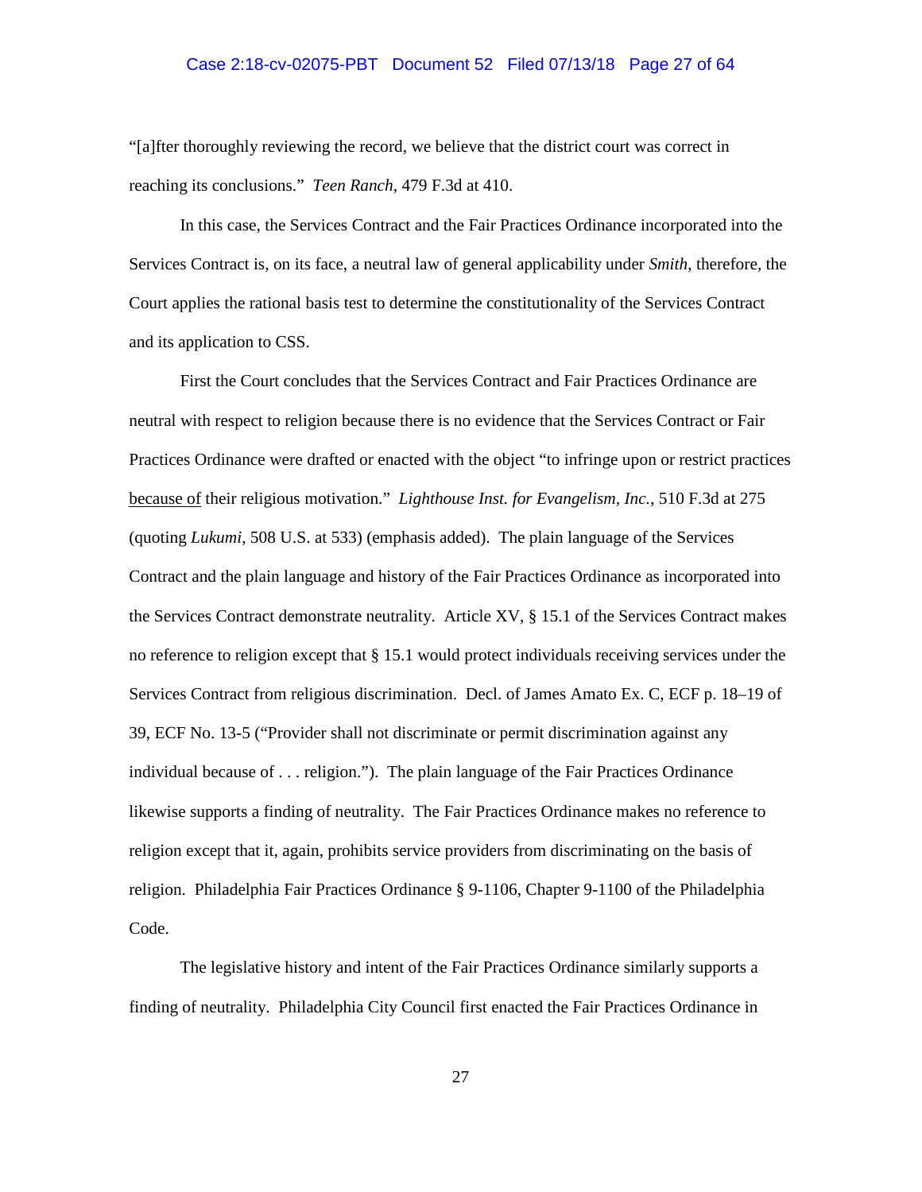"[a]fter thoroughly reviewing the record, we believe that the district court was correct in reaching its conclusions." *Teen Ranch*, 479 F.3d at 410.

In this case, the Services Contract and the Fair Practices Ordinance incorporated into the Services Contract is, on its face, a neutral law of general applicability under *Smith*, therefore, the Court applies the rational basis test to determine the constitutionality of the Services Contract and its application to CSS.

First the Court concludes that the Services Contract and Fair Practices Ordinance are neutral with respect to religion because there is no evidence that the Services Contract or Fair Practices Ordinance were drafted or enacted with the object "to infringe upon or restrict practices <u>because of</u> their religious motivation." *Lighthouse Inst. for Evangelism, Inc.*, 510 F.3d at 275 (quoting *Lukumi*, 508 U.S. at 533) (emphasis added). The plain language of the Services Contract and the plain language and history of the Fair Practices Ordinance as incorporated into the Services Contract demonstrate neutrality. Article XV, § 15.1 of the Services Contract makes no reference to religion except that § 15.1 would protect individuals receiving services under the Services Contract from religious discrimination. Decl. of James Amato Ex. C, ECF p. 18–19 of 39, ECF No. 13-5 ("Provider shall not discriminate or permit discrimination against any individual because of . . . religion."). The plain language of the Fair Practices Ordinance likewise supports a finding of neutrality. The Fair Practices Ordinance makes no reference to religion except that it, again, prohibits service providers from discriminating on the basis of religion. Philadelphia Fair Practices Ordinance § 9-1106, Chapter 9-1100 of the Philadelphia Code.

The legislative history and intent of the Fair Practices Ordinance similarly supports a finding of neutrality. Philadelphia City Council first enacted the Fair Practices Ordinance in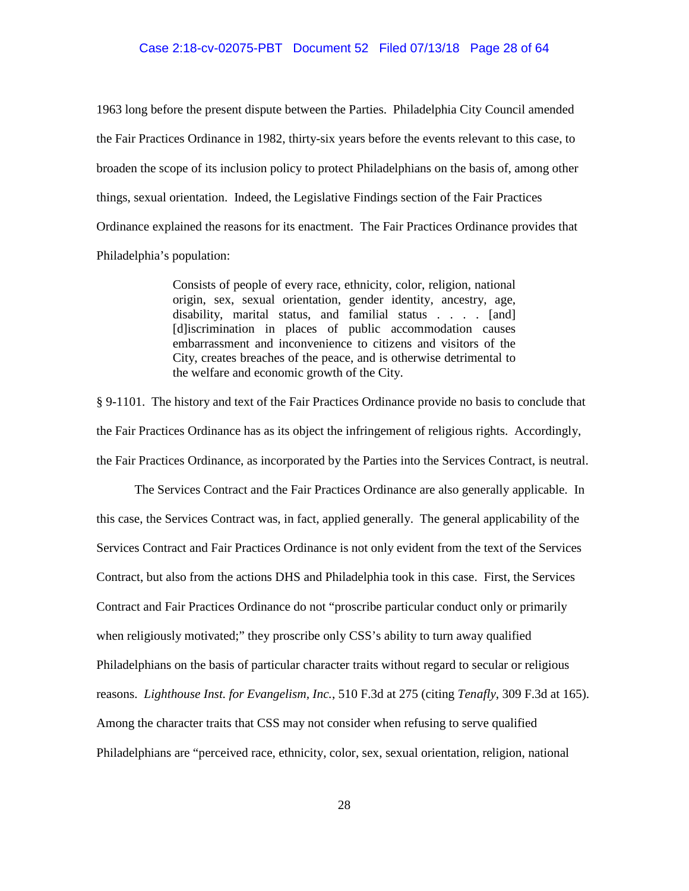1963 long before the present dispute between the Parties. Philadelphia City Council amended the Fair Practices Ordinance in 1982, thirty-six years before the events relevant to this case, to broaden the scope of its inclusion policy to protect Philadelphians on the basis of, among other things, sexual orientation. Indeed, the Legislative Findings section of the Fair Practices Ordinance explained the reasons for its enactment. The Fair Practices Ordinance provides that Philadelphia's population:

> Consists of people of every race, ethnicity, color, religion, national origin, sex, sexual orientation, gender identity, ancestry, age, disability, marital status, and familial status . . . . [and] [d]iscrimination in places of public accommodation causes embarrassment and inconvenience to citizens and visitors of the City, creates breaches of the peace, and is otherwise detrimental to the welfare and economic growth of the City.

§ 9-1101. The history and text of the Fair Practices Ordinance provide no basis to conclude that the Fair Practices Ordinance has as its object the infringement of religious rights. Accordingly, the Fair Practices Ordinance, as incorporated by the Parties into the Services Contract, is neutral.

The Services Contract and the Fair Practices Ordinance are also generally applicable. In this case, the Services Contract was, in fact, applied generally. The general applicability of the Services Contract and Fair Practices Ordinance is not only evident from the text of the Services Contract, but also from the actions DHS and Philadelphia took in this case. First, the Services Contract and Fair Practices Ordinance do not "proscribe particular conduct only or primarily when religiously motivated;" they proscribe only CSS's ability to turn away qualified Philadelphians on the basis of particular character traits without regard to secular or religious reasons. *Lighthouse Inst. for Evangelism, Inc.*, 510 F.3d at 275 (citing *Tenafly*, 309 F.3d at 165). Among the character traits that CSS may not consider when refusing to serve qualified Philadelphians are "perceived race, ethnicity, color, sex, sexual orientation, religion, national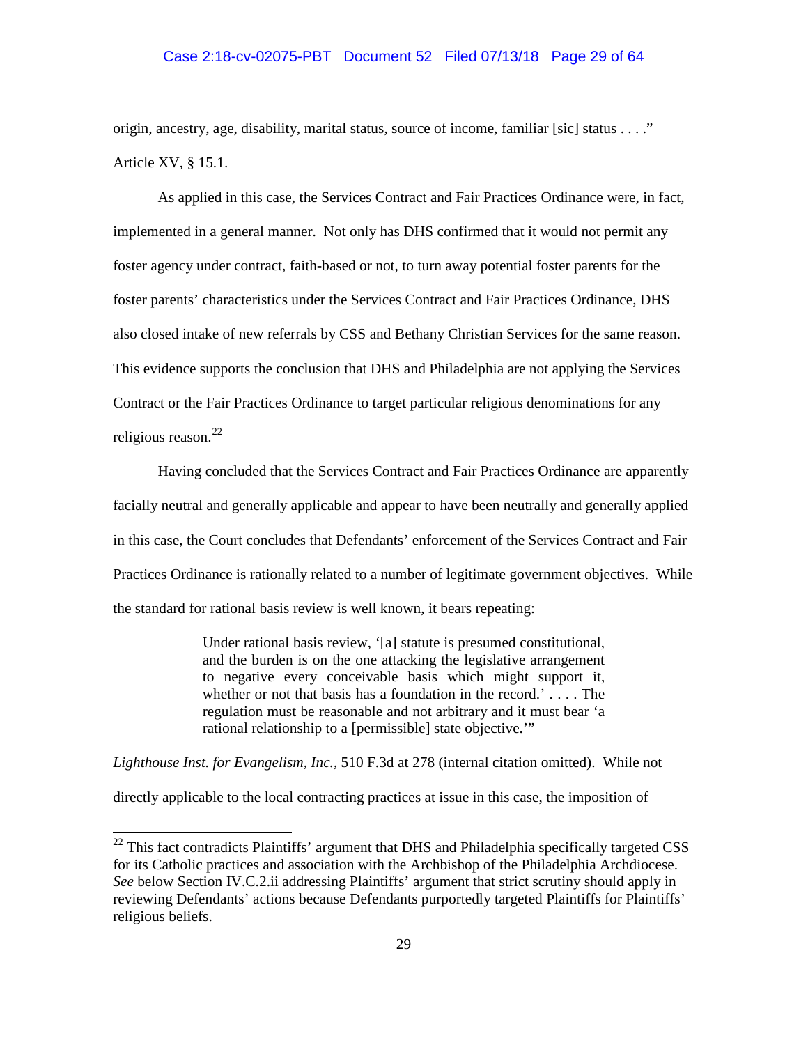origin, ancestry, age, disability, marital status, source of income, familiar [sic] status . . . ." Article XV, § 15.1.

As applied in this case, the Services Contract and Fair Practices Ordinance were, in fact, implemented in a general manner. Not only has DHS confirmed that it would not permit any foster agency under contract, faith-based or not, to turn away potential foster parents for the foster parents' characteristics under the Services Contract and Fair Practices Ordinance, DHS also closed intake of new referrals by CSS and Bethany Christian Services for the same reason. This evidence supports the conclusion that DHS and Philadelphia are not applying the Services Contract or the Fair Practices Ordinance to target particular religious denominations for any religious reason.[22]

Having concluded that the Services Contract and Fair Practices Ordinance are apparently facially neutral and generally applicable and appear to have been neutrally and generally applied in this case, the Court concludes that Defendants' enforcement of the Services Contract and Fair Practices Ordinance is rationally related to a number of legitimate government objectives. While the standard for rational basis review is well known, it bears repeating:

> Under rational basis review, '[a] statute is presumed constitutional, and the burden is on the one attacking the legislative arrangement to negative every conceivable basis which might support it, whether or not that basis has a foundation in the record.' . . . . The regulation must be reasonable and not arbitrary and it must bear 'a rational relationship to a [permissible] state objective.'"

*Lighthouse Inst. for Evangelism, Inc.*, 510 F.3d at 278 (internal citation omitted). While not directly applicable to the local contracting practices at issue in this case, the imposition of

---

[22] This fact contradicts Plaintiffs' argument that DHS and Philadelphia specifically targeted CSS for its Catholic practices and association with the Archbishop of the Philadelphia Archdiocese. *See* below Section IV.C.2.ii addressing Plaintiffs' argument that strict scrutiny should apply in reviewing Defendants' actions because Defendants purportedly targeted Plaintiffs for Plaintiffs' religious beliefs.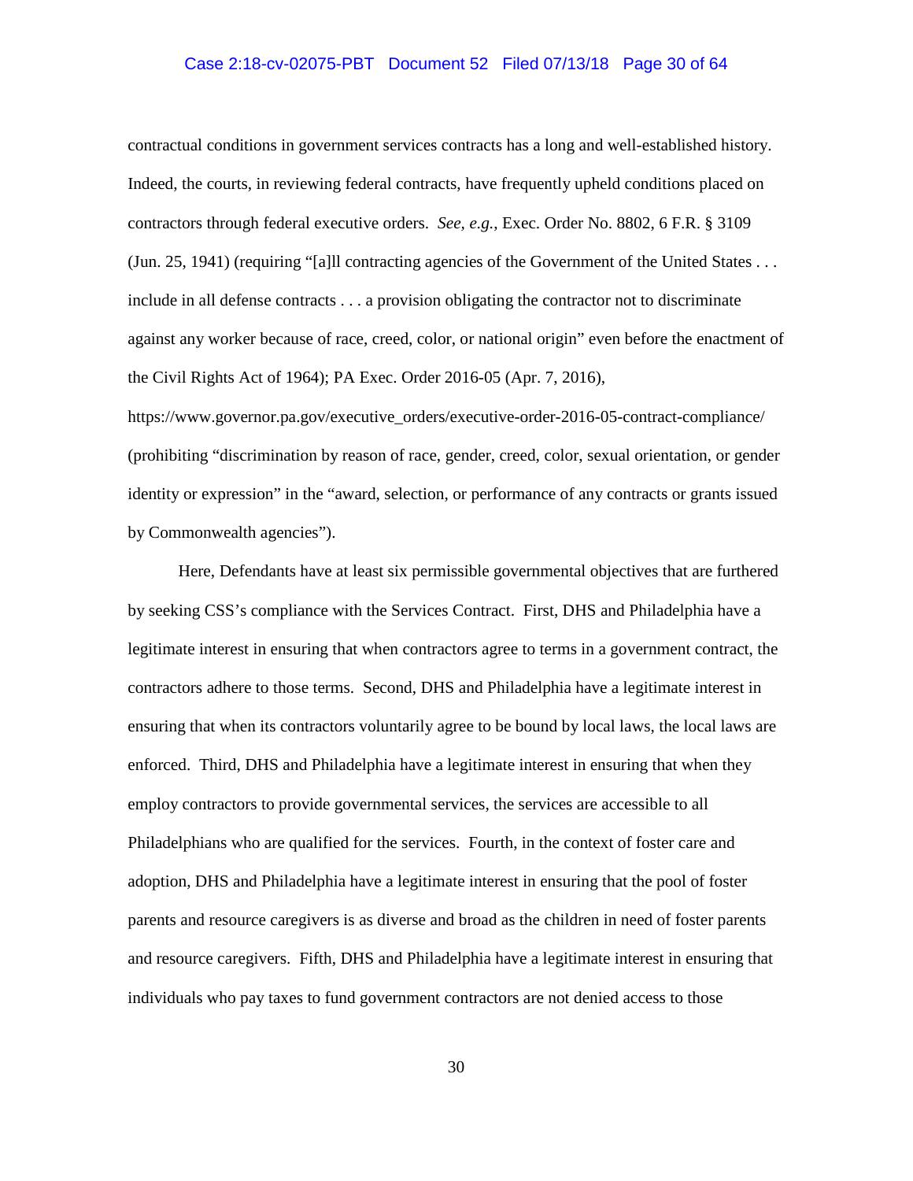contractual conditions in government services contracts has a long and well-established history. Indeed, the courts, in reviewing federal contracts, have frequently upheld conditions placed on contractors through federal executive orders. *See, e.g.*, Exec. Order No. 8802, 6 F.R. § 3109 (Jun. 25, 1941) (requiring "[a]ll contracting agencies of the Government of the United States . . . include in all defense contracts . . . a provision obligating the contractor not to discriminate against any worker because of race, creed, color, or national origin" even before the enactment of the Civil Rights Act of 1964); PA Exec. Order 2016-05 (Apr. 7, 2016), https://www.governor.pa.gov/executive_orders/executive-order-2016-05-contract-compliance/ (prohibiting "discrimination by reason of race, gender, creed, color, sexual orientation, or gender identity or expression" in the "award, selection, or performance of any contracts or grants issued by Commonwealth agencies").

Here, Defendants have at least six permissible governmental objectives that are furthered by seeking CSS's compliance with the Services Contract. First, DHS and Philadelphia have a legitimate interest in ensuring that when contractors agree to terms in a government contract, the contractors adhere to those terms. Second, DHS and Philadelphia have a legitimate interest in ensuring that when its contractors voluntarily agree to be bound by local laws, the local laws are enforced. Third, DHS and Philadelphia have a legitimate interest in ensuring that when they employ contractors to provide governmental services, the services are accessible to all Philadelphians who are qualified for the services. Fourth, in the context of foster care and adoption, DHS and Philadelphia have a legitimate interest in ensuring that the pool of foster parents and resource caregivers is as diverse and broad as the children in need of foster parents and resource caregivers. Fifth, DHS and Philadelphia have a legitimate interest in ensuring that individuals who pay taxes to fund government contractors are not denied access to those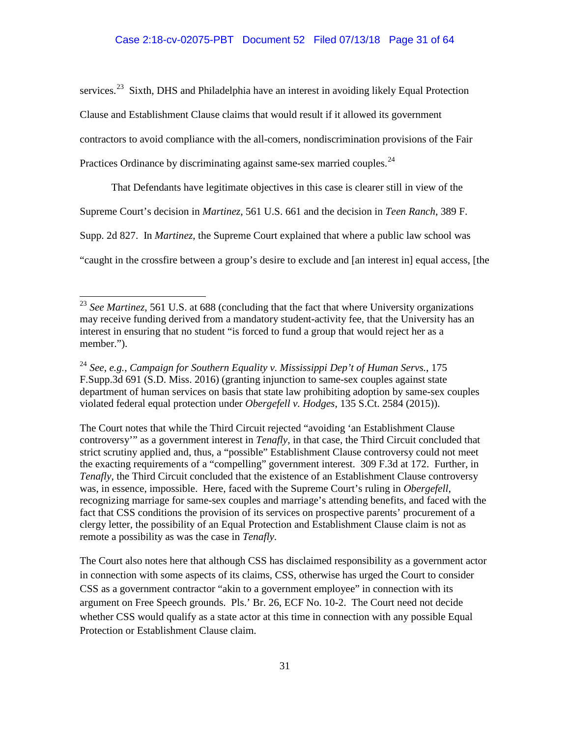services.[23] Sixth, DHS and Philadelphia have an interest in avoiding likely Equal Protection Clause and Establishment Clause claims that would result if it allowed its government contractors to avoid compliance with the all-comers, nondiscrimination provisions of the Fair Practices Ordinance by discriminating against same-sex married couples.[24]

That Defendants have legitimate objectives in this case is clearer still in view of the Supreme Court's decision in *Martinez*, 561 U.S. 661 and the decision in *Teen Ranch*, 389 F. Supp. 2d 827. In *Martinez*, the Supreme Court explained that where a public law school was "caught in the crossfire between a group's desire to exclude and [an interest in] equal access, [the

---

[23] *See Martinez*, 561 U.S. at 688 (concluding that the fact that where University organizations may receive funding derived from a mandatory student-activity fee, that the University has an interest in ensuring that no student "is forced to fund a group that would reject her as a member.").

[24] *See, e.g.*, *Campaign for Southern Equality v. Mississippi Dep't of Human Servs.*, 175 F.Supp.3d 691 (S.D. Miss. 2016) (granting injunction to same-sex couples against state department of human services on basis that state law prohibiting adoption by same-sex couples violated federal equal protection under *Obergefell v. Hodges*, 135 S.Ct. 2584 (2015)).

The Court notes that while the Third Circuit rejected "avoiding 'an Establishment Clause controversy'" as a government interest in *Tenafly*, in that case, the Third Circuit concluded that strict scrutiny applied and, thus, a "possible" Establishment Clause controversy could not meet the exacting requirements of a "compelling" government interest. 309 F.3d at 172. Further, in *Tenafly*, the Third Circuit concluded that the existence of an Establishment Clause controversy was, in essence, impossible. Here, faced with the Supreme Court's ruling in *Obergefell*, recognizing marriage for same-sex couples and marriage's attending benefits, and faced with the fact that CSS conditions the provision of its services on prospective parents' procurement of a clergy letter, the possibility of an Equal Protection and Establishment Clause claim is not as remote a possibility as was the case in *Tenafly*.

The Court also notes here that although CSS has disclaimed responsibility as a government actor in connection with some aspects of its claims, CSS, otherwise has urged the Court to consider CSS as a government contractor "akin to a government employee" in connection with its argument on Free Speech grounds. Pls.' Br. 26, ECF No. 10-2. The Court need not decide whether CSS would qualify as a state actor at this time in connection with any possible Equal Protection or Establishment Clause claim.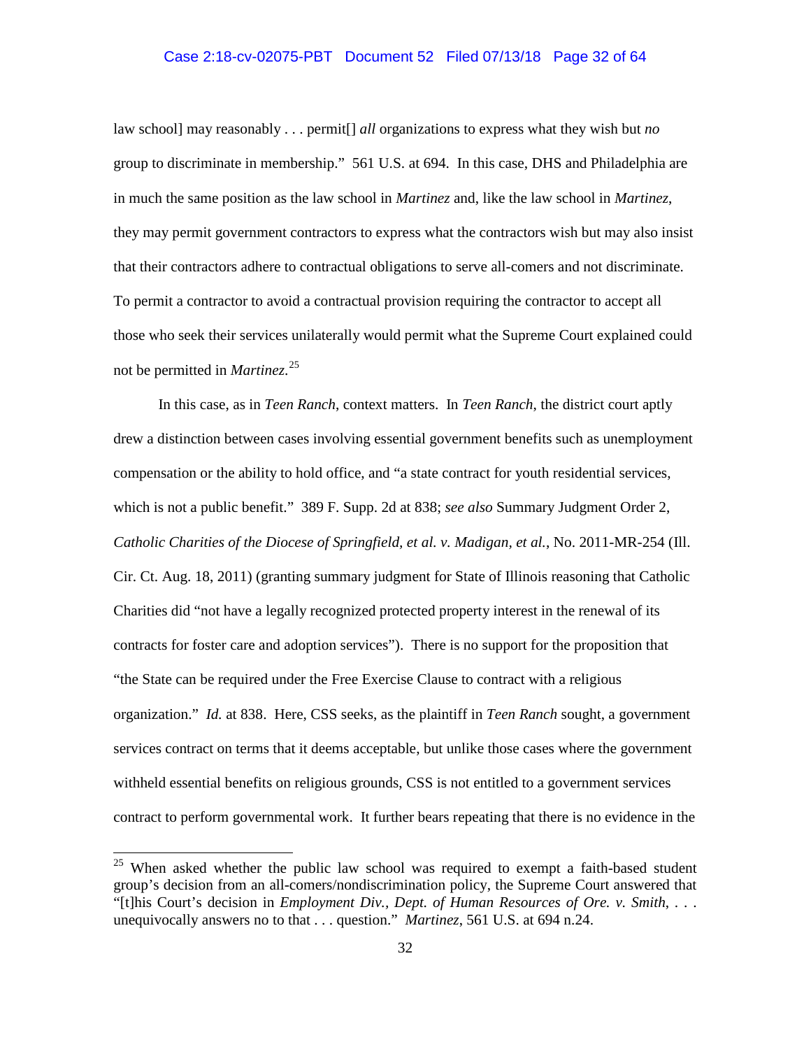law school] may reasonably . . . permit[] *all* organizations to express what they wish but *no* group to discriminate in membership." 561 U.S. at 694. In this case, DHS and Philadelphia are in much the same position as the law school in *Martinez* and, like the law school in *Martinez*, they may permit government contractors to express what the contractors wish but may also insist that their contractors adhere to contractual obligations to serve all-comers and not discriminate. To permit a contractor to avoid a contractual provision requiring the contractor to accept all those who seek their services unilaterally would permit what the Supreme Court explained could not be permitted in *Martinez*.[25]

In this case, as in *Teen Ranch*, context matters. In *Teen Ranch*, the district court aptly drew a distinction between cases involving essential government benefits such as unemployment compensation or the ability to hold office, and "a state contract for youth residential services, which is not a public benefit." 389 F. Supp. 2d at 838; *see also* Summary Judgment Order 2, *Catholic Charities of the Diocese of Springfield, et al. v. Madigan, et al.*, No. 2011-MR-254 (Ill. Cir. Ct. Aug. 18, 2011) (granting summary judgment for State of Illinois reasoning that Catholic Charities did "not have a legally recognized protected property interest in the renewal of its contracts for foster care and adoption services"). There is no support for the proposition that "the State can be required under the Free Exercise Clause to contract with a religious organization." *Id.* at 838. Here, CSS seeks, as the plaintiff in *Teen Ranch* sought, a government services contract on terms that it deems acceptable, but unlike those cases where the government withheld essential benefits on religious grounds, CSS is not entitled to a government services contract to perform governmental work. It further bears repeating that there is no evidence in the

---

[25] When asked whether the public law school was required to exempt a faith-based student group's decision from an all-comers/nondiscrimination policy, the Supreme Court answered that "[t]his Court's decision in *Employment Div., Dept. of Human Resources of Ore. v. Smith*, . . . unequivocally answers no to that . . . question." *Martinez*, 561 U.S. at 694 n.24.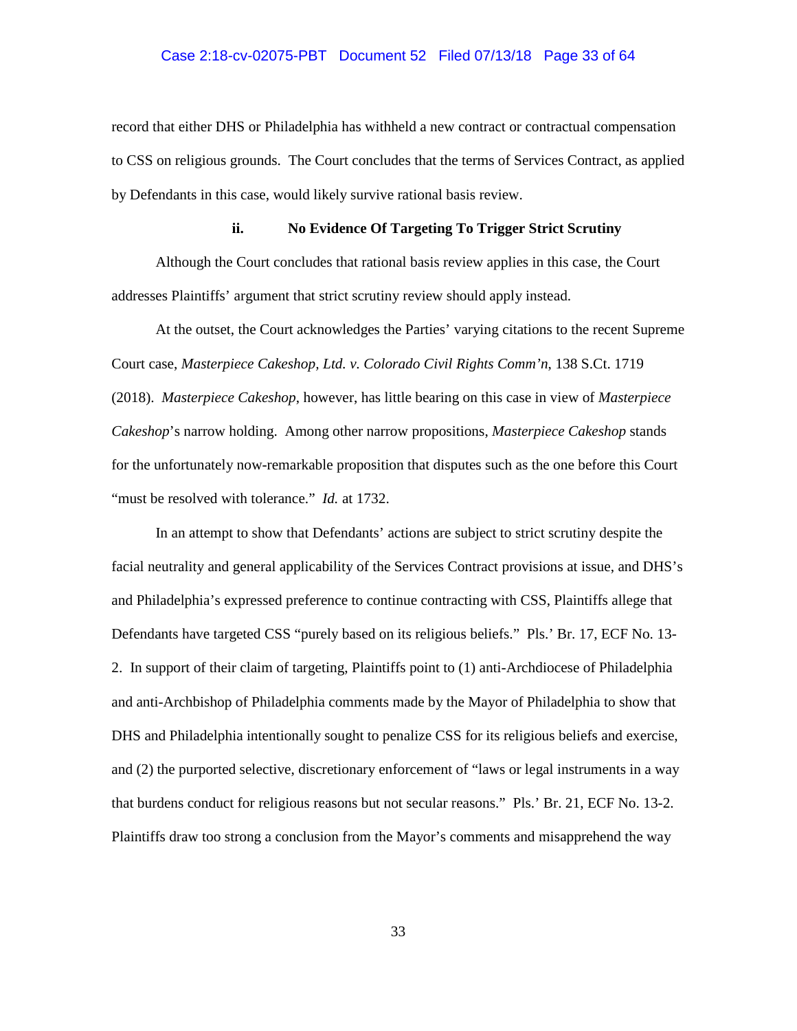record that either DHS or Philadelphia has withheld a new contract or contractual compensation to CSS on religious grounds. The Court concludes that the terms of Services Contract, as applied by Defendants in this case, would likely survive rational basis review.

**ii. No Evidence Of Targeting To Trigger Strict Scrutiny**

Although the Court concludes that rational basis review applies in this case, the Court addresses Plaintiffs' argument that strict scrutiny review should apply instead.

At the outset, the Court acknowledges the Parties' varying citations to the recent Supreme Court case, *Masterpiece Cakeshop, Ltd. v. Colorado Civil Rights Comm'n*, 138 S.Ct. 1719 (2018). *Masterpiece Cakeshop*, however, has little bearing on this case in view of *Masterpiece Cakeshop*'s narrow holding. Among other narrow propositions, *Masterpiece Cakeshop* stands for the unfortunately now-remarkable proposition that disputes such as the one before this Court "must be resolved with tolerance." *Id.* at 1732.

In an attempt to show that Defendants' actions are subject to strict scrutiny despite the facial neutrality and general applicability of the Services Contract provisions at issue, and DHS's and Philadelphia's expressed preference to continue contracting with CSS, Plaintiffs allege that Defendants have targeted CSS "purely based on its religious beliefs." Pls.' Br. 17, ECF No. 13-2. In support of their claim of targeting, Plaintiffs point to (1) anti-Archdiocese of Philadelphia and anti-Archbishop of Philadelphia comments made by the Mayor of Philadelphia to show that DHS and Philadelphia intentionally sought to penalize CSS for its religious beliefs and exercise, and (2) the purported selective, discretionary enforcement of "laws or legal instruments in a way that burdens conduct for religious reasons but not secular reasons." Pls.' Br. 21, ECF No. 13-2. Plaintiffs draw too strong a conclusion from the Mayor's comments and misapprehend the way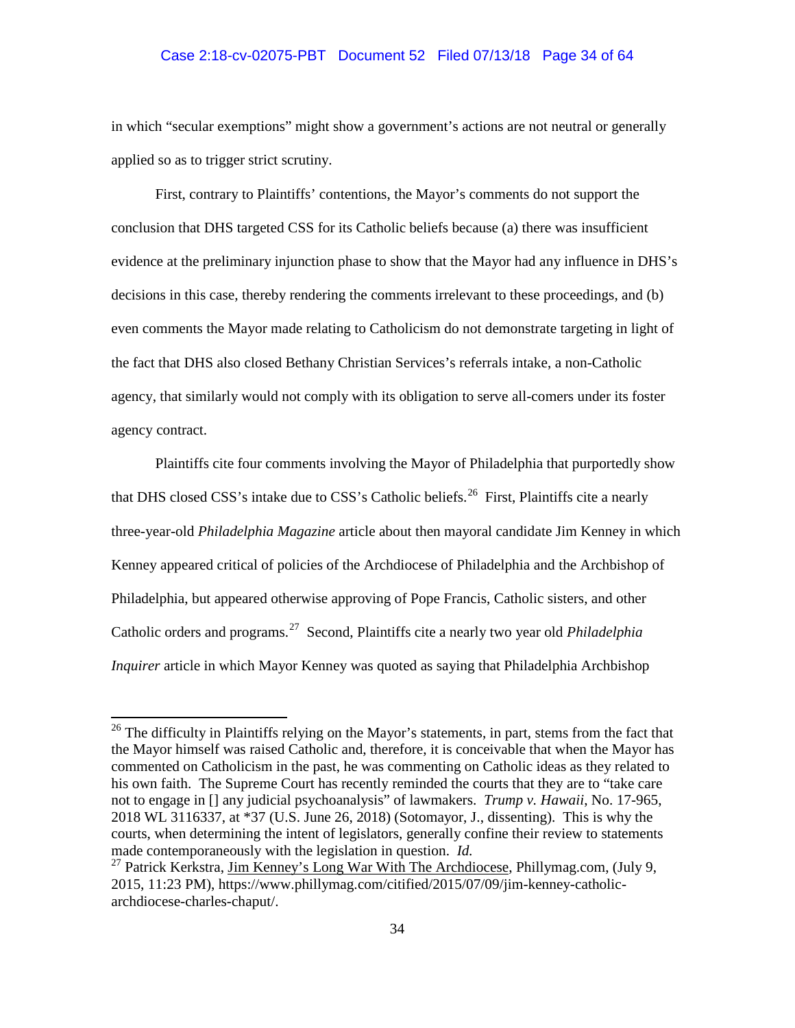in which "secular exemptions" might show a government's actions are not neutral or generally applied so as to trigger strict scrutiny.

First, contrary to Plaintiffs' contentions, the Mayor's comments do not support the conclusion that DHS targeted CSS for its Catholic beliefs because (a) there was insufficient evidence at the preliminary injunction phase to show that the Mayor had any influence in DHS's decisions in this case, thereby rendering the comments irrelevant to these proceedings, and (b) even comments the Mayor made relating to Catholicism do not demonstrate targeting in light of the fact that DHS also closed Bethany Christian Services's referrals intake, a non-Catholic agency, that similarly would not comply with its obligation to serve all-comers under its foster agency contract.

Plaintiffs cite four comments involving the Mayor of Philadelphia that purportedly show that DHS closed CSS's intake due to CSS's Catholic beliefs.[26] First, Plaintiffs cite a nearly three-year-old *Philadelphia Magazine* article about then mayoral candidate Jim Kenney in which Kenney appeared critical of policies of the Archdiocese of Philadelphia and the Archbishop of Philadelphia, but appeared otherwise approving of Pope Francis, Catholic sisters, and other Catholic orders and programs.[27] Second, Plaintiffs cite a nearly two year old *Philadelphia Inquirer* article in which Mayor Kenney was quoted as saying that Philadelphia Archbishop

---

[26] The difficulty in Plaintiffs relying on the Mayor's statements, in part, stems from the fact that the Mayor himself was raised Catholic and, therefore, it is conceivable that when the Mayor has commented on Catholicism in the past, he was commenting on Catholic ideas as they related to his own faith. The Supreme Court has recently reminded the courts that they are to "take care not to engage in [] any judicial psychoanalysis" of lawmakers. *Trump v. Hawaii*, No. 17-965, 2018 WL 3116337, at *37 (U.S. June 26, 2018) (Sotomayor, J., dissenting). This is why the courts, when determining the intent of legislators, generally confine their review to statements made contemporaneously with the legislation in question. *Id.*

[27] Patrick Kerkstra, Jim Kenney's Long War With The Archdiocese, Phillymag.com, (July 9, 2015, 11:23 PM), https://www.phillymag.com/citified/2015/07/09/jim-kenney-catholic-archdiocese-charles-chaput/.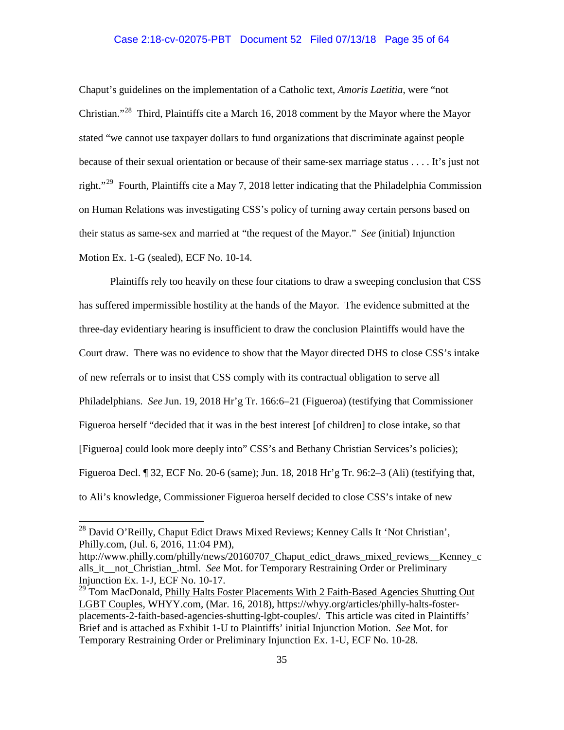Chaput's guidelines on the implementation of a Catholic text, *Amoris Laetitia*, were "not Christian."[28] Third, Plaintiffs cite a March 16, 2018 comment by the Mayor where the Mayor stated "we cannot use taxpayer dollars to fund organizations that discriminate against people because of their sexual orientation or because of their same-sex marriage status . . . . It's just not right."[29] Fourth, Plaintiffs cite a May 7, 2018 letter indicating that the Philadelphia Commission on Human Relations was investigating CSS's policy of turning away certain persons based on their status as same-sex and married at "the request of the Mayor." *See* (initial) Injunction Motion Ex. 1-G (sealed), ECF No. 10-14.

Plaintiffs rely too heavily on these four citations to draw a sweeping conclusion that CSS has suffered impermissible hostility at the hands of the Mayor. The evidence submitted at the three-day evidentiary hearing is insufficient to draw the conclusion Plaintiffs would have the Court draw. There was no evidence to show that the Mayor directed DHS to close CSS's intake of new referrals or to insist that CSS comply with its contractual obligation to serve all Philadelphians. *See* Jun. 19, 2018 Hr'g Tr. 166:6–21 (Figueroa) (testifying that Commissioner Figueroa herself "decided that it was in the best interest [of children] to close intake, so that [Figueroa] could look more deeply into" CSS's and Bethany Christian Services's policies); Figueroa Decl. ¶ 32, ECF No. 20-6 (same); Jun. 18, 2018 Hr'g Tr. 96:2–3 (Ali) (testifying that, to Ali's knowledge, Commissioner Figueroa herself decided to close CSS's intake of new

---

[28] David O'Reilly, Chaput Edict Draws Mixed Reviews; Kenney Calls It 'Not Christian', Philly.com, (Jul. 6, 2016, 11:04 PM), http://www.philly.com/philly/news/20160707_Chaput_edict_draws_mixed_reviews__Kenney_calls_it__not_Christian_.html. *See* Mot. for Temporary Restraining Order or Preliminary Injunction Ex. 1-J, ECF No. 10-17.

[29] Tom MacDonald, Philly Halts Foster Placements With 2 Faith-Based Agencies Shutting Out LGBT Couples, WHYY.com, (Mar. 16, 2018), https://whyy.org/articles/philly-halts-foster-placements-2-faith-based-agencies-shutting-lgbt-couples/. This article was cited in Plaintiffs' Brief and is attached as Exhibit 1-U to Plaintiffs' initial Injunction Motion. *See* Mot. for Temporary Restraining Order or Preliminary Injunction Ex. 1-U, ECF No. 10-28.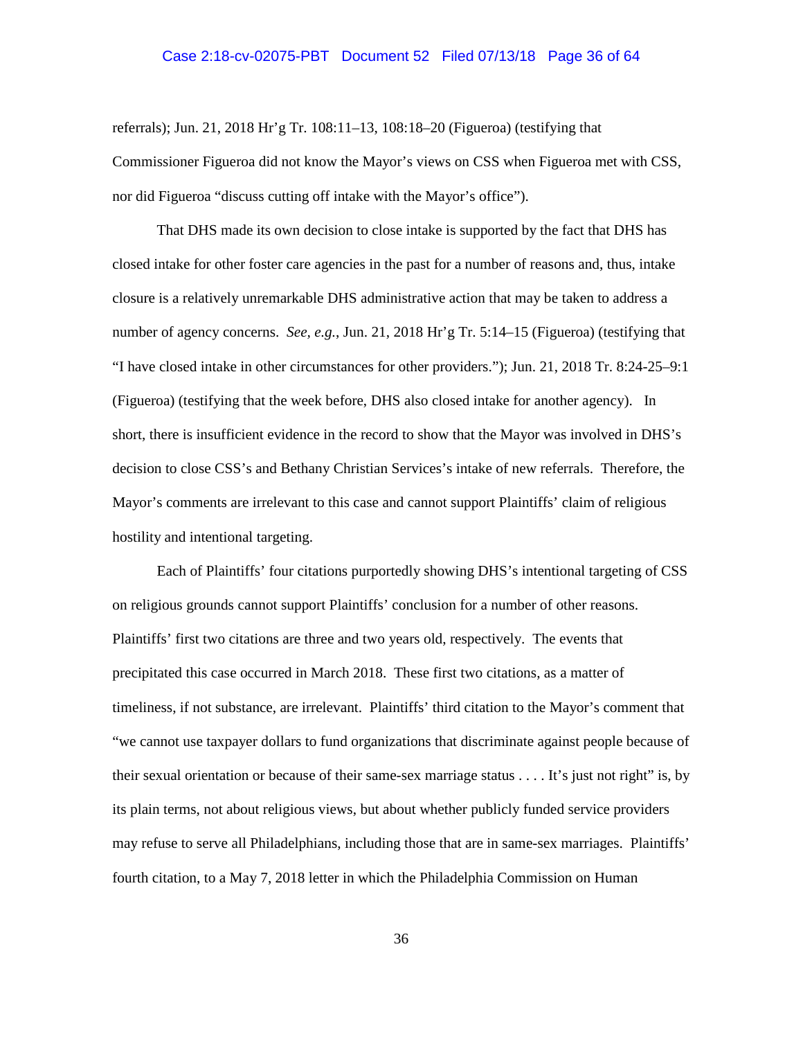referrals); Jun. 21, 2018 Hr'g Tr. 108:11–13, 108:18–20 (Figueroa) (testifying that Commissioner Figueroa did not know the Mayor's views on CSS when Figueroa met with CSS, nor did Figueroa "discuss cutting off intake with the Mayor's office").

That DHS made its own decision to close intake is supported by the fact that DHS has closed intake for other foster care agencies in the past for a number of reasons and, thus, intake closure is a relatively unremarkable DHS administrative action that may be taken to address a number of agency concerns. *See, e.g.*, Jun. 21, 2018 Hr'g Tr. 5:14–15 (Figueroa) (testifying that "I have closed intake in other circumstances for other providers."); Jun. 21, 2018 Tr. 8:24-25–9:1 (Figueroa) (testifying that the week before, DHS also closed intake for another agency). In short, there is insufficient evidence in the record to show that the Mayor was involved in DHS's decision to close CSS's and Bethany Christian Services's intake of new referrals. Therefore, the Mayor's comments are irrelevant to this case and cannot support Plaintiffs' claim of religious hostility and intentional targeting.

Each of Plaintiffs' four citations purportedly showing DHS's intentional targeting of CSS on religious grounds cannot support Plaintiffs' conclusion for a number of other reasons. Plaintiffs' first two citations are three and two years old, respectively. The events that precipitated this case occurred in March 2018. These first two citations, as a matter of timeliness, if not substance, are irrelevant. Plaintiffs' third citation to the Mayor's comment that "we cannot use taxpayer dollars to fund organizations that discriminate against people because of their sexual orientation or because of their same-sex marriage status . . . . It's just not right" is, by its plain terms, not about religious views, but about whether publicly funded service providers may refuse to serve all Philadelphians, including those that are in same-sex marriages. Plaintiffs' fourth citation, to a May 7, 2018 letter in which the Philadelphia Commission on Human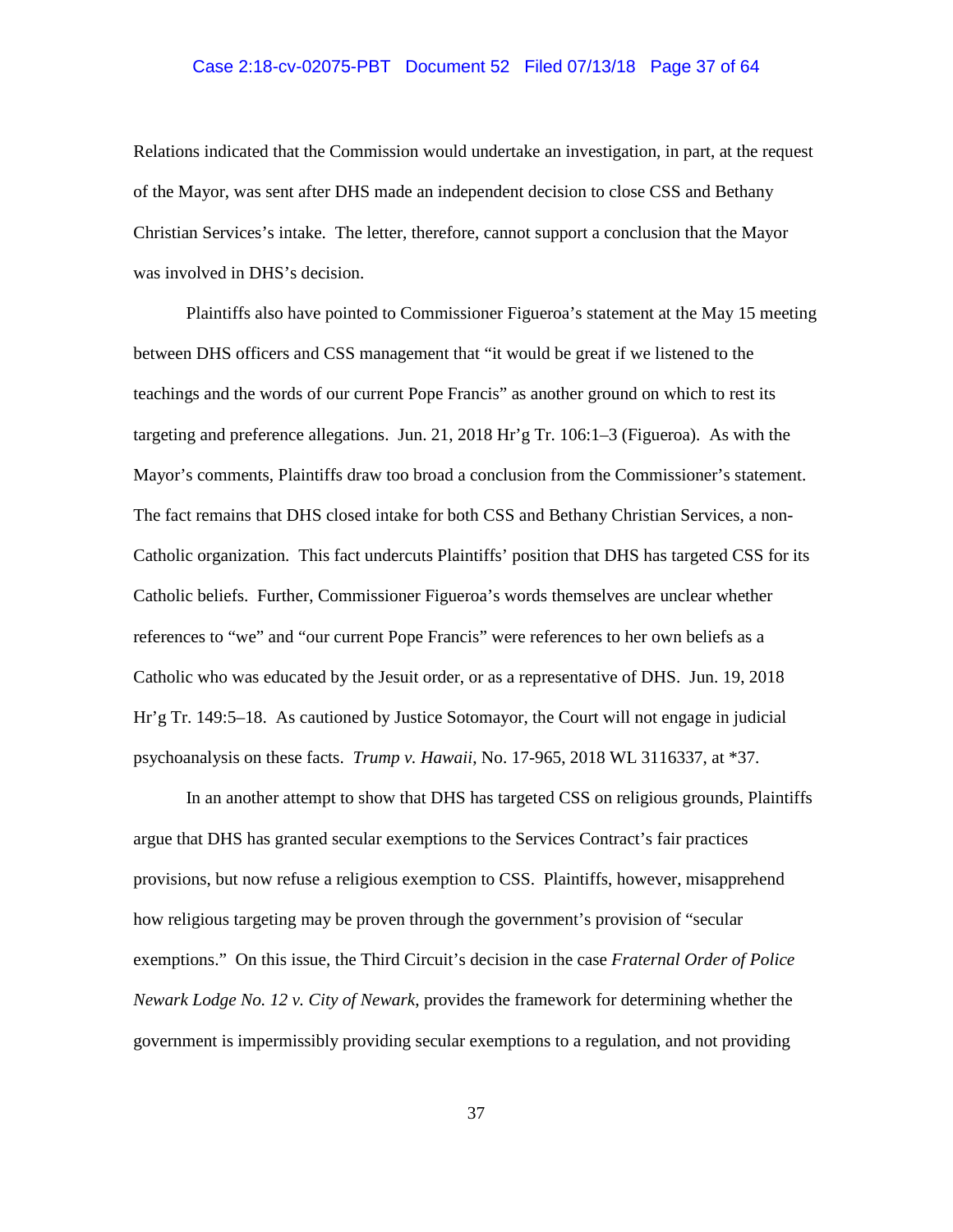Relations indicated that the Commission would undertake an investigation, in part, at the request of the Mayor, was sent after DHS made an independent decision to close CSS and Bethany Christian Services's intake. The letter, therefore, cannot support a conclusion that the Mayor was involved in DHS's decision.

Plaintiffs also have pointed to Commissioner Figueroa's statement at the May 15 meeting between DHS officers and CSS management that "it would be great if we listened to the teachings and the words of our current Pope Francis" as another ground on which to rest its targeting and preference allegations. Jun. 21, 2018 Hr'g Tr. 106:1–3 (Figueroa). As with the Mayor's comments, Plaintiffs draw too broad a conclusion from the Commissioner's statement. The fact remains that DHS closed intake for both CSS and Bethany Christian Services, a non-Catholic organization. This fact undercuts Plaintiffs' position that DHS has targeted CSS for its Catholic beliefs. Further, Commissioner Figueroa's words themselves are unclear whether references to "we" and "our current Pope Francis" were references to her own beliefs as a Catholic who was educated by the Jesuit order, or as a representative of DHS. Jun. 19, 2018 Hr'g Tr. 149:5–18. As cautioned by Justice Sotomayor, the Court will not engage in judicial psychoanalysis on these facts. *Trump v. Hawaii*, No. 17-965, 2018 WL 3116337, at *37.

In an another attempt to show that DHS has targeted CSS on religious grounds, Plaintiffs argue that DHS has granted secular exemptions to the Services Contract's fair practices provisions, but now refuse a religious exemption to CSS. Plaintiffs, however, misapprehend how religious targeting may be proven through the government's provision of "secular exemptions." On this issue, the Third Circuit's decision in the case *Fraternal Order of Police Newark Lodge No. 12 v. City of Newark*, provides the framework for determining whether the government is impermissibly providing secular exemptions to a regulation, and not providing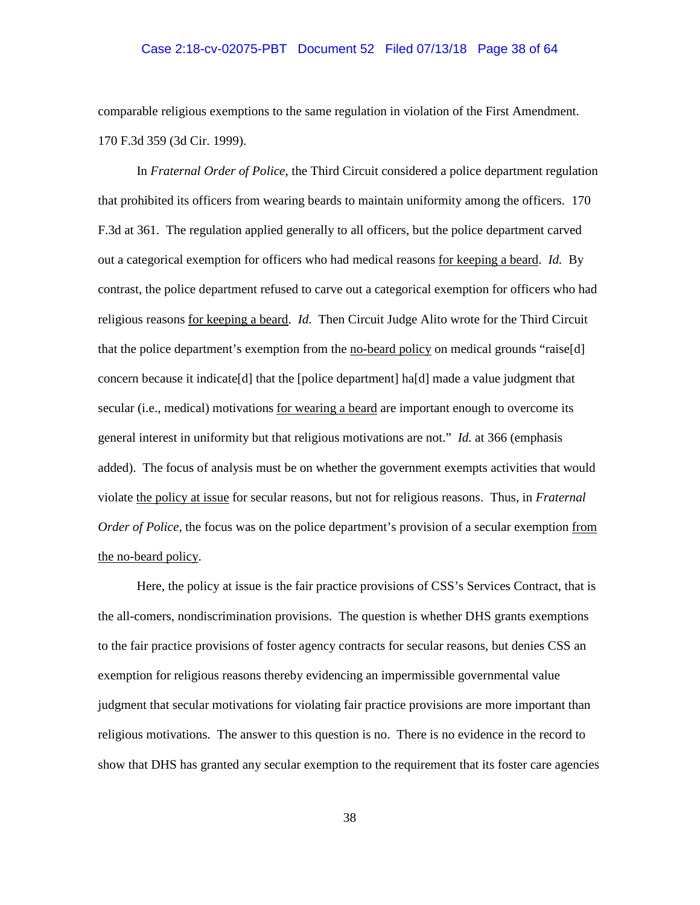comparable religious exemptions to the same regulation in violation of the First Amendment. 170 F.3d 359 (3d Cir. 1999).

In *Fraternal Order of Police*, the Third Circuit considered a police department regulation that prohibited its officers from wearing beards to maintain uniformity among the officers. 170 F.3d at 361. The regulation applied generally to all officers, but the police department carved out a categorical exemption for officers who had medical reasons <u>for keeping a beard</u>. *Id.* By contrast, the police department refused to carve out a categorical exemption for officers who had religious reasons <u>for keeping a beard</u>. *Id.* Then Circuit Judge Alito wrote for the Third Circuit that the police department's exemption from the <u>no-beard policy</u> on medical grounds "raise[d] concern because it indicate[d] that the [police department] ha[d] made a value judgment that secular (i.e., medical) motivations <u>for wearing a beard</u> are important enough to overcome its general interest in uniformity but that religious motivations are not." *Id.* at 366 (emphasis added). The focus of analysis must be on whether the government exempts activities that would violate <u>the policy at issue</u> for secular reasons, but not for religious reasons. Thus, in *Fraternal Order of Police*, the focus was on the police department's provision of a secular exemption <u>from the no-beard policy</u>.

Here, the policy at issue is the fair practice provisions of CSS's Services Contract, that is the all-comers, nondiscrimination provisions. The question is whether DHS grants exemptions to the fair practice provisions of foster agency contracts for secular reasons, but denies CSS an exemption for religious reasons thereby evidencing an impermissible governmental value judgment that secular motivations for violating fair practice provisions are more important than religious motivations. The answer to this question is no. There is no evidence in the record to show that DHS has granted any secular exemption to the requirement that its foster care agencies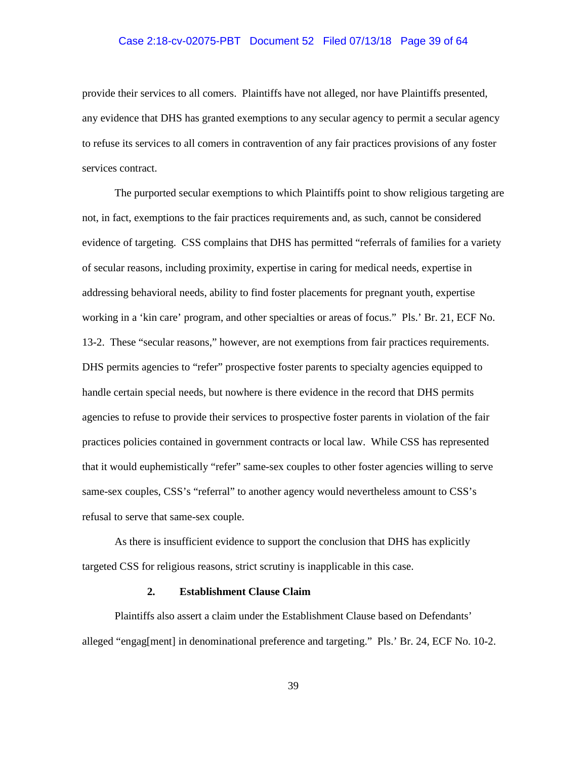provide their services to all comers. Plaintiffs have not alleged, nor have Plaintiffs presented, any evidence that DHS has granted exemptions to any secular agency to permit a secular agency to refuse its services to all comers in contravention of any fair practices provisions of any foster services contract.

The purported secular exemptions to which Plaintiffs point to show religious targeting are not, in fact, exemptions to the fair practices requirements and, as such, cannot be considered evidence of targeting. CSS complains that DHS has permitted "referrals of families for a variety of secular reasons, including proximity, expertise in caring for medical needs, expertise in addressing behavioral needs, ability to find foster placements for pregnant youth, expertise working in a 'kin care' program, and other specialties or areas of focus." Pls.' Br. 21, ECF No. 13-2. These "secular reasons," however, are not exemptions from fair practices requirements. DHS permits agencies to "refer" prospective foster parents to specialty agencies equipped to handle certain special needs, but nowhere is there evidence in the record that DHS permits agencies to refuse to provide their services to prospective foster parents in violation of the fair practices policies contained in government contracts or local law. While CSS has represented that it would euphemistically "refer" same-sex couples to other foster agencies willing to serve same-sex couples, CSS's "referral" to another agency would nevertheless amount to CSS's refusal to serve that same-sex couple.

As there is insufficient evidence to support the conclusion that DHS has explicitly targeted CSS for religious reasons, strict scrutiny is inapplicable in this case.

### 2. Establishment Clause Claim

Plaintiffs also assert a claim under the Establishment Clause based on Defendants' alleged "engag[ment] in denominational preference and targeting." Pls.' Br. 24, ECF No. 10-2.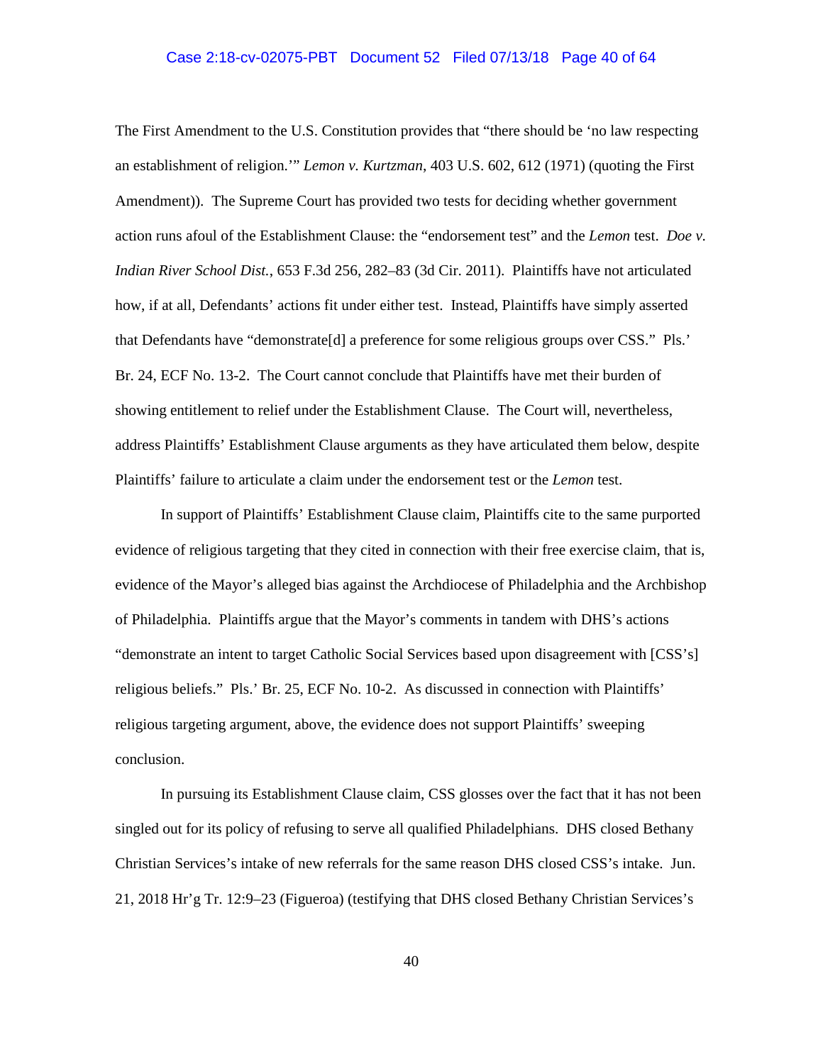The First Amendment to the U.S. Constitution provides that "there should be 'no law respecting an establishment of religion.'" *Lemon v. Kurtzman*, 403 U.S. 602, 612 (1971) (quoting the First Amendment)). The Supreme Court has provided two tests for deciding whether government action runs afoul of the Establishment Clause: the "endorsement test" and the *Lemon* test. *Doe v. Indian River School Dist.*, 653 F.3d 256, 282–83 (3d Cir. 2011). Plaintiffs have not articulated how, if at all, Defendants' actions fit under either test. Instead, Plaintiffs have simply asserted that Defendants have "demonstrate[d] a preference for some religious groups over CSS." Pls.' Br. 24, ECF No. 13-2. The Court cannot conclude that Plaintiffs have met their burden of showing entitlement to relief under the Establishment Clause. The Court will, nevertheless, address Plaintiffs' Establishment Clause arguments as they have articulated them below, despite Plaintiffs' failure to articulate a claim under the endorsement test or the *Lemon* test.

In support of Plaintiffs' Establishment Clause claim, Plaintiffs cite to the same purported evidence of religious targeting that they cited in connection with their free exercise claim, that is, evidence of the Mayor's alleged bias against the Archdiocese of Philadelphia and the Archbishop of Philadelphia. Plaintiffs argue that the Mayor's comments in tandem with DHS's actions "demonstrate an intent to target Catholic Social Services based upon disagreement with [CSS's] religious beliefs." Pls.' Br. 25, ECF No. 10-2. As discussed in connection with Plaintiffs' religious targeting argument, above, the evidence does not support Plaintiffs' sweeping conclusion.

In pursuing its Establishment Clause claim, CSS glosses over the fact that it has not been singled out for its policy of refusing to serve all qualified Philadelphians. DHS closed Bethany Christian Services's intake of new referrals for the same reason DHS closed CSS's intake. Jun. 21, 2018 Hr'g Tr. 12:9–23 (Figueroa) (testifying that DHS closed Bethany Christian Services's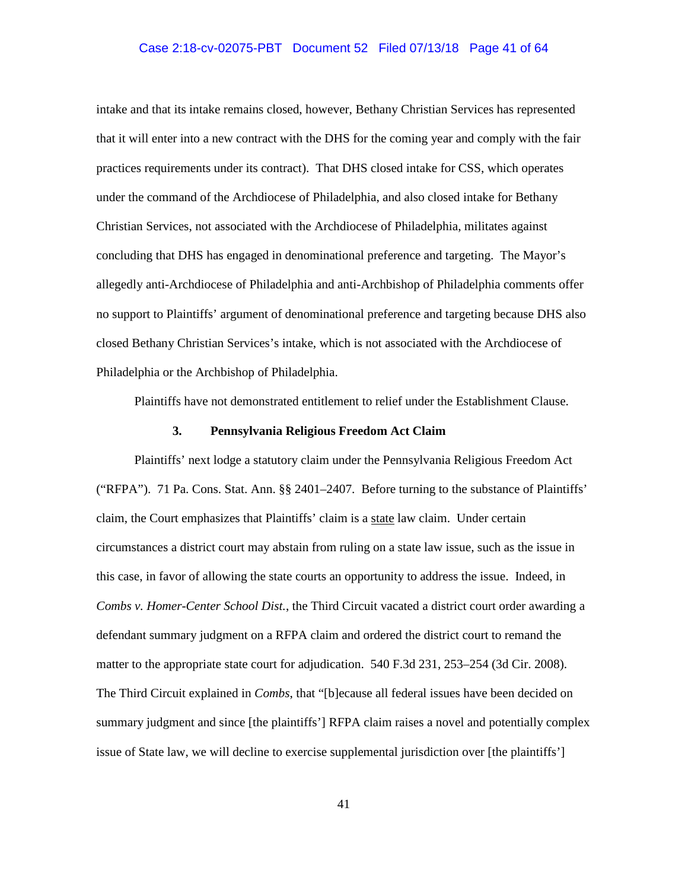intake and that its intake remains closed, however, Bethany Christian Services has represented that it will enter into a new contract with the DHS for the coming year and comply with the fair practices requirements under its contract). That DHS closed intake for CSS, which operates under the command of the Archdiocese of Philadelphia, and also closed intake for Bethany Christian Services, not associated with the Archdiocese of Philadelphia, militates against concluding that DHS has engaged in denominational preference and targeting. The Mayor's allegedly anti-Archdiocese of Philadelphia and anti-Archbishop of Philadelphia comments offer no support to Plaintiffs' argument of denominational preference and targeting because DHS also closed Bethany Christian Services's intake, which is not associated with the Archdiocese of Philadelphia or the Archbishop of Philadelphia.

Plaintiffs have not demonstrated entitlement to relief under the Establishment Clause.

### 3. Pennsylvania Religious Freedom Act Claim

Plaintiffs' next lodge a statutory claim under the Pennsylvania Religious Freedom Act ("RFPA"). 71 Pa. Cons. Stat. Ann. §§ 2401–2407. Before turning to the substance of Plaintiffs' claim, the Court emphasizes that Plaintiffs' claim is a <u>state</u> law claim. Under certain circumstances a district court may abstain from ruling on a state law issue, such as the issue in this case, in favor of allowing the state courts an opportunity to address the issue. Indeed, in *Combs v. Homer-Center School Dist.*, the Third Circuit vacated a district court order awarding a defendant summary judgment on a RFPA claim and ordered the district court to remand the matter to the appropriate state court for adjudication. 540 F.3d 231, 253–254 (3d Cir. 2008). The Third Circuit explained in *Combs*, that "[b]ecause all federal issues have been decided on summary judgment and since [the plaintiffs'] RFPA claim raises a novel and potentially complex issue of State law, we will decline to exercise supplemental jurisdiction over [the plaintiffs']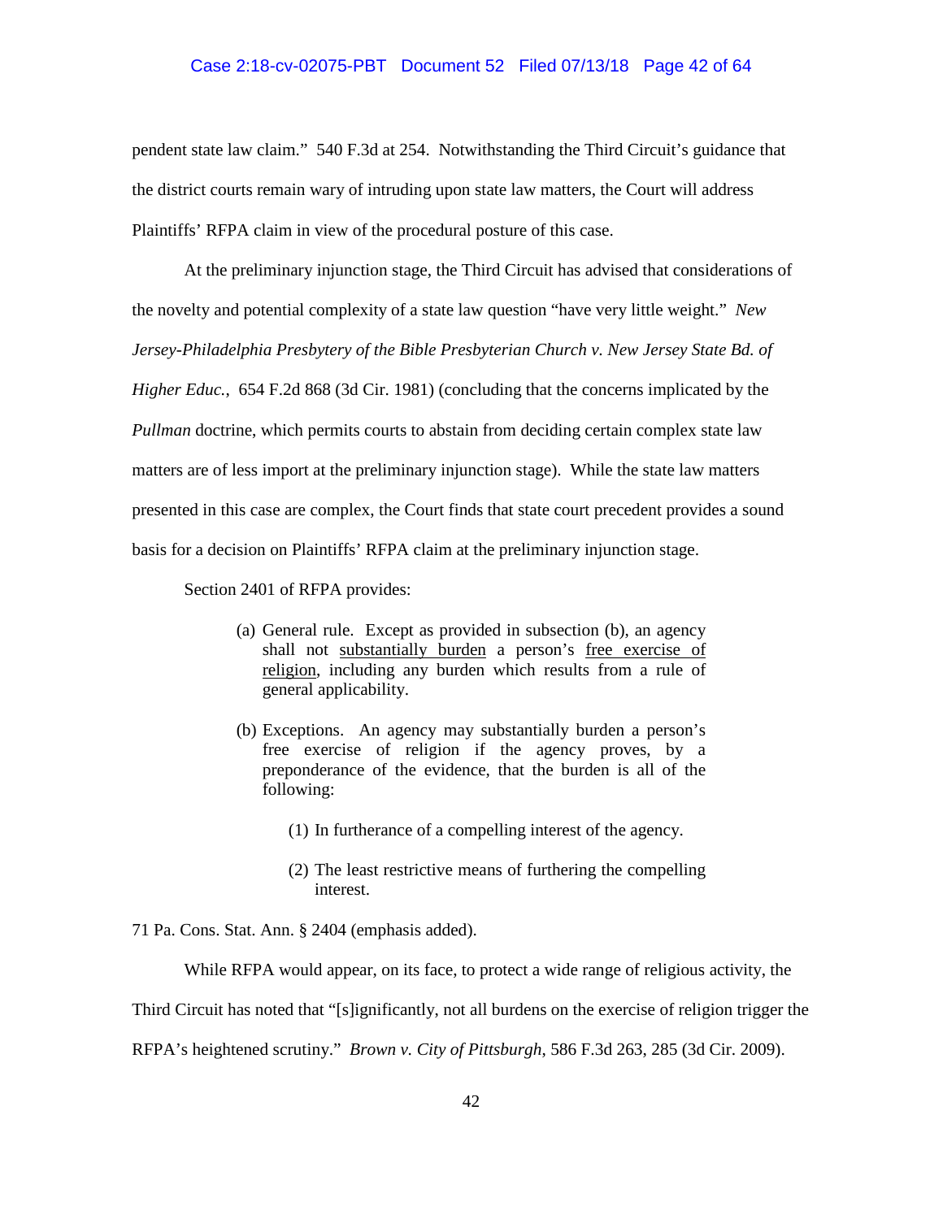pendent state law claim." 540 F.3d at 254. Notwithstanding the Third Circuit's guidance that the district courts remain wary of intruding upon state law matters, the Court will address Plaintiffs' RFPA claim in view of the procedural posture of this case.

At the preliminary injunction stage, the Third Circuit has advised that considerations of the novelty and potential complexity of a state law question "have very little weight." *New Jersey-Philadelphia Presbytery of the Bible Presbyterian Church v. New Jersey State Bd. of Higher Educ.*, 654 F.2d 868 (3d Cir. 1981) (concluding that the concerns implicated by the *Pullman* doctrine, which permits courts to abstain from deciding certain complex state law matters are of less import at the preliminary injunction stage). While the state law matters presented in this case are complex, the Court finds that state court precedent provides a sound basis for a decision on Plaintiffs' RFPA claim at the preliminary injunction stage.

Section 2401 of RFPA provides:

> (a) General rule. Except as provided in subsection (b), an agency shall not <u>substantially burden</u> a person's <u>free exercise of religion</u>, including any burden which results from a rule of general applicability.
>
> (b) Exceptions. An agency may substantially burden a person's free exercise of religion if the agency proves, by a preponderance of the evidence, that the burden is all of the following:
>
> (1) In furtherance of a compelling interest of the agency.
>
> (2) The least restrictive means of furthering the compelling interest.

71 Pa. Cons. Stat. Ann. § 2404 (emphasis added).

While RFPA would appear, on its face, to protect a wide range of religious activity, the Third Circuit has noted that "[s]ignificantly, not all burdens on the exercise of religion trigger the RFPA's heightened scrutiny." *Brown v. City of Pittsburgh*, 586 F.3d 263, 285 (3d Cir. 2009).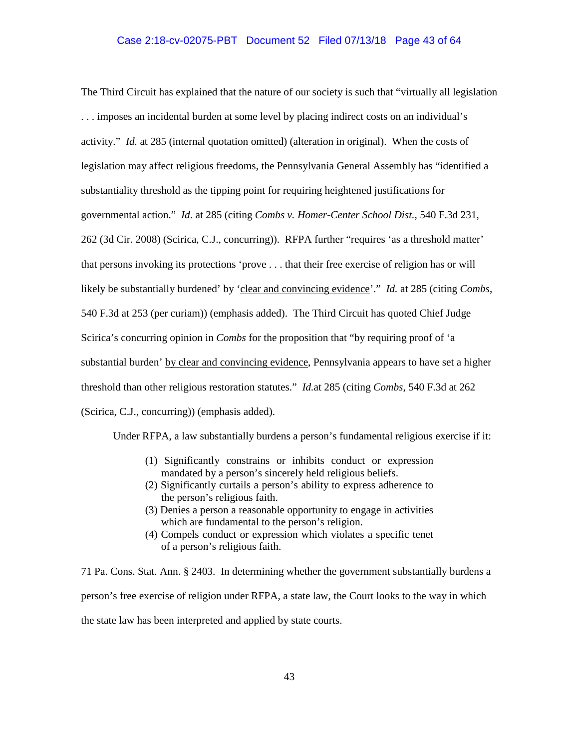The Third Circuit has explained that the nature of our society is such that "virtually all legislation . . . imposes an incidental burden at some level by placing indirect costs on an individual's activity." *Id.* at 285 (internal quotation omitted) (alteration in original). When the costs of legislation may affect religious freedoms, the Pennsylvania General Assembly has "identified a substantiality threshold as the tipping point for requiring heightened justifications for governmental action." *Id.* at 285 (citing *Combs v. Homer-Center School Dist.*, 540 F.3d 231, 262 (3d Cir. 2008) (Scirica, C.J., concurring)). RFPA further "requires 'as a threshold matter' that persons invoking its protections 'prove . . . that their free exercise of religion has or will likely be substantially burdened' by '<u>clear and convincing evidence</u>'." *Id.* at 285 (citing *Combs*, 540 F.3d at 253 (per curiam)) (emphasis added). The Third Circuit has quoted Chief Judge Scirica's concurring opinion in *Combs* for the proposition that "by requiring proof of 'a substantial burden' <u>by clear and convincing evidence</u>, Pennsylvania appears to have set a higher threshold than other religious restoration statutes." *Id.*at 285 (citing *Combs*, 540 F.3d at 262 (Scirica, C.J., concurring)) (emphasis added).

Under RFPA, a law substantially burdens a person's fundamental religious exercise if it:

> (1) Significantly constrains or inhibits conduct or expression mandated by a person's sincerely held religious beliefs.
> (2) Significantly curtails a person's ability to express adherence to the person's religious faith.
> (3) Denies a person a reasonable opportunity to engage in activities which are fundamental to the person's religion.
> (4) Compels conduct or expression which violates a specific tenet of a person's religious faith.

71 Pa. Cons. Stat. Ann. § 2403. In determining whether the government substantially burdens a person's free exercise of religion under RFPA, a state law, the Court looks to the way in which the state law has been interpreted and applied by state courts.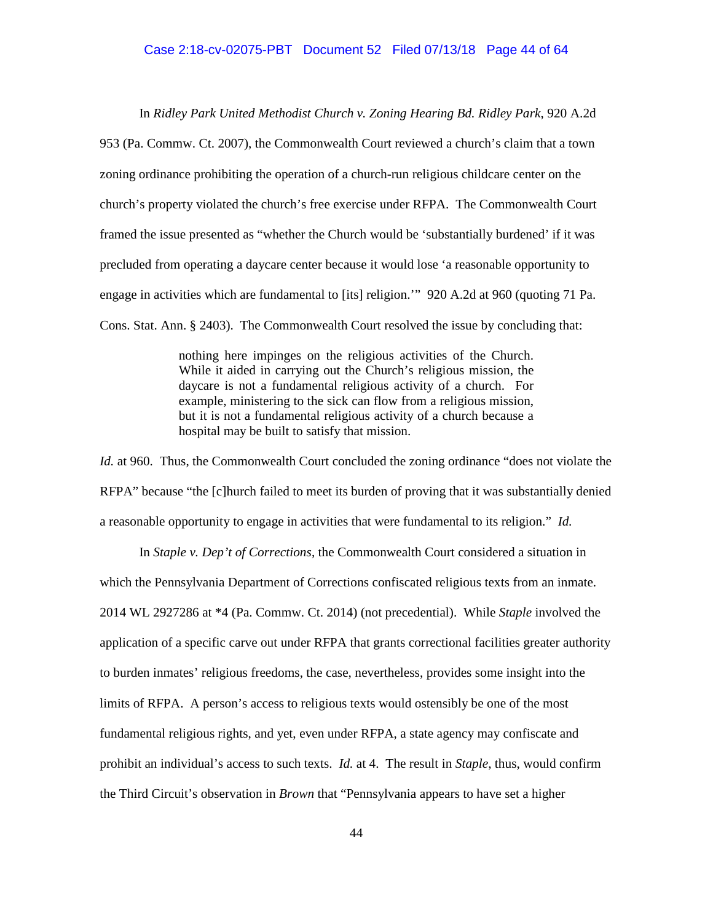In *Ridley Park United Methodist Church v. Zoning Hearing Bd. Ridley Park*, 920 A.2d 953 (Pa. Commw. Ct. 2007), the Commonwealth Court reviewed a church's claim that a town zoning ordinance prohibiting the operation of a church-run religious childcare center on the church's property violated the church's free exercise under RFPA. The Commonwealth Court framed the issue presented as "whether the Church would be 'substantially burdened' if it was precluded from operating a daycare center because it would lose 'a reasonable opportunity to engage in activities which are fundamental to [its] religion.'" 920 A.2d at 960 (quoting 71 Pa. Cons. Stat. Ann. § 2403). The Commonwealth Court resolved the issue by concluding that:

> nothing here impinges on the religious activities of the Church. While it aided in carrying out the Church's religious mission, the daycare is not a fundamental religious activity of a church. For example, ministering to the sick can flow from a religious mission, but it is not a fundamental religious activity of a church because a hospital may be built to satisfy that mission.

*Id.* at 960. Thus, the Commonwealth Court concluded the zoning ordinance "does not violate the RFPA" because "the [c]hurch failed to meet its burden of proving that it was substantially denied a reasonable opportunity to engage in activities that were fundamental to its religion." *Id.*

In *Staple v. Dep't of Corrections*, the Commonwealth Court considered a situation in which the Pennsylvania Department of Corrections confiscated religious texts from an inmate. 2014 WL 2927286 at *4 (Pa. Commw. Ct. 2014) (not precedential). While *Staple* involved the application of a specific carve out under RFPA that grants correctional facilities greater authority to burden inmates' religious freedoms, the case, nevertheless, provides some insight into the limits of RFPA. A person's access to religious texts would ostensibly be one of the most fundamental religious rights, and yet, even under RFPA, a state agency may confiscate and prohibit an individual's access to such texts. *Id.* at 4. The result in *Staple*, thus, would confirm the Third Circuit's observation in *Brown* that "Pennsylvania appears to have set a higher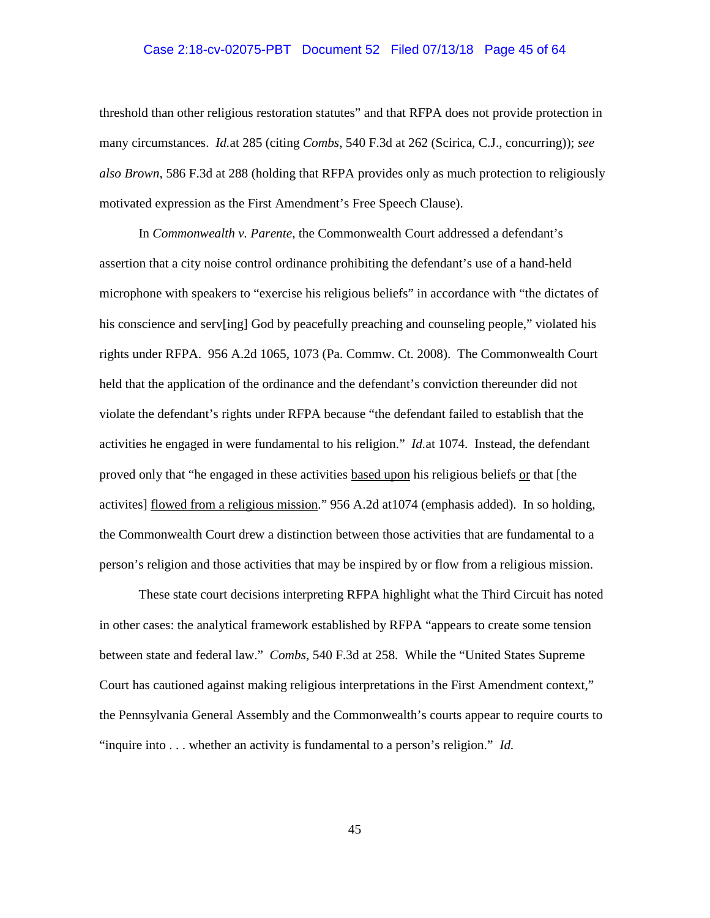threshold than other religious restoration statutes" and that RFPA does not provide protection in many circumstances. *Id.*at 285 (citing *Combs*, 540 F.3d at 262 (Scirica, C.J., concurring)); *see also Brown*, 586 F.3d at 288 (holding that RFPA provides only as much protection to religiously motivated expression as the First Amendment's Free Speech Clause).

In *Commonwealth v. Parente*, the Commonwealth Court addressed a defendant's assertion that a city noise control ordinance prohibiting the defendant's use of a hand-held microphone with speakers to "exercise his religious beliefs" in accordance with "the dictates of his conscience and serv[ing] God by peacefully preaching and counseling people," violated his rights under RFPA. 956 A.2d 1065, 1073 (Pa. Commw. Ct. 2008). The Commonwealth Court held that the application of the ordinance and the defendant's conviction thereunder did not violate the defendant's rights under RFPA because "the defendant failed to establish that the activities he engaged in were fundamental to his religion." *Id.*at 1074. Instead, the defendant proved only that "he engaged in these activities <u>based upon</u> his religious beliefs <u>or</u> that [the activites] <u>flowed from a religious mission</u>." 956 A.2d at1074 (emphasis added). In so holding, the Commonwealth Court drew a distinction between those activities that are fundamental to a person's religion and those activities that may be inspired by or flow from a religious mission.

These state court decisions interpreting RFPA highlight what the Third Circuit has noted in other cases: the analytical framework established by RFPA "appears to create some tension between state and federal law." *Combs*, 540 F.3d at 258. While the "United States Supreme Court has cautioned against making religious interpretations in the First Amendment context," the Pennsylvania General Assembly and the Commonwealth's courts appear to require courts to "inquire into . . . whether an activity is fundamental to a person's religion." *Id.*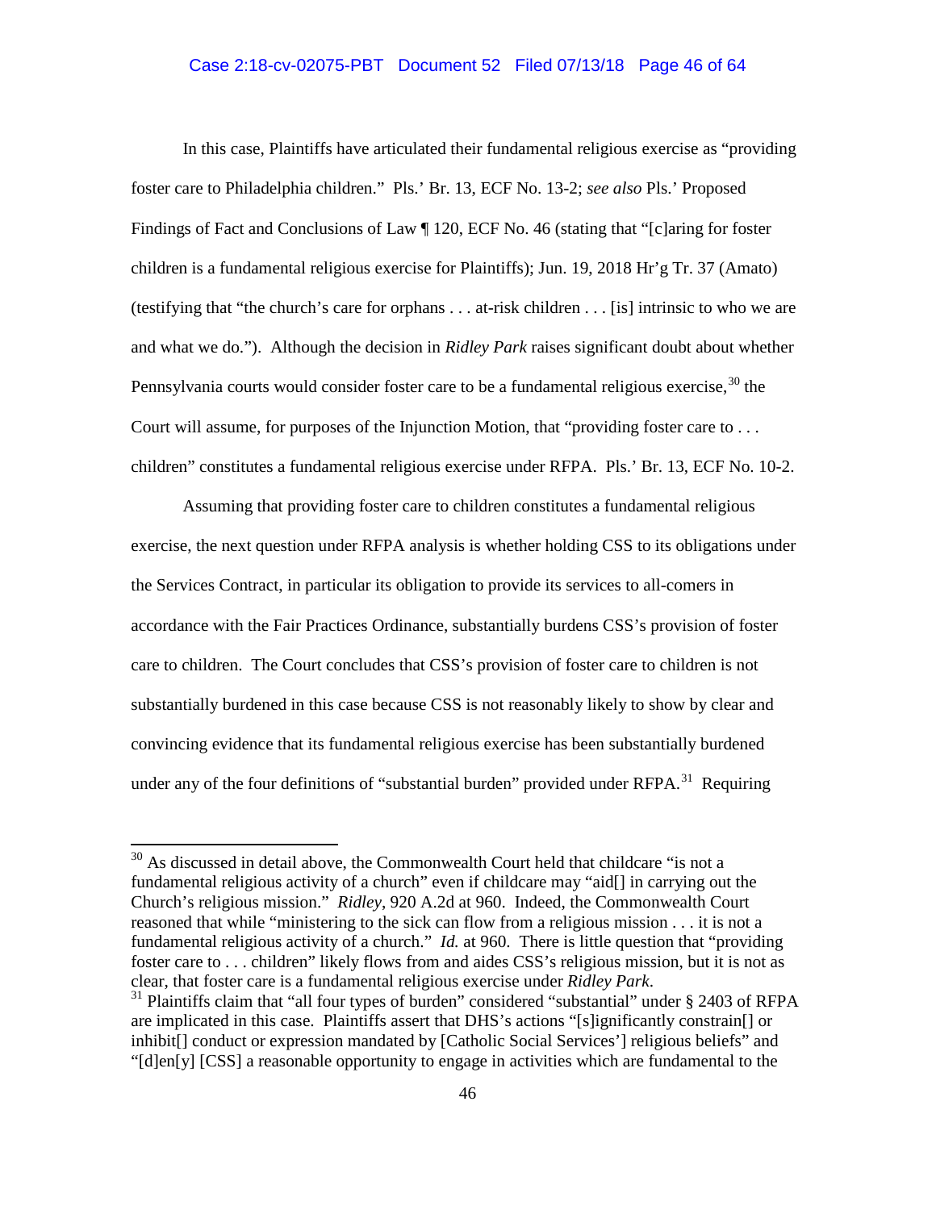In this case, Plaintiffs have articulated their fundamental religious exercise as "providing foster care to Philadelphia children." Pls.' Br. 13, ECF No. 13-2; *see also* Pls.' Proposed Findings of Fact and Conclusions of Law ¶ 120, ECF No. 46 (stating that "[c]aring for foster children is a fundamental religious exercise for Plaintiffs); Jun. 19, 2018 Hr'g Tr. 37 (Amato) (testifying that "the church's care for orphans . . . at-risk children . . . [is] intrinsic to who we are and what we do."). Although the decision in *Ridley Park* raises significant doubt about whether Pennsylvania courts would consider foster care to be a fundamental religious exercise,[30] the Court will assume, for purposes of the Injunction Motion, that "providing foster care to . . . children" constitutes a fundamental religious exercise under RFPA. Pls.' Br. 13, ECF No. 10-2.

Assuming that providing foster care to children constitutes a fundamental religious exercise, the next question under RFPA analysis is whether holding CSS to its obligations under the Services Contract, in particular its obligation to provide its services to all-comers in accordance with the Fair Practices Ordinance, substantially burdens CSS's provision of foster care to children. The Court concludes that CSS's provision of foster care to children is not substantially burdened in this case because CSS is not reasonably likely to show by clear and convincing evidence that its fundamental religious exercise has been substantially burdened under any of the four definitions of "substantial burden" provided under RFPA.[31] Requiring

---

[30] As discussed in detail above, the Commonwealth Court held that childcare "is not a fundamental religious activity of a church" even if childcare may "aid[] in carrying out the Church's religious mission." *Ridley*, 920 A.2d at 960. Indeed, the Commonwealth Court reasoned that while "ministering to the sick can flow from a religious mission . . . it is not a fundamental religious activity of a church." *Id.* at 960. There is little question that "providing foster care to . . . children" likely flows from and aides CSS's religious mission, but it is not as clear, that foster care is a fundamental religious exercise under *Ridley Park*.

[31] Plaintiffs claim that "all four types of burden" considered "substantial" under § 2403 of RFPA are implicated in this case. Plaintiffs assert that DHS's actions "[s]ignificantly constrain[] or inhibit[] conduct or expression mandated by [Catholic Social Services'] religious beliefs" and "[d]en[y] [CSS] a reasonable opportunity to engage in activities which are fundamental to the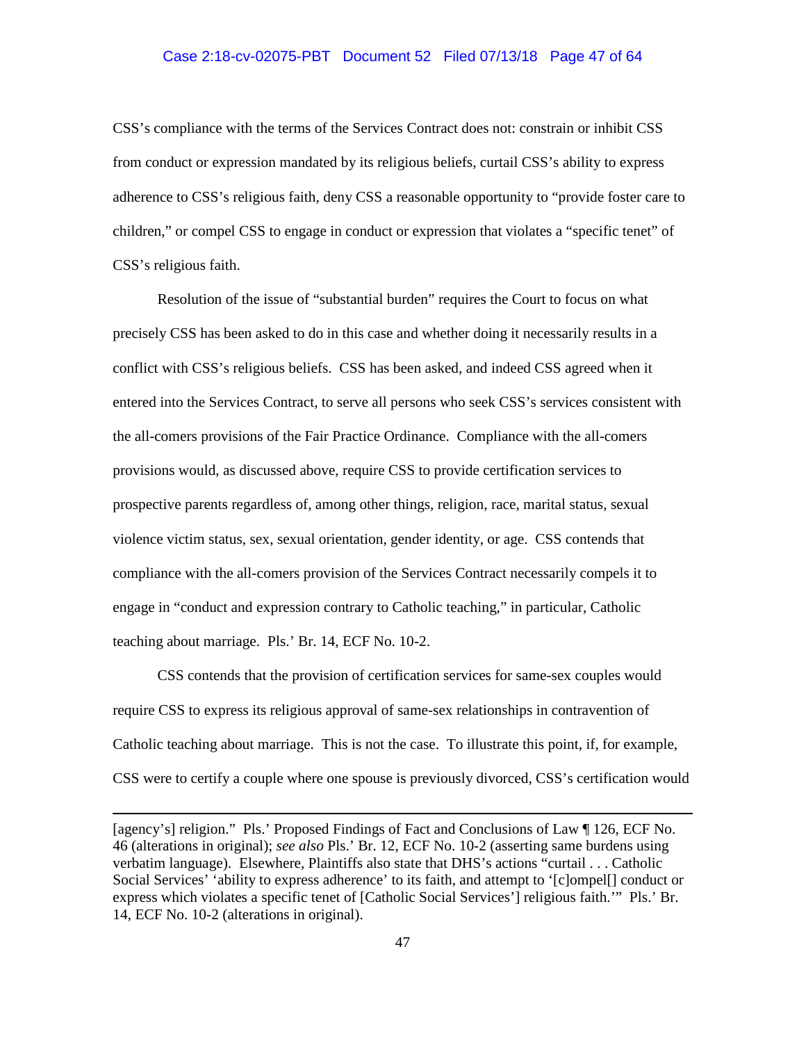CSS's compliance with the terms of the Services Contract does not: constrain or inhibit CSS from conduct or expression mandated by its religious beliefs, curtail CSS's ability to express adherence to CSS's religious faith, deny CSS a reasonable opportunity to "provide foster care to children," or compel CSS to engage in conduct or expression that violates a "specific tenet" of CSS's religious faith.

Resolution of the issue of "substantial burden" requires the Court to focus on what precisely CSS has been asked to do in this case and whether doing it necessarily results in a conflict with CSS's religious beliefs. CSS has been asked, and indeed CSS agreed when it entered into the Services Contract, to serve all persons who seek CSS's services consistent with the all-comers provisions of the Fair Practice Ordinance. Compliance with the all-comers provisions would, as discussed above, require CSS to provide certification services to prospective parents regardless of, among other things, religion, race, marital status, sexual violence victim status, sex, sexual orientation, gender identity, or age. CSS contends that compliance with the all-comers provision of the Services Contract necessarily compels it to engage in "conduct and expression contrary to Catholic teaching," in particular, Catholic teaching about marriage. Pls.' Br. 14, ECF No. 10-2.

CSS contends that the provision of certification services for same-sex couples would require CSS to express its religious approval of same-sex relationships in contravention of Catholic teaching about marriage. This is not the case. To illustrate this point, if, for example, CSS were to certify a couple where one spouse is previously divorced, CSS's certification would

---

[agency's] religion." Pls.' Proposed Findings of Fact and Conclusions of Law ¶ 126, ECF No. 46 (alterations in original); *see also* Pls.' Br. 12, ECF No. 10-2 (asserting same burdens using verbatim language). Elsewhere, Plaintiffs also state that DHS's actions "curtail . . . Catholic Social Services' 'ability to express adherence' to its faith, and attempt to '[c]ompel[] conduct or express which violates a specific tenet of [Catholic Social Services'] religious faith.'" Pls.' Br. 14, ECF No. 10-2 (alterations in original).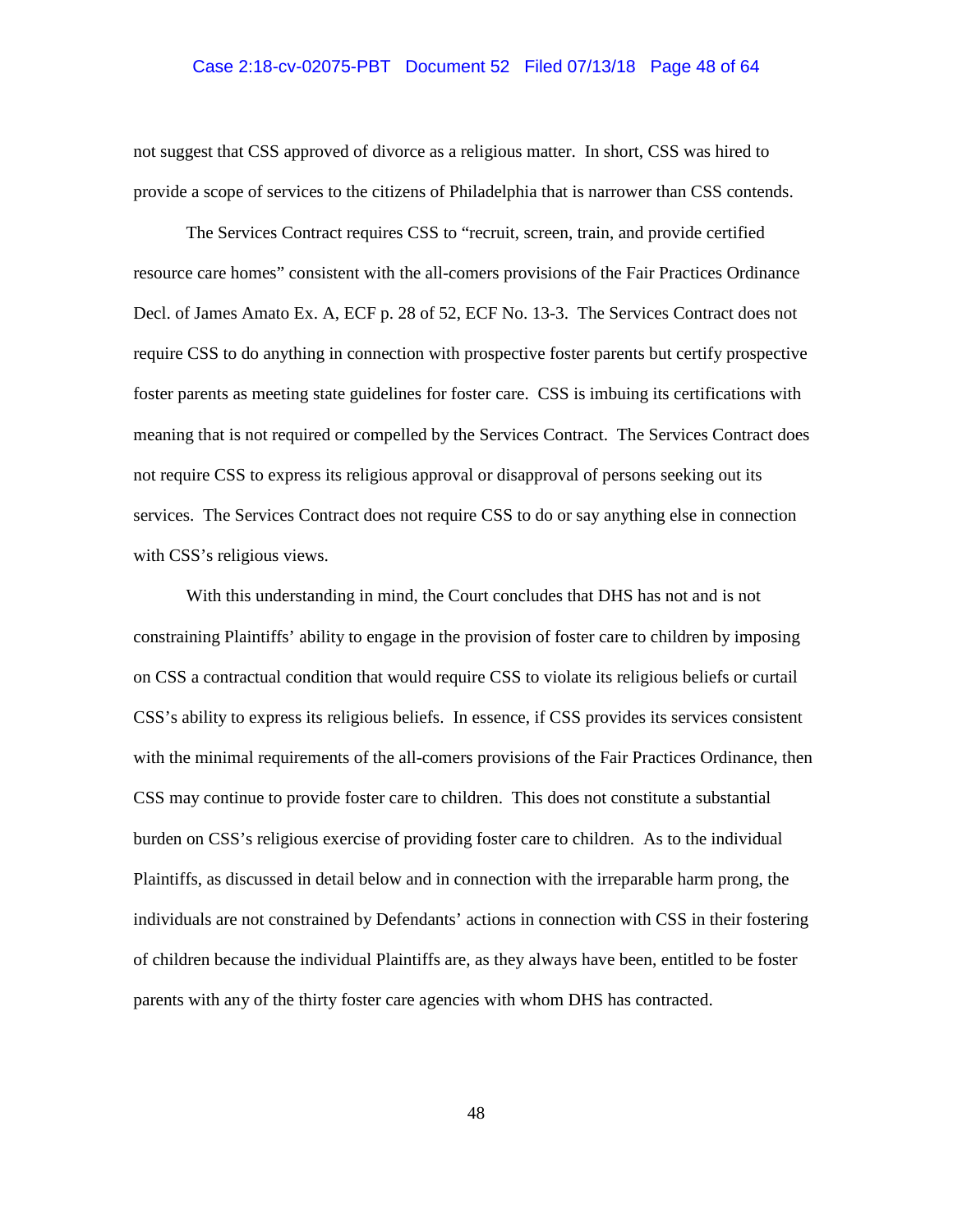not suggest that CSS approved of divorce as a religious matter. In short, CSS was hired to provide a scope of services to the citizens of Philadelphia that is narrower than CSS contends.

The Services Contract requires CSS to "recruit, screen, train, and provide certified resource care homes" consistent with the all-comers provisions of the Fair Practices Ordinance Decl. of James Amato Ex. A, ECF p. 28 of 52, ECF No. 13-3. The Services Contract does not require CSS to do anything in connection with prospective foster parents but certify prospective foster parents as meeting state guidelines for foster care. CSS is imbuing its certifications with meaning that is not required or compelled by the Services Contract. The Services Contract does not require CSS to express its religious approval or disapproval of persons seeking out its services. The Services Contract does not require CSS to do or say anything else in connection with CSS's religious views.

With this understanding in mind, the Court concludes that DHS has not and is not constraining Plaintiffs' ability to engage in the provision of foster care to children by imposing on CSS a contractual condition that would require CSS to violate its religious beliefs or curtail CSS's ability to express its religious beliefs. In essence, if CSS provides its services consistent with the minimal requirements of the all-comers provisions of the Fair Practices Ordinance, then CSS may continue to provide foster care to children. This does not constitute a substantial burden on CSS's religious exercise of providing foster care to children. As to the individual Plaintiffs, as discussed in detail below and in connection with the irreparable harm prong, the individuals are not constrained by Defendants' actions in connection with CSS in their fostering of children because the individual Plaintiffs are, as they always have been, entitled to be foster parents with any of the thirty foster care agencies with whom DHS has contracted.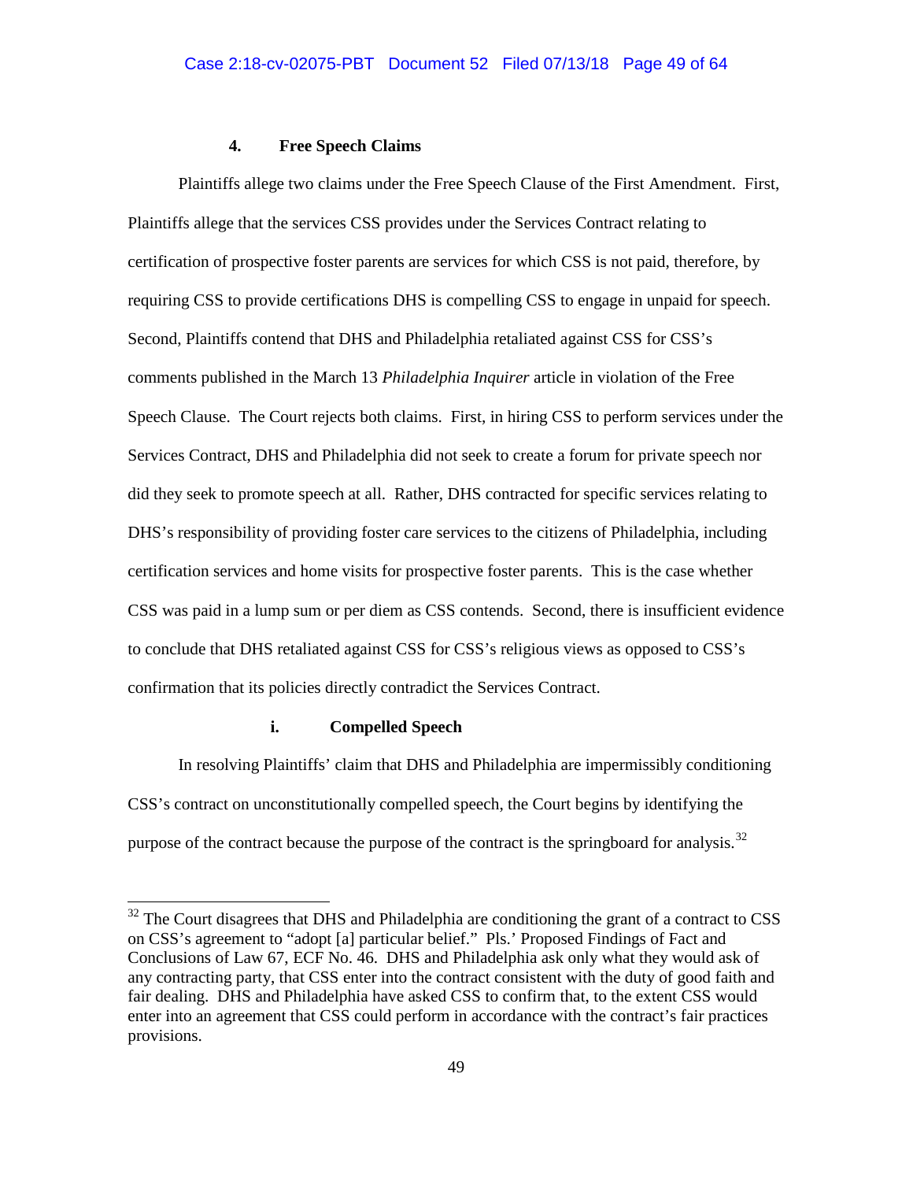#### 4. Free Speech Claims

Plaintiffs allege two claims under the Free Speech Clause of the First Amendment. First, Plaintiffs allege that the services CSS provides under the Services Contract relating to certification of prospective foster parents are services for which CSS is not paid, therefore, by requiring CSS to provide certifications DHS is compelling CSS to engage in unpaid for speech. Second, Plaintiffs contend that DHS and Philadelphia retaliated against CSS for CSS's comments published in the March 13 *Philadelphia Inquirer* article in violation of the Free Speech Clause. The Court rejects both claims. First, in hiring CSS to perform services under the Services Contract, DHS and Philadelphia did not seek to create a forum for private speech nor did they seek to promote speech at all. Rather, DHS contracted for specific services relating to DHS's responsibility of providing foster care services to the citizens of Philadelphia, including certification services and home visits for prospective foster parents. This is the case whether CSS was paid in a lump sum or per diem as CSS contends. Second, there is insufficient evidence to conclude that DHS retaliated against CSS for CSS's religious views as opposed to CSS's confirmation that its policies directly contradict the Services Contract.

##### i. Compelled Speech

In resolving Plaintiffs' claim that DHS and Philadelphia are impermissibly conditioning CSS's contract on unconstitutionally compelled speech, the Court begins by identifying the purpose of the contract because the purpose of the contract is the springboard for analysis.[32]

---

[32] The Court disagrees that DHS and Philadelphia are conditioning the grant of a contract to CSS on CSS's agreement to "adopt [a] particular belief." Pls.' Proposed Findings of Fact and Conclusions of Law 67, ECF No. 46. DHS and Philadelphia ask only what they would ask of any contracting party, that CSS enter into the contract consistent with the duty of good faith and fair dealing. DHS and Philadelphia have asked CSS to confirm that, to the extent CSS would enter into an agreement that CSS could perform in accordance with the contract's fair practices provisions.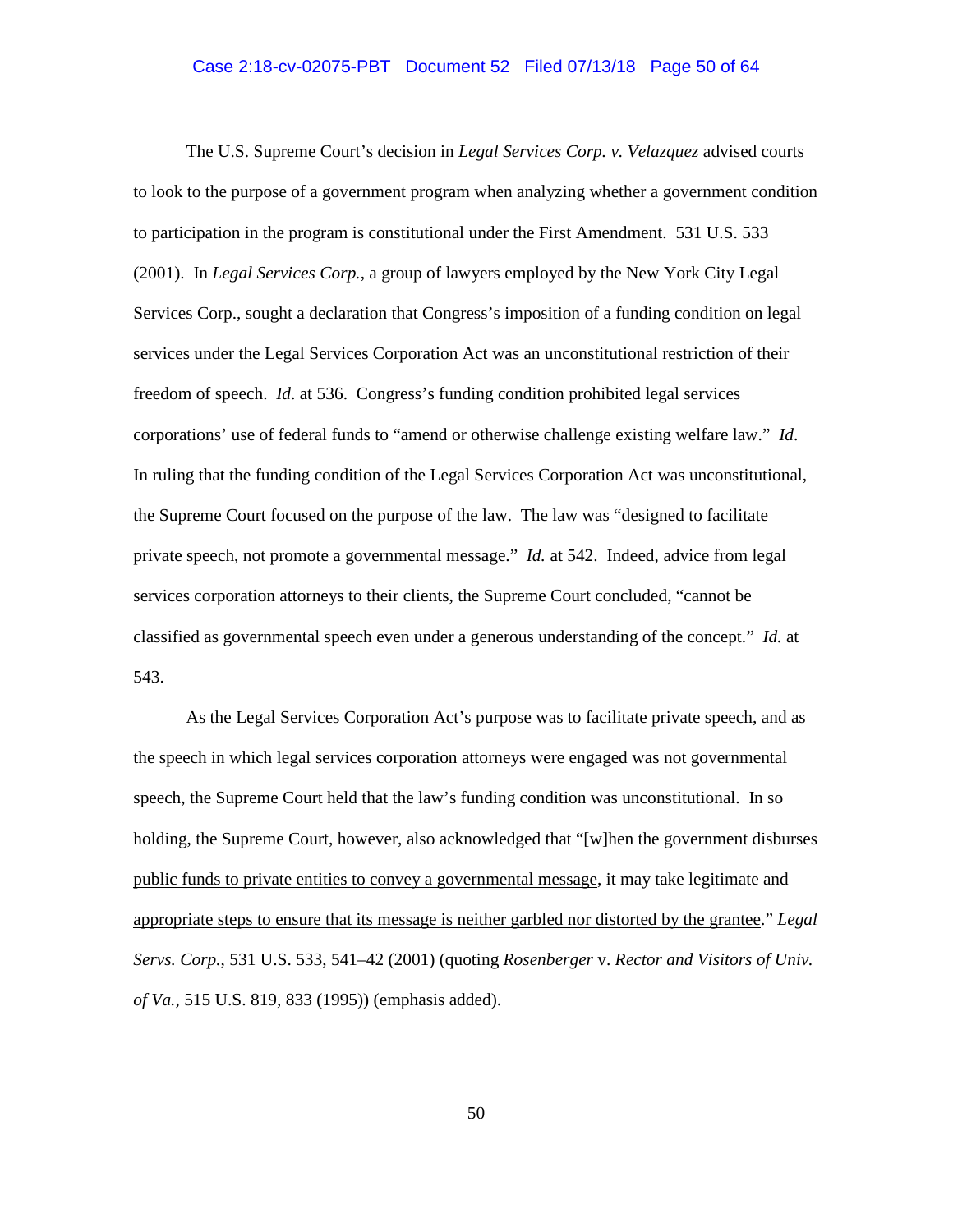The U.S. Supreme Court's decision in *Legal Services Corp. v. Velazquez* advised courts to look to the purpose of a government program when analyzing whether a government condition to participation in the program is constitutional under the First Amendment. 531 U.S. 533 (2001). In *Legal Services Corp.*, a group of lawyers employed by the New York City Legal Services Corp., sought a declaration that Congress's imposition of a funding condition on legal services under the Legal Services Corporation Act was an unconstitutional restriction of their freedom of speech. *Id*. at 536. Congress's funding condition prohibited legal services corporations' use of federal funds to "amend or otherwise challenge existing welfare law." *Id*. In ruling that the funding condition of the Legal Services Corporation Act was unconstitutional, the Supreme Court focused on the purpose of the law. The law was "designed to facilitate private speech, not promote a governmental message." *Id.* at 542. Indeed, advice from legal services corporation attorneys to their clients, the Supreme Court concluded, "cannot be classified as governmental speech even under a generous understanding of the concept." *Id.* at 543.

As the Legal Services Corporation Act's purpose was to facilitate private speech, and as the speech in which legal services corporation attorneys were engaged was not governmental speech, the Supreme Court held that the law's funding condition was unconstitutional. In so holding, the Supreme Court, however, also acknowledged that "[w]hen the government disburses <u>public funds to private entities to convey a governmental message</u>, it may take legitimate and <u>appropriate steps to ensure that its message is neither garbled nor distorted by the grantee</u>." *Legal Servs. Corp.*, 531 U.S. 533, 541–42 (2001) (quoting *Rosenberger* v. *Rector and Visitors of Univ. of Va.*, 515 U.S. 819, 833 (1995)) (emphasis added).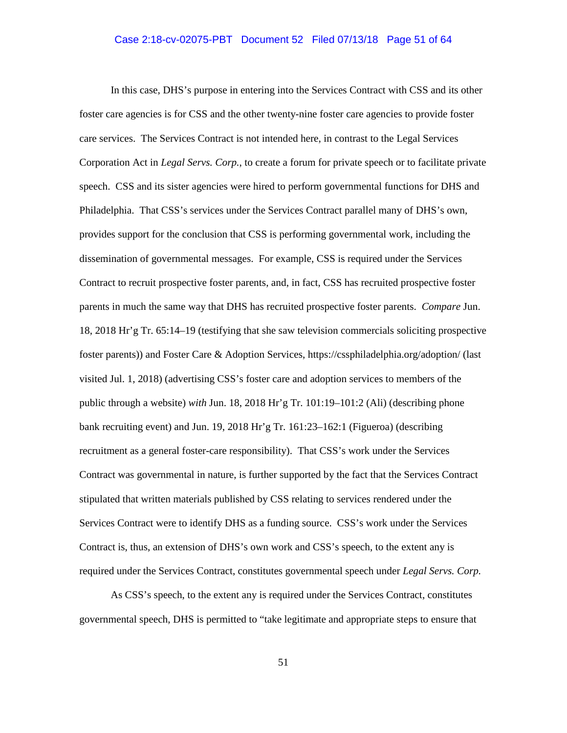In this case, DHS's purpose in entering into the Services Contract with CSS and its other foster care agencies is for CSS and the other twenty-nine foster care agencies to provide foster care services. The Services Contract is not intended here, in contrast to the Legal Services Corporation Act in *Legal Servs. Corp.*, to create a forum for private speech or to facilitate private speech. CSS and its sister agencies were hired to perform governmental functions for DHS and Philadelphia. That CSS's services under the Services Contract parallel many of DHS's own, provides support for the conclusion that CSS is performing governmental work, including the dissemination of governmental messages. For example, CSS is required under the Services Contract to recruit prospective foster parents, and, in fact, CSS has recruited prospective foster parents in much the same way that DHS has recruited prospective foster parents. *Compare* Jun. 18, 2018 Hr'g Tr. 65:14–19 (testifying that she saw television commercials soliciting prospective foster parents)) and Foster Care & Adoption Services, https://cssphiladelphia.org/adoption/ (last visited Jul. 1, 2018) (advertising CSS's foster care and adoption services to members of the public through a website) *with* Jun. 18, 2018 Hr'g Tr. 101:19–101:2 (Ali) (describing phone bank recruiting event) and Jun. 19, 2018 Hr'g Tr. 161:23–162:1 (Figueroa) (describing recruitment as a general foster-care responsibility). That CSS's work under the Services Contract was governmental in nature, is further supported by the fact that the Services Contract stipulated that written materials published by CSS relating to services rendered under the Services Contract were to identify DHS as a funding source. CSS's work under the Services Contract is, thus, an extension of DHS's own work and CSS's speech, to the extent any is required under the Services Contract, constitutes governmental speech under *Legal Servs. Corp.*

As CSS's speech, to the extent any is required under the Services Contract, constitutes governmental speech, DHS is permitted to "take legitimate and appropriate steps to ensure that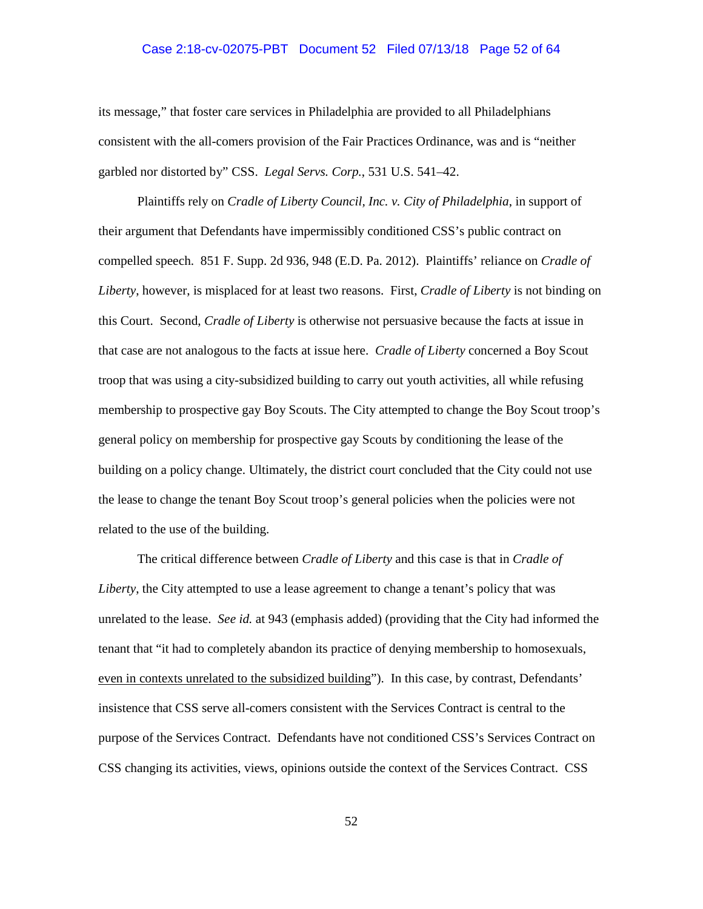its message," that foster care services in Philadelphia are provided to all Philadelphians consistent with the all-comers provision of the Fair Practices Ordinance, was and is "neither garbled nor distorted by" CSS. *Legal Servs. Corp.*, 531 U.S. 541–42.

Plaintiffs rely on *Cradle of Liberty Council, Inc. v. City of Philadelphia*, in support of their argument that Defendants have impermissibly conditioned CSS's public contract on compelled speech. 851 F. Supp. 2d 936, 948 (E.D. Pa. 2012). Plaintiffs' reliance on *Cradle of Liberty*, however, is misplaced for at least two reasons. First, *Cradle of Liberty* is not binding on this Court. Second, *Cradle of Liberty* is otherwise not persuasive because the facts at issue in that case are not analogous to the facts at issue here. *Cradle of Liberty* concerned a Boy Scout troop that was using a city-subsidized building to carry out youth activities, all while refusing membership to prospective gay Boy Scouts. The City attempted to change the Boy Scout troop's general policy on membership for prospective gay Scouts by conditioning the lease of the building on a policy change. Ultimately, the district court concluded that the City could not use the lease to change the tenant Boy Scout troop's general policies when the policies were not related to the use of the building.

The critical difference between *Cradle of Liberty* and this case is that in *Cradle of Liberty*, the City attempted to use a lease agreement to change a tenant's policy that was unrelated to the lease. *See id.* at 943 (emphasis added) (providing that the City had informed the tenant that "it had to completely abandon its practice of denying membership to homosexuals, <u>even in contexts unrelated to the subsidized building</u>"). In this case, by contrast, Defendants' insistence that CSS serve all-comers consistent with the Services Contract is central to the purpose of the Services Contract. Defendants have not conditioned CSS's Services Contract on CSS changing its activities, views, opinions outside the context of the Services Contract. CSS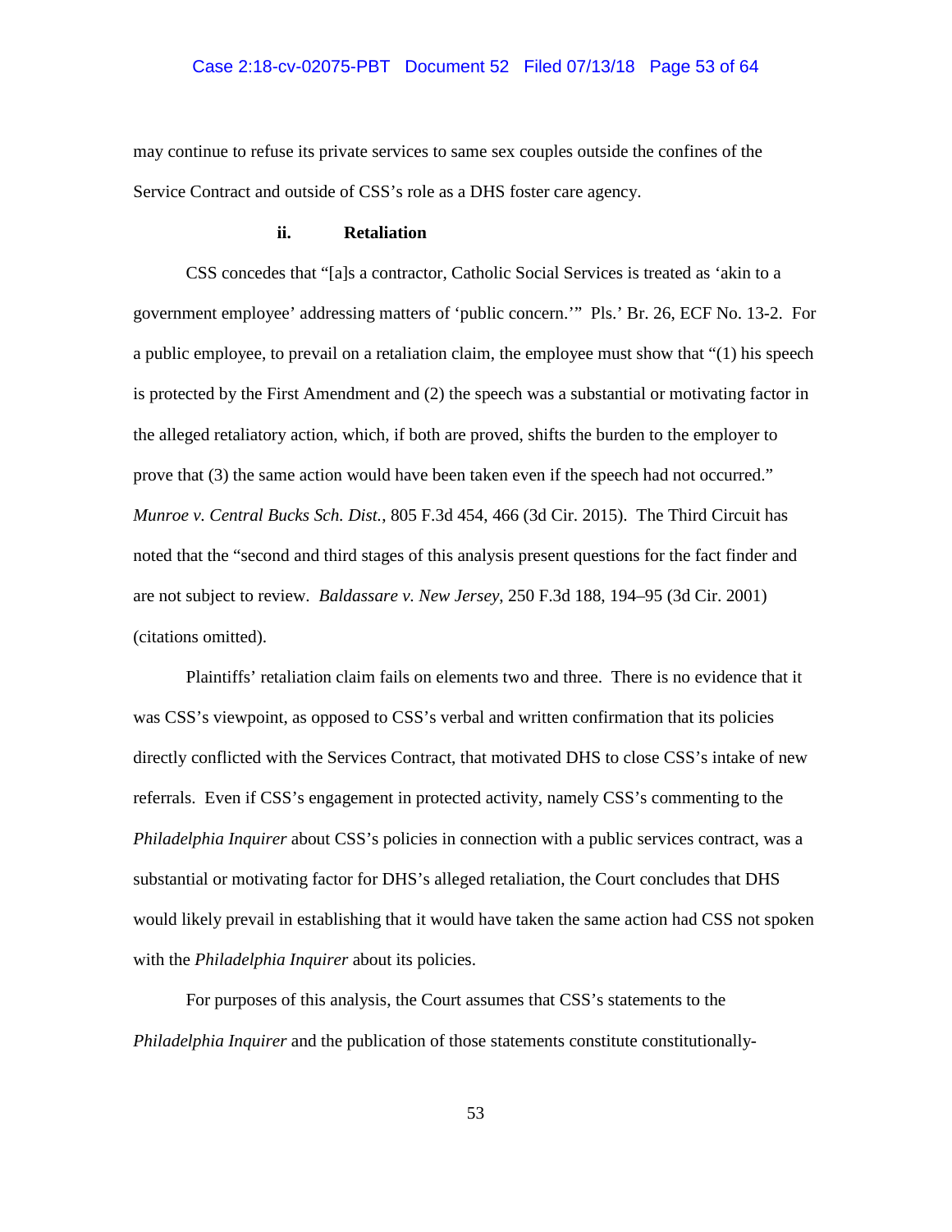may continue to refuse its private services to same sex couples outside the confines of the Service Contract and outside of CSS's role as a DHS foster care agency.

**ii. Retaliation**

CSS concedes that "[a]s a contractor, Catholic Social Services is treated as 'akin to a government employee' addressing matters of 'public concern.'" Pls.' Br. 26, ECF No. 13-2. For a public employee, to prevail on a retaliation claim, the employee must show that "(1) his speech is protected by the First Amendment and (2) the speech was a substantial or motivating factor in the alleged retaliatory action, which, if both are proved, shifts the burden to the employer to prove that (3) the same action would have been taken even if the speech had not occurred." *Munroe v. Central Bucks Sch. Dist.*, 805 F.3d 454, 466 (3d Cir. 2015). The Third Circuit has noted that the "second and third stages of this analysis present questions for the fact finder and are not subject to review. *Baldassare v. New Jersey*, 250 F.3d 188, 194–95 (3d Cir. 2001) (citations omitted).

Plaintiffs' retaliation claim fails on elements two and three. There is no evidence that it was CSS's viewpoint, as opposed to CSS's verbal and written confirmation that its policies directly conflicted with the Services Contract, that motivated DHS to close CSS's intake of new referrals. Even if CSS's engagement in protected activity, namely CSS's commenting to the *Philadelphia Inquirer* about CSS's policies in connection with a public services contract, was a substantial or motivating factor for DHS's alleged retaliation, the Court concludes that DHS would likely prevail in establishing that it would have taken the same action had CSS not spoken with the *Philadelphia Inquirer* about its policies.

For purposes of this analysis, the Court assumes that CSS's statements to the *Philadelphia Inquirer* and the publication of those statements constitute constitutionally-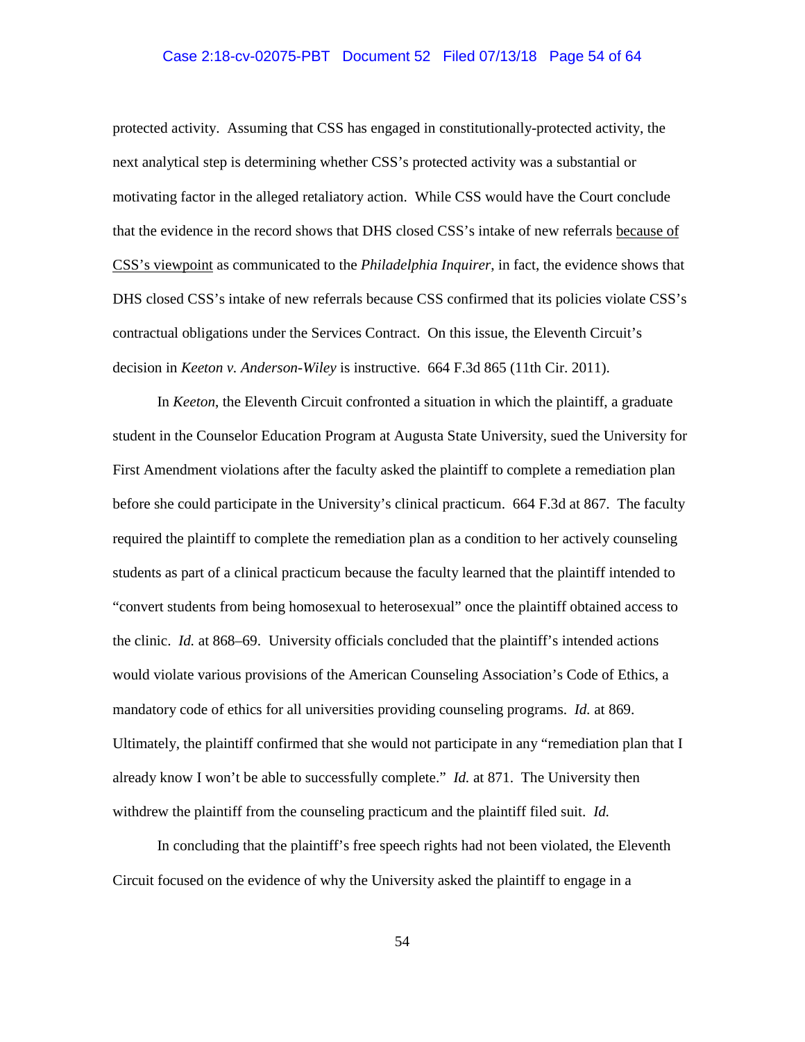protected activity. Assuming that CSS has engaged in constitutionally-protected activity, the next analytical step is determining whether CSS's protected activity was a substantial or motivating factor in the alleged retaliatory action. While CSS would have the Court conclude that the evidence in the record shows that DHS closed CSS's intake of new referrals <u>because of CSS's viewpoint</u> as communicated to the *Philadelphia Inquirer*, in fact, the evidence shows that DHS closed CSS's intake of new referrals because CSS confirmed that its policies violate CSS's contractual obligations under the Services Contract. On this issue, the Eleventh Circuit's decision in *Keeton v. Anderson-Wiley* is instructive. 664 F.3d 865 (11th Cir. 2011).

In *Keeton*, the Eleventh Circuit confronted a situation in which the plaintiff, a graduate student in the Counselor Education Program at Augusta State University, sued the University for First Amendment violations after the faculty asked the plaintiff to complete a remediation plan before she could participate in the University's clinical practicum. 664 F.3d at 867. The faculty required the plaintiff to complete the remediation plan as a condition to her actively counseling students as part of a clinical practicum because the faculty learned that the plaintiff intended to "convert students from being homosexual to heterosexual" once the plaintiff obtained access to the clinic. *Id.* at 868–69. University officials concluded that the plaintiff's intended actions would violate various provisions of the American Counseling Association's Code of Ethics, a mandatory code of ethics for all universities providing counseling programs. *Id.* at 869. Ultimately, the plaintiff confirmed that she would not participate in any "remediation plan that I already know I won't be able to successfully complete." *Id.* at 871. The University then withdrew the plaintiff from the counseling practicum and the plaintiff filed suit. *Id.*

In concluding that the plaintiff's free speech rights had not been violated, the Eleventh Circuit focused on the evidence of why the University asked the plaintiff to engage in a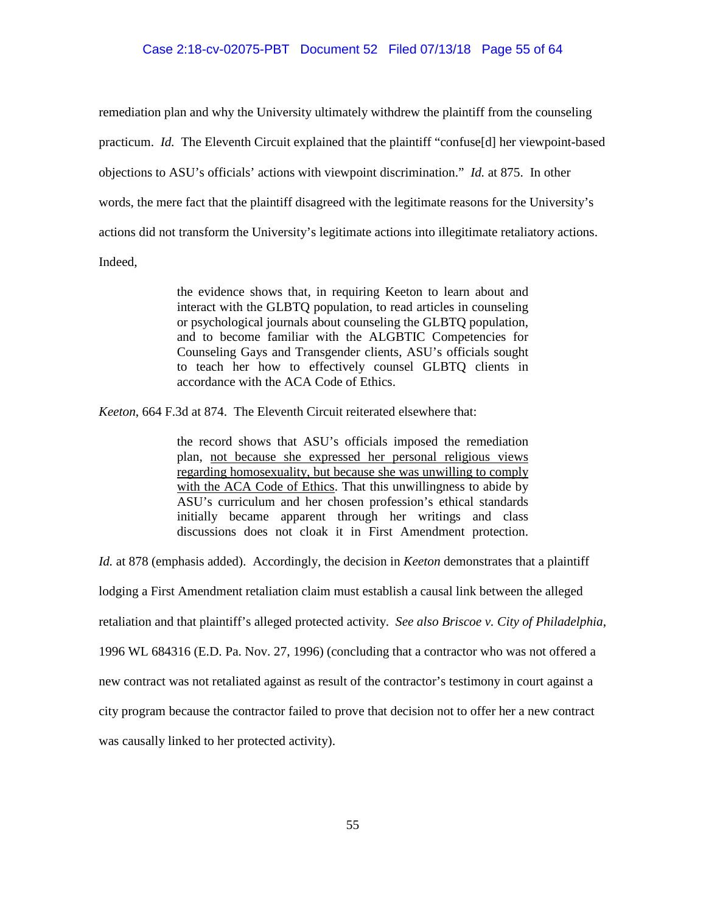remediation plan and why the University ultimately withdrew the plaintiff from the counseling practicum. *Id.* The Eleventh Circuit explained that the plaintiff "confuse[d] her viewpoint-based objections to ASU's officials' actions with viewpoint discrimination." *Id.* at 875. In other words, the mere fact that the plaintiff disagreed with the legitimate reasons for the University's actions did not transform the University's legitimate actions into illegitimate retaliatory actions. Indeed,

> the evidence shows that, in requiring Keeton to learn about and interact with the GLBTQ population, to read articles in counseling or psychological journals about counseling the GLBTQ population, and to become familiar with the ALGBTIC Competencies for Counseling Gays and Transgender clients, ASU's officials sought to teach her how to effectively counsel GLBTQ clients in accordance with the ACA Code of Ethics.

*Keeton*, 664 F.3d at 874. The Eleventh Circuit reiterated elsewhere that:

> the record shows that ASU's officials imposed the remediation plan, <u>not because she expressed her personal religious views regarding homosexuality, but because she was unwilling to comply with the ACA Code of Ethics</u>. That this unwillingness to abide by ASU's curriculum and her chosen profession's ethical standards initially became apparent through her writings and class discussions does not cloak it in First Amendment protection.

*Id.* at 878 (emphasis added). Accordingly, the decision in *Keeton* demonstrates that a plaintiff lodging a First Amendment retaliation claim must establish a causal link between the alleged retaliation and that plaintiff's alleged protected activity. *See also Briscoe v. City of Philadelphia*, 1996 WL 684316 (E.D. Pa. Nov. 27, 1996) (concluding that a contractor who was not offered a new contract was not retaliated against as result of the contractor's testimony in court against a city program because the contractor failed to prove that decision not to offer her a new contract was causally linked to her protected activity).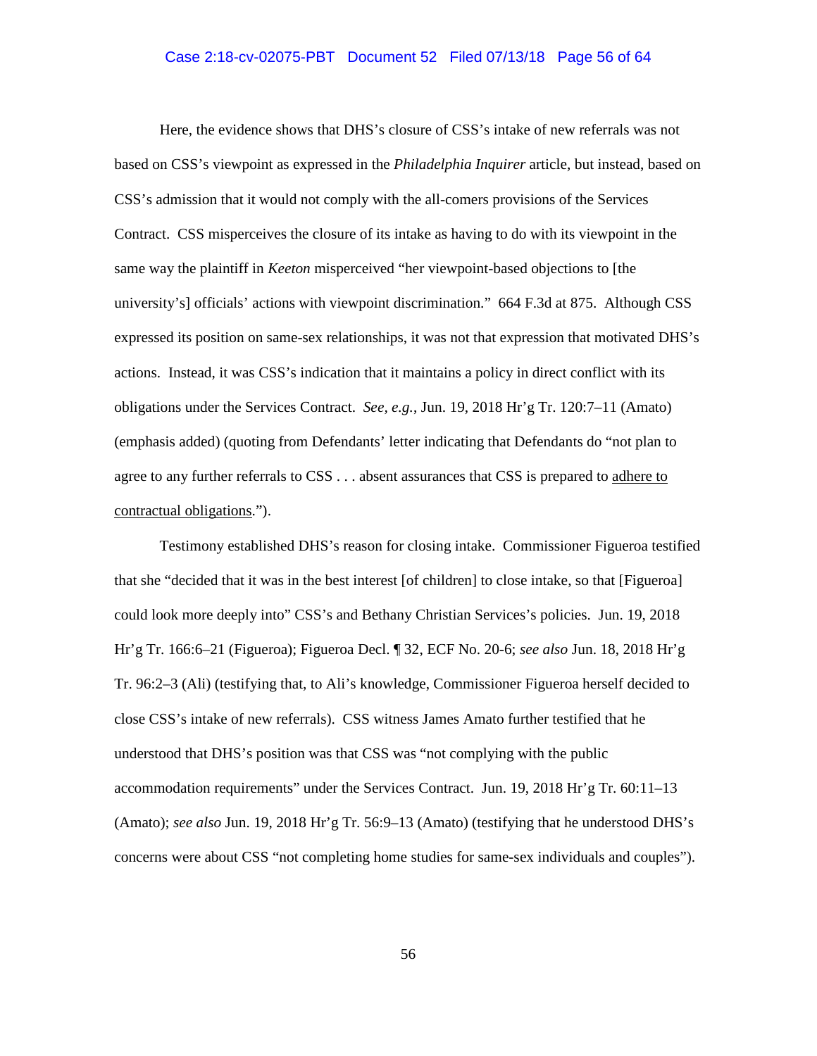Here, the evidence shows that DHS's closure of CSS's intake of new referrals was not based on CSS's viewpoint as expressed in the *Philadelphia Inquirer* article, but instead, based on CSS's admission that it would not comply with the all-comers provisions of the Services Contract. CSS misperceives the closure of its intake as having to do with its viewpoint in the same way the plaintiff in *Keeton* misperceived "her viewpoint-based objections to [the university's] officials' actions with viewpoint discrimination." 664 F.3d at 875. Although CSS expressed its position on same-sex relationships, it was not that expression that motivated DHS's actions. Instead, it was CSS's indication that it maintains a policy in direct conflict with its obligations under the Services Contract. *See, e.g.*, Jun. 19, 2018 Hr'g Tr. 120:7–11 (Amato) (emphasis added) (quoting from Defendants' letter indicating that Defendants do "not plan to agree to any further referrals to CSS . . . absent assurances that CSS is prepared to <u>adhere to contractual obligations</u>.").

Testimony established DHS's reason for closing intake. Commissioner Figueroa testified that she "decided that it was in the best interest [of children] to close intake, so that [Figueroa] could look more deeply into" CSS's and Bethany Christian Services's policies. Jun. 19, 2018 Hr'g Tr. 166:6–21 (Figueroa); Figueroa Decl. ¶ 32, ECF No. 20-6; *see also* Jun. 18, 2018 Hr'g Tr. 96:2–3 (Ali) (testifying that, to Ali's knowledge, Commissioner Figueroa herself decided to close CSS's intake of new referrals). CSS witness James Amato further testified that he understood that DHS's position was that CSS was "not complying with the public accommodation requirements" under the Services Contract. Jun. 19, 2018 Hr'g Tr. 60:11–13 (Amato); *see also* Jun. 19, 2018 Hr'g Tr. 56:9–13 (Amato) (testifying that he understood DHS's concerns were about CSS "not completing home studies for same-sex individuals and couples").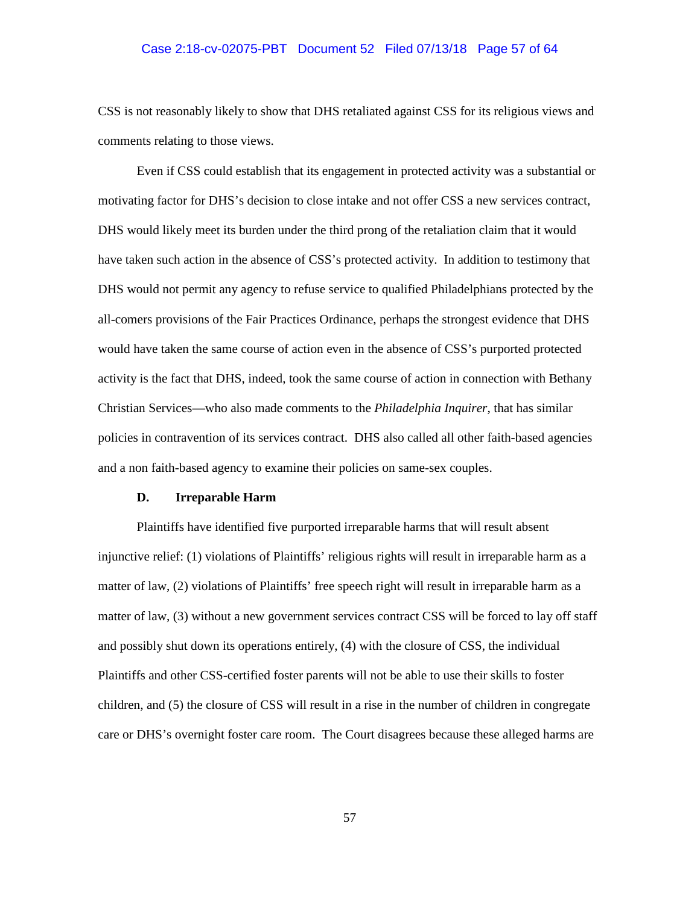CSS is not reasonably likely to show that DHS retaliated against CSS for its religious views and comments relating to those views.

Even if CSS could establish that its engagement in protected activity was a substantial or motivating factor for DHS's decision to close intake and not offer CSS a new services contract, DHS would likely meet its burden under the third prong of the retaliation claim that it would have taken such action in the absence of CSS's protected activity. In addition to testimony that DHS would not permit any agency to refuse service to qualified Philadelphians protected by the all-comers provisions of the Fair Practices Ordinance, perhaps the strongest evidence that DHS would have taken the same course of action even in the absence of CSS's purported protected activity is the fact that DHS, indeed, took the same course of action in connection with Bethany Christian Services—who also made comments to the *Philadelphia Inquirer*, that has similar policies in contravention of its services contract. DHS also called all other faith-based agencies and a non faith-based agency to examine their policies on same-sex couples.

### D. Irreparable Harm

Plaintiffs have identified five purported irreparable harms that will result absent injunctive relief: (1) violations of Plaintiffs' religious rights will result in irreparable harm as a matter of law, (2) violations of Plaintiffs' free speech right will result in irreparable harm as a matter of law, (3) without a new government services contract CSS will be forced to lay off staff and possibly shut down its operations entirely, (4) with the closure of CSS, the individual Plaintiffs and other CSS-certified foster parents will not be able to use their skills to foster children, and (5) the closure of CSS will result in a rise in the number of children in congregate care or DHS's overnight foster care room. The Court disagrees because these alleged harms are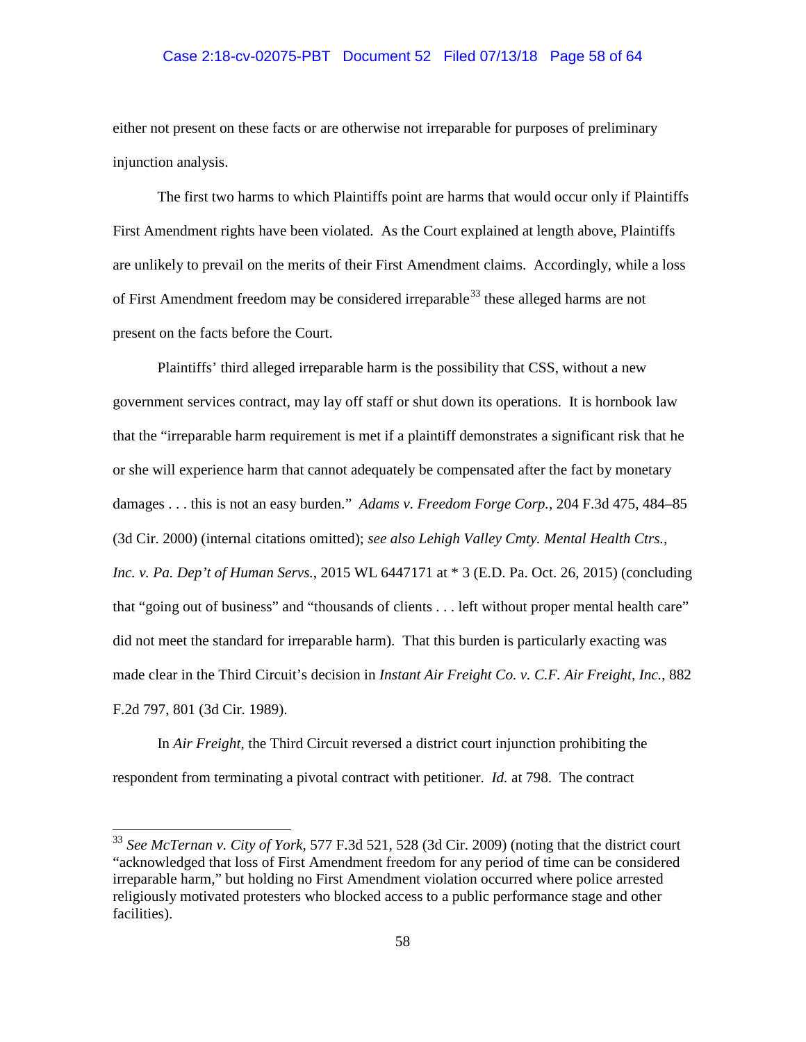either not present on these facts or are otherwise not irreparable for purposes of preliminary injunction analysis.

The first two harms to which Plaintiffs point are harms that would occur only if Plaintiffs First Amendment rights have been violated. As the Court explained at length above, Plaintiffs are unlikely to prevail on the merits of their First Amendment claims. Accordingly, while a loss of First Amendment freedom may be considered irreparable[33] these alleged harms are not present on the facts before the Court.

Plaintiffs' third alleged irreparable harm is the possibility that CSS, without a new government services contract, may lay off staff or shut down its operations. It is hornbook law that the "irreparable harm requirement is met if a plaintiff demonstrates a significant risk that he or she will experience harm that cannot adequately be compensated after the fact by monetary damages . . . this is not an easy burden." *Adams v. Freedom Forge Corp.*, 204 F.3d 475, 484–85 (3d Cir. 2000) (internal citations omitted); *see also Lehigh Valley Cmty. Mental Health Ctrs., Inc. v. Pa. Dep't of Human Servs.*, 2015 WL 6447171 at * 3 (E.D. Pa. Oct. 26, 2015) (concluding that "going out of business" and "thousands of clients . . . left without proper mental health care" did not meet the standard for irreparable harm). That this burden is particularly exacting was made clear in the Third Circuit's decision in *Instant Air Freight Co. v. C.F. Air Freight, Inc.*, 882 F.2d 797, 801 (3d Cir. 1989).

In *Air Freight*, the Third Circuit reversed a district court injunction prohibiting the respondent from terminating a pivotal contract with petitioner. *Id.* at 798. The contract

---

[33] *See McTernan v. City of York*, 577 F.3d 521, 528 (3d Cir. 2009) (noting that the district court "acknowledged that loss of First Amendment freedom for any period of time can be considered irreparable harm," but holding no First Amendment violation occurred where police arrested religiously motivated protesters who blocked access to a public performance stage and other facilities).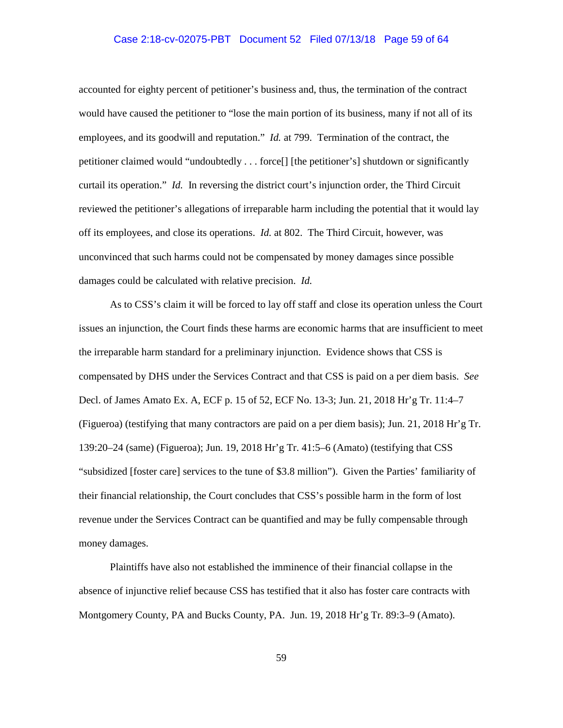accounted for eighty percent of petitioner's business and, thus, the termination of the contract would have caused the petitioner to "lose the main portion of its business, many if not all of its employees, and its goodwill and reputation." *Id.* at 799. Termination of the contract, the petitioner claimed would "undoubtedly . . . force[] [the petitioner's] shutdown or significantly curtail its operation." *Id.* In reversing the district court's injunction order, the Third Circuit reviewed the petitioner's allegations of irreparable harm including the potential that it would lay off its employees, and close its operations. *Id.* at 802. The Third Circuit, however, was unconvinced that such harms could not be compensated by money damages since possible damages could be calculated with relative precision. *Id.*

As to CSS's claim it will be forced to lay off staff and close its operation unless the Court issues an injunction, the Court finds these harms are economic harms that are insufficient to meet the irreparable harm standard for a preliminary injunction. Evidence shows that CSS is compensated by DHS under the Services Contract and that CSS is paid on a per diem basis. *See* Decl. of James Amato Ex. A, ECF p. 15 of 52, ECF No. 13-3; Jun. 21, 2018 Hr'g Tr. 11:4–7 (Figueroa) (testifying that many contractors are paid on a per diem basis); Jun. 21, 2018 Hr'g Tr. 139:20–24 (same) (Figueroa); Jun. 19, 2018 Hr'g Tr. 41:5–6 (Amato) (testifying that CSS "subsidized [foster care] services to the tune of \$3.8 million"). Given the Parties' familiarity of their financial relationship, the Court concludes that CSS's possible harm in the form of lost revenue under the Services Contract can be quantified and may be fully compensable through money damages.

Plaintiffs have also not established the imminence of their financial collapse in the absence of injunctive relief because CSS has testified that it also has foster care contracts with Montgomery County, PA and Bucks County, PA. Jun. 19, 2018 Hr'g Tr. 89:3–9 (Amato).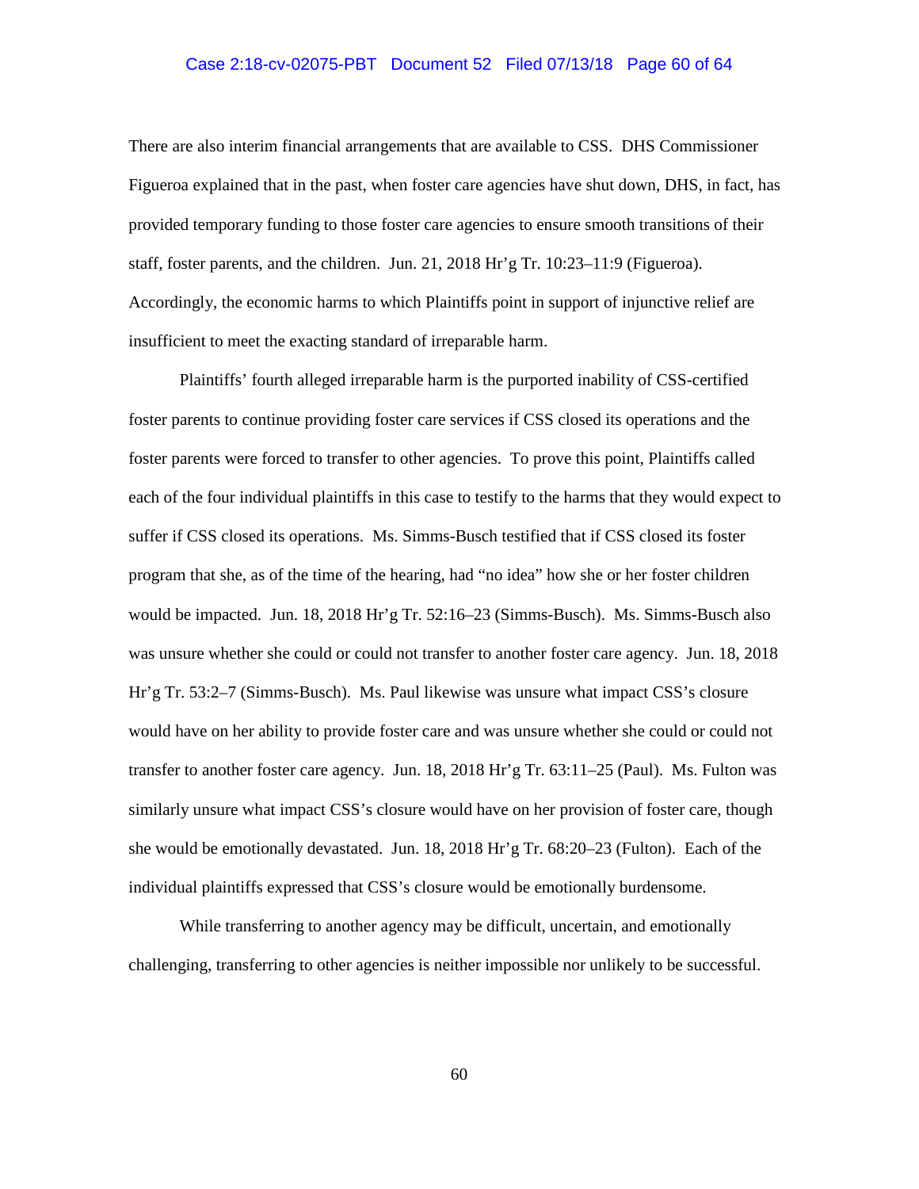There are also interim financial arrangements that are available to CSS. DHS Commissioner Figueroa explained that in the past, when foster care agencies have shut down, DHS, in fact, has provided temporary funding to those foster care agencies to ensure smooth transitions of their staff, foster parents, and the children. Jun. 21, 2018 Hr'g Tr. 10:23–11:9 (Figueroa). Accordingly, the economic harms to which Plaintiffs point in support of injunctive relief are insufficient to meet the exacting standard of irreparable harm.

Plaintiffs' fourth alleged irreparable harm is the purported inability of CSS-certified foster parents to continue providing foster care services if CSS closed its operations and the foster parents were forced to transfer to other agencies. To prove this point, Plaintiffs called each of the four individual plaintiffs in this case to testify to the harms that they would expect to suffer if CSS closed its operations. Ms. Simms-Busch testified that if CSS closed its foster program that she, as of the time of the hearing, had "no idea" how she or her foster children would be impacted. Jun. 18, 2018 Hr'g Tr. 52:16–23 (Simms-Busch). Ms. Simms-Busch also was unsure whether she could or could not transfer to another foster care agency. Jun. 18, 2018 Hr'g Tr. 53:2–7 (Simms-Busch). Ms. Paul likewise was unsure what impact CSS's closure would have on her ability to provide foster care and was unsure whether she could or could not transfer to another foster care agency. Jun. 18, 2018 Hr'g Tr. 63:11–25 (Paul). Ms. Fulton was similarly unsure what impact CSS's closure would have on her provision of foster care, though she would be emotionally devastated. Jun. 18, 2018 Hr'g Tr. 68:20–23 (Fulton). Each of the individual plaintiffs expressed that CSS's closure would be emotionally burdensome.

While transferring to another agency may be difficult, uncertain, and emotionally challenging, transferring to other agencies is neither impossible nor unlikely to be successful.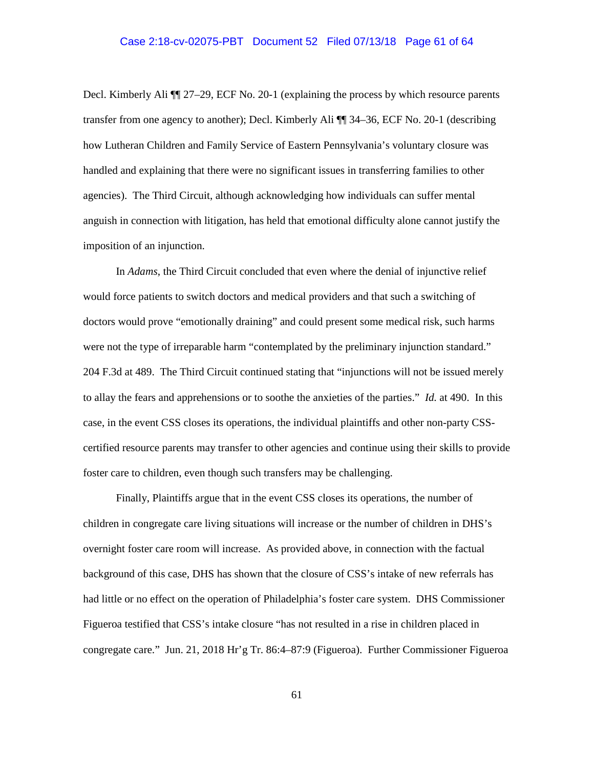Decl. Kimberly Ali ¶¶ 27–29, ECF No. 20-1 (explaining the process by which resource parents transfer from one agency to another); Decl. Kimberly Ali ¶¶ 34–36, ECF No. 20-1 (describing how Lutheran Children and Family Service of Eastern Pennsylvania's voluntary closure was handled and explaining that there were no significant issues in transferring families to other agencies). The Third Circuit, although acknowledging how individuals can suffer mental anguish in connection with litigation, has held that emotional difficulty alone cannot justify the imposition of an injunction.

In *Adams*, the Third Circuit concluded that even where the denial of injunctive relief would force patients to switch doctors and medical providers and that such a switching of doctors would prove "emotionally draining" and could present some medical risk, such harms were not the type of irreparable harm "contemplated by the preliminary injunction standard." 204 F.3d at 489. The Third Circuit continued stating that "injunctions will not be issued merely to allay the fears and apprehensions or to soothe the anxieties of the parties." *Id.* at 490. In this case, in the event CSS closes its operations, the individual plaintiffs and other non-party CSS-certified resource parents may transfer to other agencies and continue using their skills to provide foster care to children, even though such transfers may be challenging.

Finally, Plaintiffs argue that in the event CSS closes its operations, the number of children in congregate care living situations will increase or the number of children in DHS's overnight foster care room will increase. As provided above, in connection with the factual background of this case, DHS has shown that the closure of CSS's intake of new referrals has had little or no effect on the operation of Philadelphia's foster care system. DHS Commissioner Figueroa testified that CSS's intake closure "has not resulted in a rise in children placed in congregate care." Jun. 21, 2018 Hr'g Tr. 86:4–87:9 (Figueroa). Further Commissioner Figueroa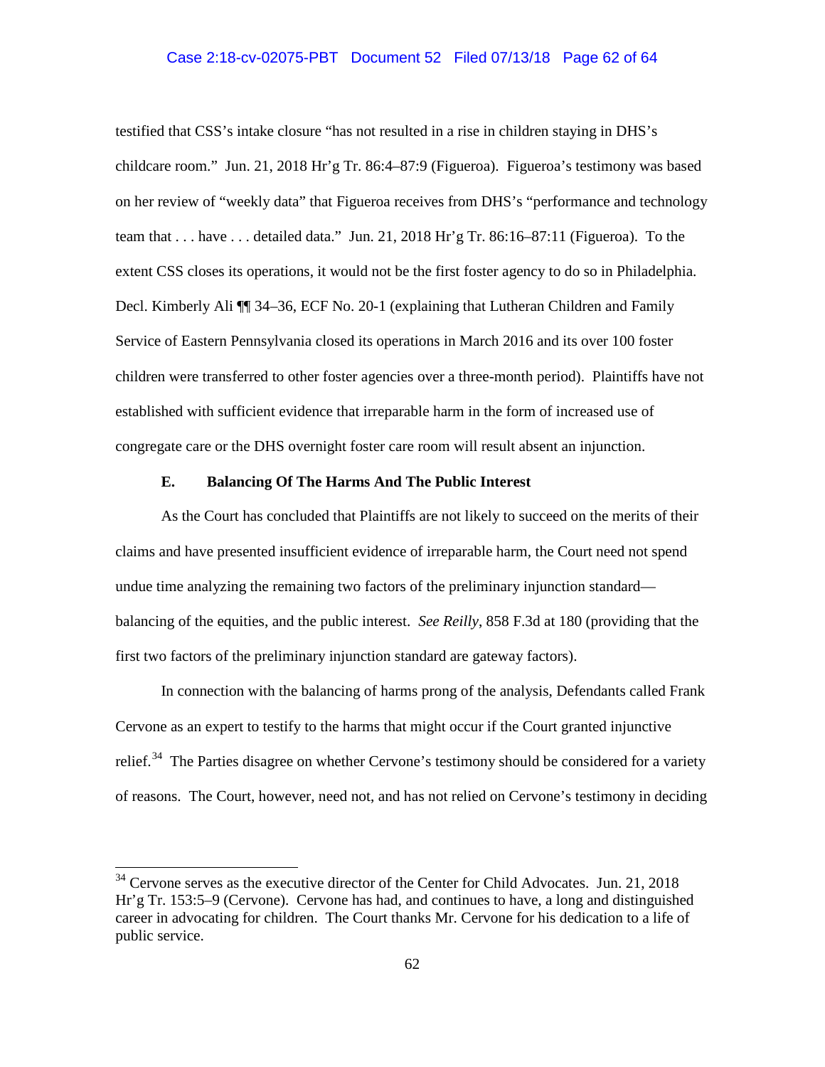testified that CSS's intake closure "has not resulted in a rise in children staying in DHS's childcare room." Jun. 21, 2018 Hr'g Tr. 86:4–87:9 (Figueroa). Figueroa's testimony was based on her review of "weekly data" that Figueroa receives from DHS's "performance and technology team that . . . have . . . detailed data." Jun. 21, 2018 Hr'g Tr. 86:16–87:11 (Figueroa). To the extent CSS closes its operations, it would not be the first foster agency to do so in Philadelphia. Decl. Kimberly Ali ¶¶ 34–36, ECF No. 20-1 (explaining that Lutheran Children and Family Service of Eastern Pennsylvania closed its operations in March 2016 and its over 100 foster children were transferred to other foster agencies over a three-month period). Plaintiffs have not established with sufficient evidence that irreparable harm in the form of increased use of congregate care or the DHS overnight foster care room will result absent an injunction.

### E. Balancing Of The Harms And The Public Interest

As the Court has concluded that Plaintiffs are not likely to succeed on the merits of their claims and have presented insufficient evidence of irreparable harm, the Court need not spend undue time analyzing the remaining two factors of the preliminary injunction standard—balancing of the equities, and the public interest. *See Reilly*, 858 F.3d at 180 (providing that the first two factors of the preliminary injunction standard are gateway factors).

In connection with the balancing of harms prong of the analysis, Defendants called Frank Cervone as an expert to testify to the harms that might occur if the Court granted injunctive relief.[34] The Parties disagree on whether Cervone's testimony should be considered for a variety of reasons. The Court, however, need not, and has not relied on Cervone's testimony in deciding

---

[34] Cervone serves as the executive director of the Center for Child Advocates. Jun. 21, 2018 Hr'g Tr. 153:5–9 (Cervone). Cervone has had, and continues to have, a long and distinguished career in advocating for children. The Court thanks Mr. Cervone for his dedication to a life of public service.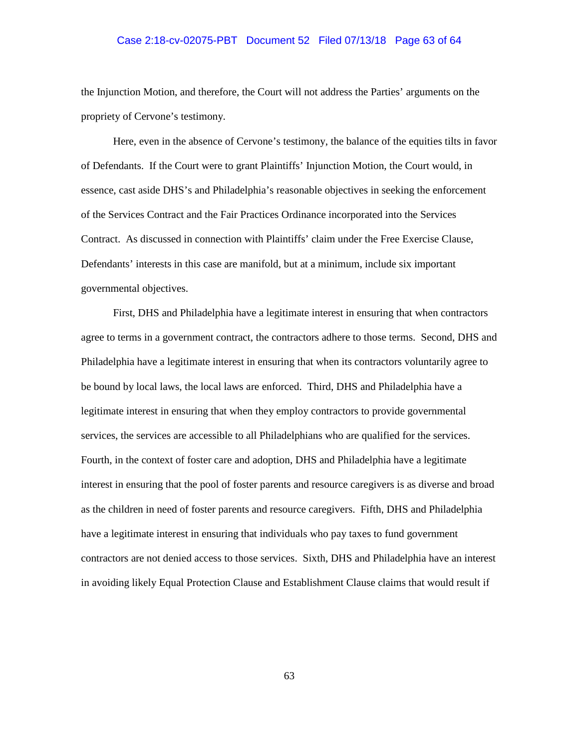the Injunction Motion, and therefore, the Court will not address the Parties' arguments on the propriety of Cervone's testimony.

Here, even in the absence of Cervone's testimony, the balance of the equities tilts in favor of Defendants. If the Court were to grant Plaintiffs' Injunction Motion, the Court would, in essence, cast aside DHS's and Philadelphia's reasonable objectives in seeking the enforcement of the Services Contract and the Fair Practices Ordinance incorporated into the Services Contract. As discussed in connection with Plaintiffs' claim under the Free Exercise Clause, Defendants' interests in this case are manifold, but at a minimum, include six important governmental objectives.

First, DHS and Philadelphia have a legitimate interest in ensuring that when contractors agree to terms in a government contract, the contractors adhere to those terms. Second, DHS and Philadelphia have a legitimate interest in ensuring that when its contractors voluntarily agree to be bound by local laws, the local laws are enforced. Third, DHS and Philadelphia have a legitimate interest in ensuring that when they employ contractors to provide governmental services, the services are accessible to all Philadelphians who are qualified for the services. Fourth, in the context of foster care and adoption, DHS and Philadelphia have a legitimate interest in ensuring that the pool of foster parents and resource caregivers is as diverse and broad as the children in need of foster parents and resource caregivers. Fifth, DHS and Philadelphia have a legitimate interest in ensuring that individuals who pay taxes to fund government contractors are not denied access to those services. Sixth, DHS and Philadelphia have an interest in avoiding likely Equal Protection Clause and Establishment Clause claims that would result if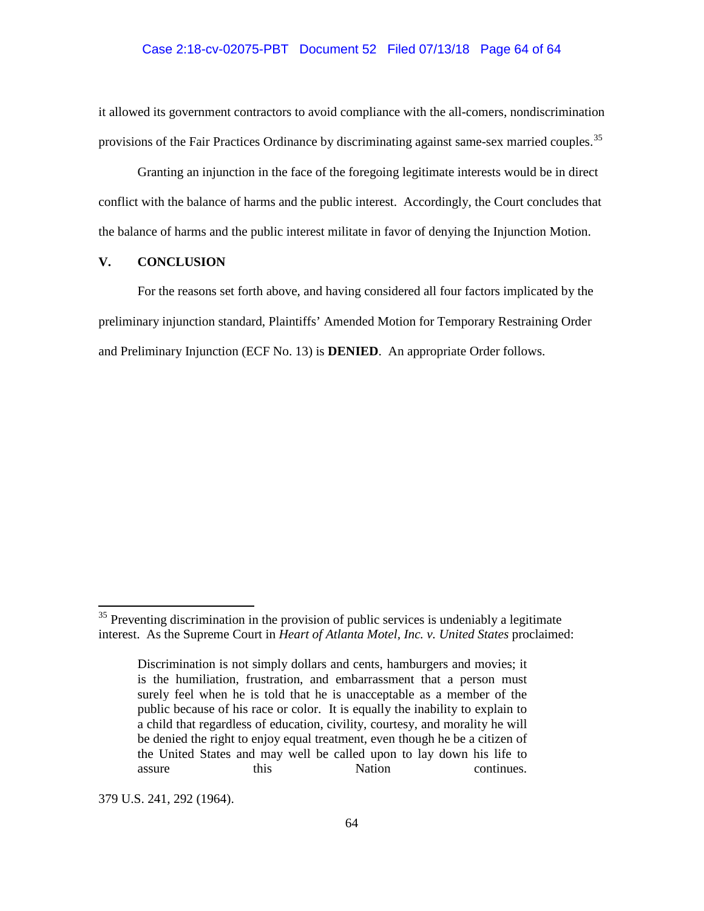it allowed its government contractors to avoid compliance with the all-comers, nondiscrimination provisions of the Fair Practices Ordinance by discriminating against same-sex married couples.[35]

Granting an injunction in the face of the foregoing legitimate interests would be in direct conflict with the balance of harms and the public interest. Accordingly, the Court concludes that the balance of harms and the public interest militate in favor of denying the Injunction Motion.

## V. CONCLUSION

For the reasons set forth above, and having considered all four factors implicated by the preliminary injunction standard, Plaintiffs' Amended Motion for Temporary Restraining Order and Preliminary Injunction (ECF No. 13) is **DENIED**. An appropriate Order follows.

---

[35] Preventing discrimination in the provision of public services is undeniably a legitimate interest. As the Supreme Court in *Heart of Atlanta Motel, Inc. v. United States* proclaimed:

> Discrimination is not simply dollars and cents, hamburgers and movies; it is the humiliation, frustration, and embarrassment that a person must surely feel when he is told that he is unacceptable as a member of the public because of his race or color. It is equally the inability to explain to a child that regardless of education, civility, courtesy, and morality he will be denied the right to enjoy equal treatment, even though he be a citizen of the United States and may well be called upon to lay down his life to assure this Nation continues.

379 U.S. 241, 292 (1964).